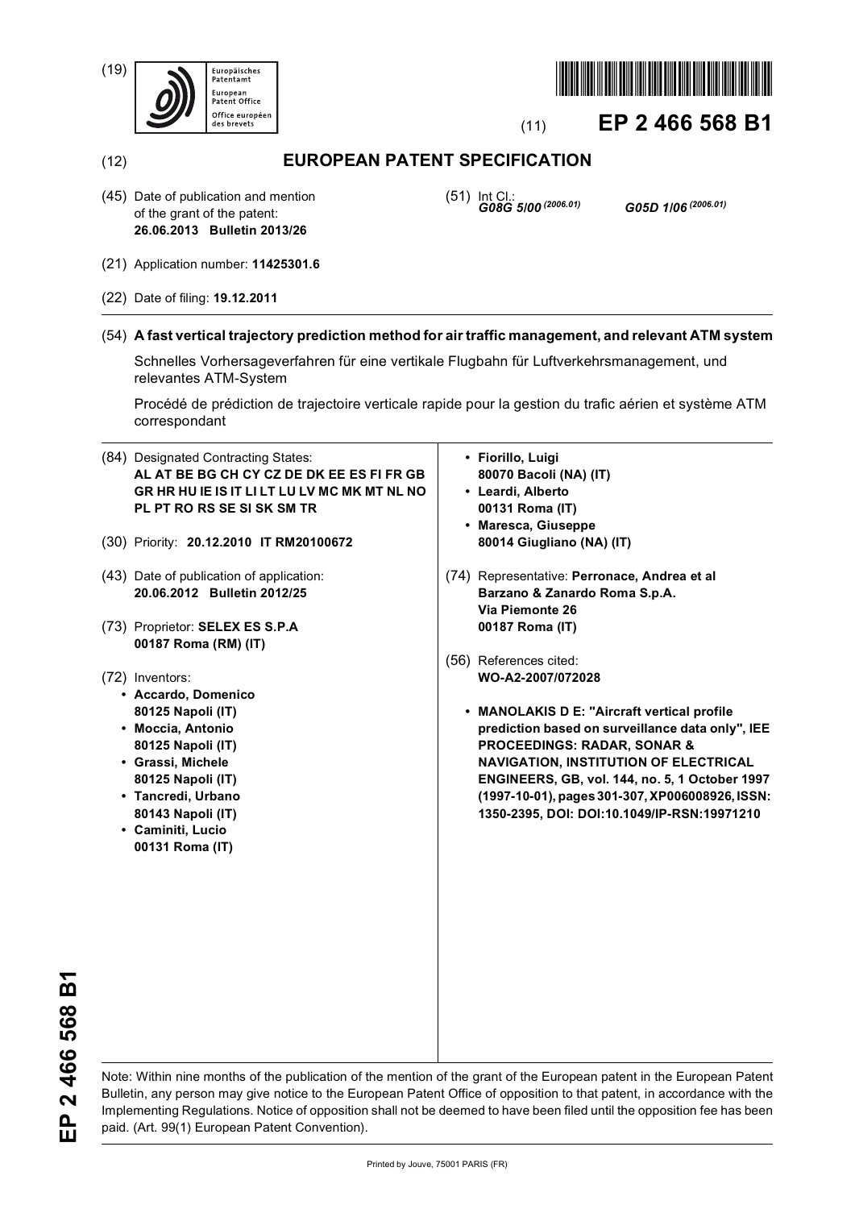(19) Europäisches Patentamt / European Patent Office / Office européen des brevets

(11) **EP 2 466 568 B1**

(12) **EUROPEAN PATENT SPECIFICATION**

(45) Date of publication and mention of the grant of the patent:
**26.06.2013 Bulletin 2013/26**

(51) Int Cl.:
***G08G 5/00*** *(2006.01)* ***G05D 1/06*** *(2006.01)*

(21) Application number: **11425301.6**

(22) Date of filing: **19.12.2011**

(54) **A fast vertical trajectory prediction method for air traffic management, and relevant ATM system**

Schnelles Vorhersageverfahren für eine vertikale Flugbahn für Luftverkehrsmanagement, und relevantes ATM-System

Procédé de prédiction de trajectoire verticale rapide pour la gestion du trafic aérien et système ATM correspondant

(84) Designated Contracting States:
**AL AT BE BG CH CY CZ DE DK EE ES FI FR GB GR HR HU IE IS IT LI LT LU LV MC MK MT NL NO PL PT RO RS SE SI SK SM TR**

(30) Priority: **20.12.2010 IT RM20100672**

(43) Date of publication of application:
**20.06.2012 Bulletin 2012/25**

(73) Proprietor: **SELEX ES S.P.A**
**00187 Roma (RM) (IT)**

(72) Inventors:
- **Accardo, Domenico**
  **80125 Napoli (IT)**
- **Moccia, Antonio**
  **80125 Napoli (IT)**
- **Grassi, Michele**
  **80125 Napoli (IT)**
- **Tancredi, Urbano**
  **80143 Napoli (IT)**
- **Caminiti, Lucio**
  **00131 Roma (IT)**
- **Fiorillo, Luigi**
  **80070 Bacoli (NA) (IT)**
- **Leardi, Alberto**
  **00131 Roma (IT)**
- **Maresca, Giuseppe**
  **80014 Giugliano (NA) (IT)**

(74) Representative: **Perronace, Andrea et al**
**Barzano & Zanardo Roma S.p.A.**
**Via Piemonte 26**
**00187 Roma (IT)**

(56) References cited:
**WO-A2-2007/072028**

- **MANOLAKIS D E: "Aircraft vertical profile prediction based on surveillance data only", IEE PROCEEDINGS: RADAR, SONAR & NAVIGATION, INSTITUTION OF ELECTRICAL ENGINEERS, GB, vol. 144, no. 5, 1 October 1997 (1997-10-01), pages 301-307, XP006008926, ISSN: 1350-2395, DOI: DOI:10.1049/IP-RSN:19971210**

Note: Within nine months of the publication of the mention of the grant of the European patent in the European Patent Bulletin, any person may give notice to the European Patent Office of opposition to that patent, in accordance with the Implementing Regulations. Notice of opposition shall not be deemed to have been filed until the opposition fee has been paid. (Art. 99(1) European Patent Convention).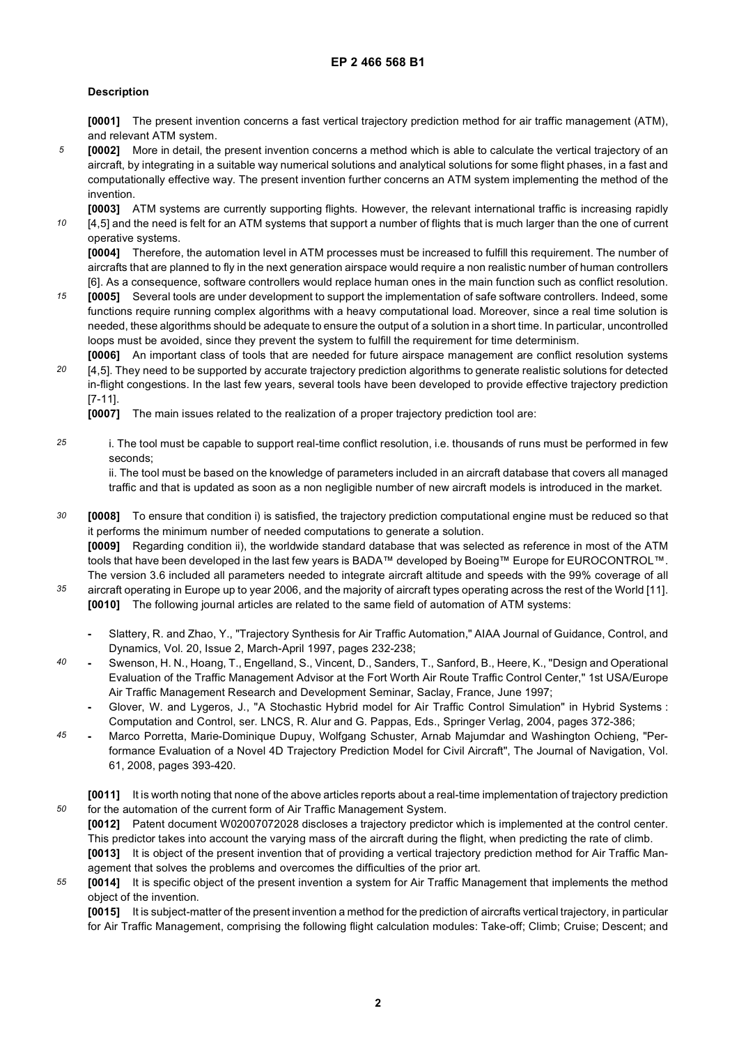## Description

**[0001]** The present invention concerns a fast vertical trajectory prediction method for air traffic management (ATM), and relevant ATM system.

**[0002]** More in detail, the present invention concerns a method which is able to calculate the vertical trajectory of an aircraft, by integrating in a suitable way numerical solutions and analytical solutions for some flight phases, in a fast and computationally effective way. The present invention further concerns an ATM system implementing the method of the invention.

**[0003]** ATM systems are currently supporting flights. However, the relevant international traffic is increasing rapidly [4,5] and the need is felt for an ATM systems that support a number of flights that is much larger than the one of current operative systems.

**[0004]** Therefore, the automation level in ATM processes must be increased to fulfill this requirement. The number of aircrafts that are planned to fly in the next generation airspace would require a non realistic number of human controllers [6]. As a consequence, software controllers would replace human ones in the main function such as conflict resolution.

**[0005]** Several tools are under development to support the implementation of safe software controllers. Indeed, some functions require running complex algorithms with a heavy computational load. Moreover, since a real time solution is needed, these algorithms should be adequate to ensure the output of a solution in a short time. In particular, uncontrolled loops must be avoided, since they prevent the system to fulfill the requirement for time determinism.

**[0006]** An important class of tools that are needed for future airspace management are conflict resolution systems [4,5]. They need to be supported by accurate trajectory prediction algorithms to generate realistic solutions for detected in-flight congestions. In the last few years, several tools have been developed to provide effective trajectory prediction [7-11].

**[0007]** The main issues related to the realization of a proper trajectory prediction tool are:

i. The tool must be capable to support real-time conflict resolution, i.e. thousands of runs must be performed in few seconds;

ii. The tool must be based on the knowledge of parameters included in an aircraft database that covers all managed traffic and that is updated as soon as a non negligible number of new aircraft models is introduced in the market.

**[0008]** To ensure that condition i) is satisfied, the trajectory prediction computational engine must be reduced so that it performs the minimum number of needed computations to generate a solution.

**[0009]** Regarding condition ii), the worldwide standard database that was selected as reference in most of the ATM tools that have been developed in the last few years is BADA™ developed by Boeing™ Europe for EUROCONTROL™. The version 3.6 included all parameters needed to integrate aircraft altitude and speeds with the 99% coverage of all aircraft operating in Europe up to year 2006, and the majority of aircraft types operating across the rest of the World [11].

**[0010]** The following journal articles are related to the same field of automation of ATM systems:

- Slattery, R. and Zhao, Y., "Trajectory Synthesis for Air Traffic Automation," AIAA Journal of Guidance, Control, and Dynamics, Vol. 20, Issue 2, March-April 1997, pages 232-238;
- Swenson, H. N., Hoang, T., Engelland, S., Vincent, D., Sanders, T., Sanford, B., Heere, K., "Design and Operational Evaluation of the Traffic Management Advisor at the Fort Worth Air Route Traffic Control Center," 1st USA/Europe Air Traffic Management Research and Development Seminar, Saclay, France, June 1997;
- Glover, W. and Lygeros, J., "A Stochastic Hybrid model for Air Traffic Control Simulation" in Hybrid Systems : Computation and Control, ser. LNCS, R. Alur and G. Pappas, Eds., Springer Verlag, 2004, pages 372-386;
- Marco Porretta, Marie-Dominique Dupuy, Wolfgang Schuster, Arnab Majumdar and Washington Ochieng, "Performance Evaluation of a Novel 4D Trajectory Prediction Model for Civil Aircraft", The Journal of Navigation, Vol. 61, 2008, pages 393-420.

**[0011]** It is worth noting that none of the above articles reports about a real-time implementation of trajectory prediction for the automation of the current form of Air Traffic Management System.

**[0012]** Patent document W02007072028 discloses a trajectory predictor which is implemented at the control center. This predictor takes into account the varying mass of the aircraft during the flight, when predicting the rate of climb.

**[0013]** It is object of the present invention that of providing a vertical trajectory prediction method for Air Traffic Management that solves the problems and overcomes the difficulties of the prior art.

**[0014]** It is specific object of the present invention a system for Air Traffic Management that implements the method object of the invention.

**[0015]** It is subject-matter of the present invention a method for the prediction of aircrafts vertical trajectory, in particular for Air Traffic Management, comprising the following flight calculation modules: Take-off; Climb; Cruise; Descent; and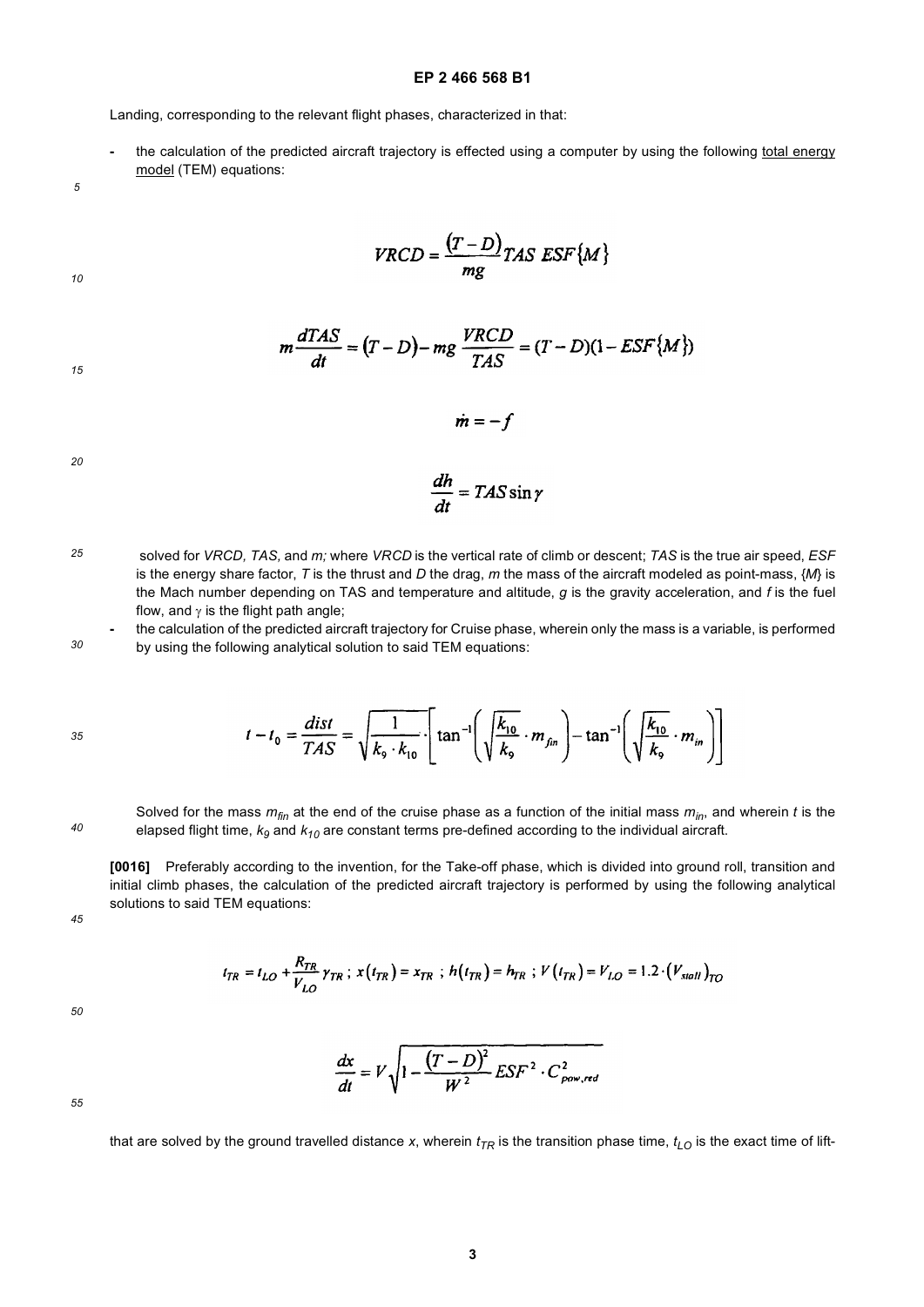Landing, corresponding to the relevant flight phases, characterized in that:

- the calculation of the predicted aircraft trajectory is effected using a computer by using the following total energy model (TEM) equations:

$$VRCD = \frac{(T-D)}{mg} TAS\ ESF\{M\}$$

$$m\frac{dTAS}{dt} = (T-D) - mg\,\frac{VRCD}{TAS} = (T-D)(1-ESF\{M\})$$

$$\dot{m} = -f$$

$$\frac{dh}{dt} = TAS \sin\gamma$$

  solved for *VRCD, TAS,* and *m;* where *VRCD* is the vertical rate of climb or descent; *TAS* is the true air speed, *ESF* is the energy share factor, *T* is the thrust and *D* the drag, *m* the mass of the aircraft modeled as point-mass, $\{M\}$ is the Mach number depending on TAS and temperature and altitude, *g* is the gravity acceleration, and *f* is the fuel flow, and $\gamma$ is the flight path angle;
- the calculation of the predicted aircraft trajectory for Cruise phase, wherein only the mass is a variable, is performed by using the following analytical solution to said TEM equations:

$$t - t_0 = \frac{dist}{TAS} = \sqrt{\frac{1}{k_9 \cdot k_{10}}} \cdot \left[\tan^{-1}\left(\sqrt{\frac{k_{10}}{k_9}} \cdot m_{fin}\right) - \tan^{-1}\left(\sqrt{\frac{k_{10}}{k_9}} \cdot m_{in}\right)\right]$$

  Solved for the mass $m_{fin}$ at the end of the cruise phase as a function of the initial mass $m_{in}$, and wherein *t* is the elapsed flight time, $k_9$ and $k_{10}$ are constant terms pre-defined according to the individual aircraft.

**[0016]** Preferably according to the invention, for the Take-off phase, which is divided into ground roll, transition and initial climb phases, the calculation of the predicted aircraft trajectory is performed by using the following analytical solutions to said TEM equations:

$$t_{TR} = t_{LO} + \frac{R_{TR}}{V_{LO}}\gamma_{TR}\ ;\ x(t_{TR}) = x_{TR}\ ;\ h(t_{TR}) = h_{TR}\ ;\ V(t_{TR}) = V_{LO} = 1.2 \cdot (V_{stall})_{TO}$$

$$\frac{dx}{dt} = V\sqrt{1 - \frac{(T-D)^2}{W^2} ESF^2 \cdot C^2_{pow,red}}$$

that are solved by the ground travelled distance *x*, wherein $t_{TR}$ is the transition phase time, $t_{LO}$ is the exact time of lift-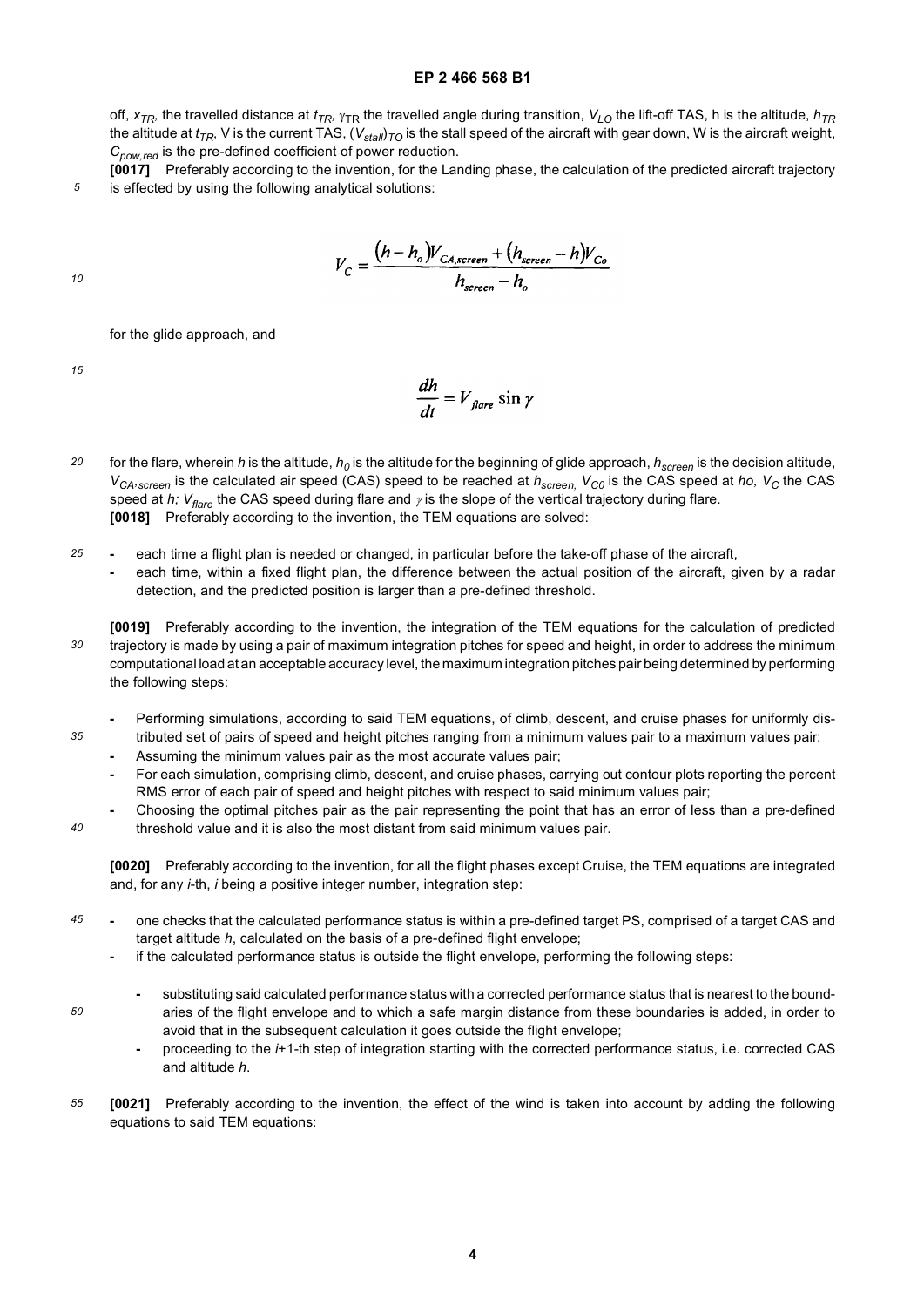off, $x_{TR}$, the travelled distance at $t_{TR}$, $\gamma_{TR}$ the travelled angle during transition, $V_{LO}$ the lift-off TAS, h is the altitude, $h_{TR}$ the altitude at $t_{TR}$, V is the current TAS, $(V_{stall})_{TO}$ is the stall speed of the aircraft with gear down, W is the aircraft weight, $C_{pow,red}$ is the pre-defined coefficient of power reduction.

**[0017]** Preferably according to the invention, for the Landing phase, the calculation of the predicted aircraft trajectory is effected by using the following analytical solutions:

$$V_C = \frac{(h - h_o)V_{CA,screen} + (h_{screen} - h)V_{Co}}{h_{screen} - h_o}$$

for the glide approach, and

$$\frac{dh}{dt} = V_{flare} \sin\gamma$$

for the flare, wherein $h$ is the altitude, $h_0$ is the altitude for the beginning of glide approach, $h_{screen}$ is the decision altitude, $V_{CA,screen}$ is the calculated air speed (CAS) speed to be reached at $h_{screen}$, $V_{C0}$ is the CAS speed at $h_o$, $V_C$ the CAS speed at $h$; $V_{flare}$ the CAS speed during flare and $\gamma$ is the slope of the vertical trajectory during flare.

**[0018]** Preferably according to the invention, the TEM equations are solved:

- each time a flight plan is needed or changed, in particular before the take-off phase of the aircraft,
- each time, within a fixed flight plan, the difference between the actual position of the aircraft, given by a radar detection, and the predicted position is larger than a pre-defined threshold.

**[0019]** Preferably according to the invention, the integration of the TEM equations for the calculation of predicted trajectory is made by using a pair of maximum integration pitches for speed and height, in order to address the minimum computational load at an acceptable accuracy level, the maximum integration pitches pair being determined by performing the following steps:

- Performing simulations, according to said TEM equations, of climb, descent, and cruise phases for uniformly distributed set of pairs of speed and height pitches ranging from a minimum values pair to a maximum values pair:
- Assuming the minimum values pair as the most accurate values pair;
- For each simulation, comprising climb, descent, and cruise phases, carrying out contour plots reporting the percent RMS error of each pair of speed and height pitches with respect to said minimum values pair;
- Choosing the optimal pitches pair as the pair representing the point that has an error of less than a pre-defined threshold value and it is also the most distant from said minimum values pair.

**[0020]** Preferably according to the invention, for all the flight phases except Cruise, the TEM equations are integrated and, for any *i*-th, *i* being a positive integer number, integration step:

- one checks that the calculated performance status is within a pre-defined target PS, comprised of a target CAS and target altitude *h*, calculated on the basis of a pre-defined flight envelope;
- if the calculated performance status is outside the flight envelope, performing the following steps:
  - substituting said calculated performance status with a corrected performance status that is nearest to the boundaries of the flight envelope and to which a safe margin distance from these boundaries is added, in order to avoid that in the subsequent calculation it goes outside the flight envelope;
  - proceeding to the *i*+1-th step of integration starting with the corrected performance status, i.e. corrected CAS and altitude *h*.

**[0021]** Preferably according to the invention, the effect of the wind is taken into account by adding the following equations to said TEM equations: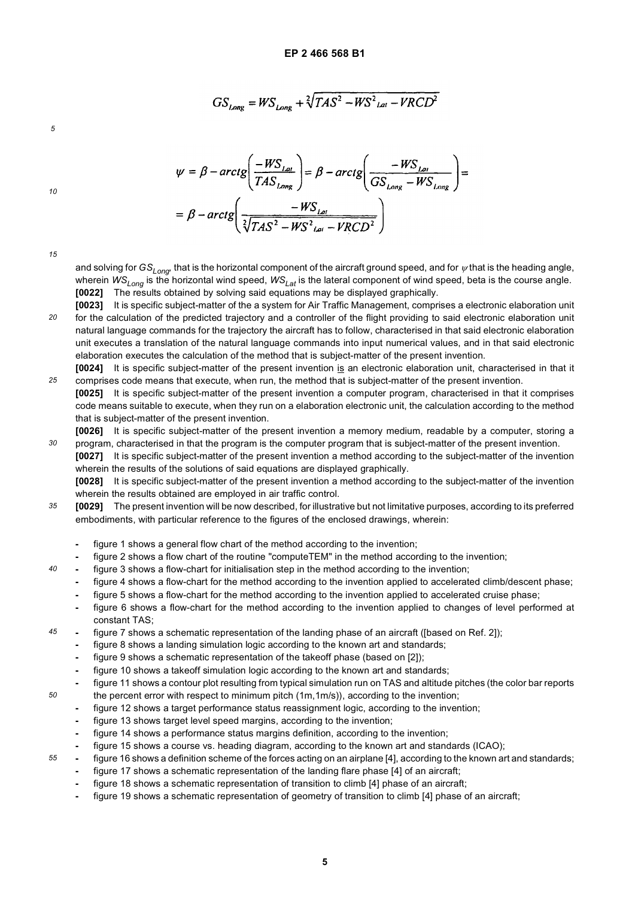$$GS_{Long} = WS_{Long} + \sqrt[2]{TAS^2 - WS^2_{Lat} - VRCD^2}$$

$$\psi = \beta - arctg\left(\frac{-WS_{Lat}}{TAS_{Long}}\right) = \beta - arctg\left(\frac{-WS_{Lat}}{GS_{Long} - WS_{Long}}\right) =$$
$$= \beta - arctg\left(\frac{-WS_{Lat}}{\sqrt[2]{TAS^2 - WS^2_{Lat} - VRCD^2}}\right)$$

and solving for $GS_{Long}$, that is the horizontal component of the aircraft ground speed, and for $\psi$ that is the heading angle, wherein $WS_{Long}$ is the horizontal wind speed, $WS_{Lat}$ is the lateral component of wind speed, beta is the course angle.

**[0022]** The results obtained by solving said equations may be displayed graphically.

**[0023]** It is specific subject-matter of the a system for Air Traffic Management, comprises a electronic elaboration unit for the calculation of the predicted trajectory and a controller of the flight providing to said electronic elaboration unit natural language commands for the trajectory the aircraft has to follow, characterised in that said electronic elaboration unit executes a translation of the natural language commands into input numerical values, and in that said electronic elaboration executes the calculation of the method that is subject-matter of the present invention.

**[0024]** It is specific subject-matter of the present invention is an electronic elaboration unit, characterised in that it comprises code means that execute, when run, the method that is subject-matter of the present invention.

**[0025]** It is specific subject-matter of the present invention a computer program, characterised in that it comprises code means suitable to execute, when they run on a elaboration electronic unit, the calculation according to the method that is subject-matter of the present invention.

**[0026]** It is specific subject-matter of the present invention a memory medium, readable by a computer, storing a program, characterised in that the program is the computer program that is subject-matter of the present invention.

**[0027]** It is specific subject-matter of the present invention a method according to the subject-matter of the invention wherein the results of the solutions of said equations are displayed graphically.

**[0028]** It is specific subject-matter of the present invention a method according to the subject-matter of the invention wherein the results obtained are employed in air traffic control.

**[0029]** The present invention will be now described, for illustrative but not limitative purposes, according to its preferred embodiments, with particular reference to the figures of the enclosed drawings, wherein:

- figure 1 shows a general flow chart of the method according to the invention;
- figure 2 shows a flow chart of the routine "computeTEM" in the method according to the invention;
- figure 3 shows a flow-chart for initialisation step in the method according to the invention;
- figure 4 shows a flow-chart for the method according to the invention applied to accelerated climb/descent phase;
- figure 5 shows a flow-chart for the method according to the invention applied to accelerated cruise phase;
- figure 6 shows a flow-chart for the method according to the invention applied to changes of level performed at constant TAS;
- figure 7 shows a schematic representation of the landing phase of an aircraft ([based on Ref. 2]);
- figure 8 shows a landing simulation logic according to the known art and standards;
- figure 9 shows a schematic representation of the takeoff phase (based on [2]);
- figure 10 shows a takeoff simulation logic according to the known art and standards;
- figure 11 shows a contour plot resulting from typical simulation run on TAS and altitude pitches (the color bar reports the percent error with respect to minimum pitch (1m,1m/s)), according to the invention;
- figure 12 shows a target performance status reassignment logic, according to the invention;
- figure 13 shows target level speed margins, according to the invention;
- figure 14 shows a performance status margins definition, according to the invention;
- figure 15 shows a course vs. heading diagram, according to the known art and standards (ICAO);
- figure 16 shows a definition scheme of the forces acting on an airplane [4], according to the known art and standards;
- figure 17 shows a schematic representation of the landing flare phase [4] of an aircraft;
- figure 18 shows a schematic representation of transition to climb [4] phase of an aircraft;
- figure 19 shows a schematic representation of geometry of transition to climb [4] phase of an aircraft;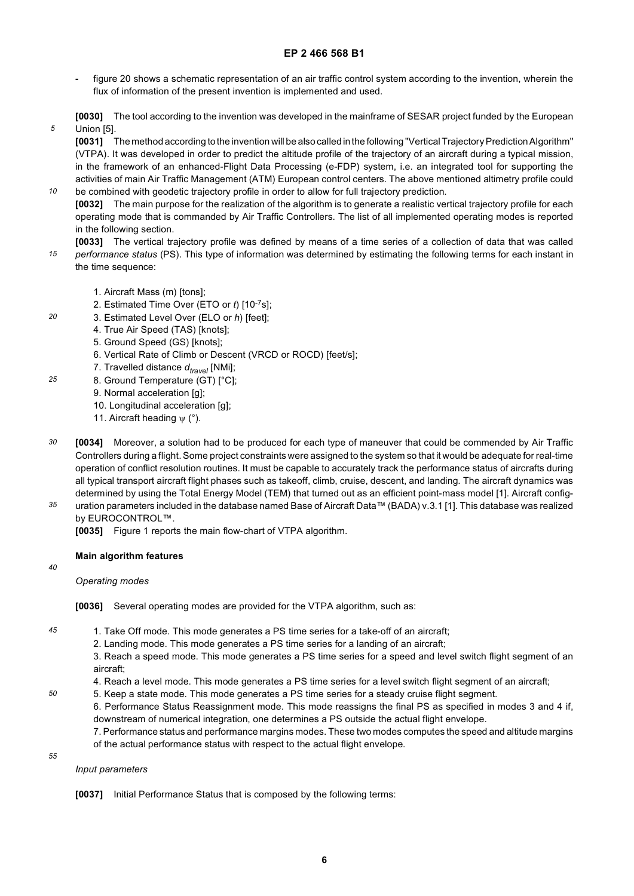- figure 20 shows a schematic representation of an air traffic control system according to the invention, wherein the flux of information of the present invention is implemented and used.

**[0030]** The tool according to the invention was developed in the mainframe of SESAR project funded by the European Union [5].

**[0031]** The method according to the invention will be also called in the following "Vertical Trajectory Prediction Algorithm" (VTPA). It was developed in order to predict the altitude profile of the trajectory of an aircraft during a typical mission, in the framework of an enhanced-Flight Data Processing (e-FDP) system, i.e. an integrated tool for supporting the activities of main Air Traffic Management (ATM) European control centers. The above mentioned altimetry profile could be combined with geodetic trajectory profile in order to allow for full trajectory prediction.

**[0032]** The main purpose for the realization of the algorithm is to generate a realistic vertical trajectory profile for each operating mode that is commanded by Air Traffic Controllers. The list of all implemented operating modes is reported in the following section.

**[0033]** The vertical trajectory profile was defined by means of a time series of a collection of data that was called *performance status* (PS). This type of information was determined by estimating the following terms for each instant in the time sequence:

1. Aircraft Mass (m) [tons];
2. Estimated Time Over (ETO or *t*) [$10^{-7}$s];
3. Estimated Level Over (ELO or *h*) [feet];
4. True Air Speed (TAS) [knots];
5. Ground Speed (GS) [knots];
6. Vertical Rate of Climb or Descent (VRCD or ROCD) [feet/s];
7. Travelled distance $d_{travel}$ [NMi];
8. Ground Temperature (GT) [°C];
9. Normal acceleration [g];
10. Longitudinal acceleration [g];
11. Aircraft heading $\psi$ (°).

**[0034]** Moreover, a solution had to be produced for each type of maneuver that could be commended by Air Traffic Controllers during a flight. Some project constraints were assigned to the system so that it would be adequate for real-time operation of conflict resolution routines. It must be capable to accurately track the performance status of aircrafts during all typical transport aircraft flight phases such as takeoff, climb, cruise, descent, and landing. The aircraft dynamics was determined by using the Total Energy Model (TEM) that turned out as an efficient point-mass model [1]. Aircraft configuration parameters included in the database named Base of Aircraft Data™ (BADA) v.3.1 [1]. This database was realized by EUROCONTROL™.

**[0035]** Figure 1 reports the main flow-chart of VTPA algorithm.

### Main algorithm features

*Operating modes*

**[0036]** Several operating modes are provided for the VTPA algorithm, such as:

1. Take Off mode. This mode generates a PS time series for a take-off of an aircraft;
2. Landing mode. This mode generates a PS time series for a landing of an aircraft;
3. Reach a speed mode. This mode generates a PS time series for a speed and level switch flight segment of an aircraft;
4. Reach a level mode. This mode generates a PS time series for a level switch flight segment of an aircraft;
5. Keep a state mode. This mode generates a PS time series for a steady cruise flight segment.
6. Performance Status Reassignment mode. This mode reassigns the final PS as specified in modes 3 and 4 if, downstream of numerical integration, one determines a PS outside the actual flight envelope.
7. Performance status and performance margins modes. These two modes computes the speed and altitude margins of the actual performance status with respect to the actual flight envelope.

*Input parameters*

**[0037]** Initial Performance Status that is composed by the following terms: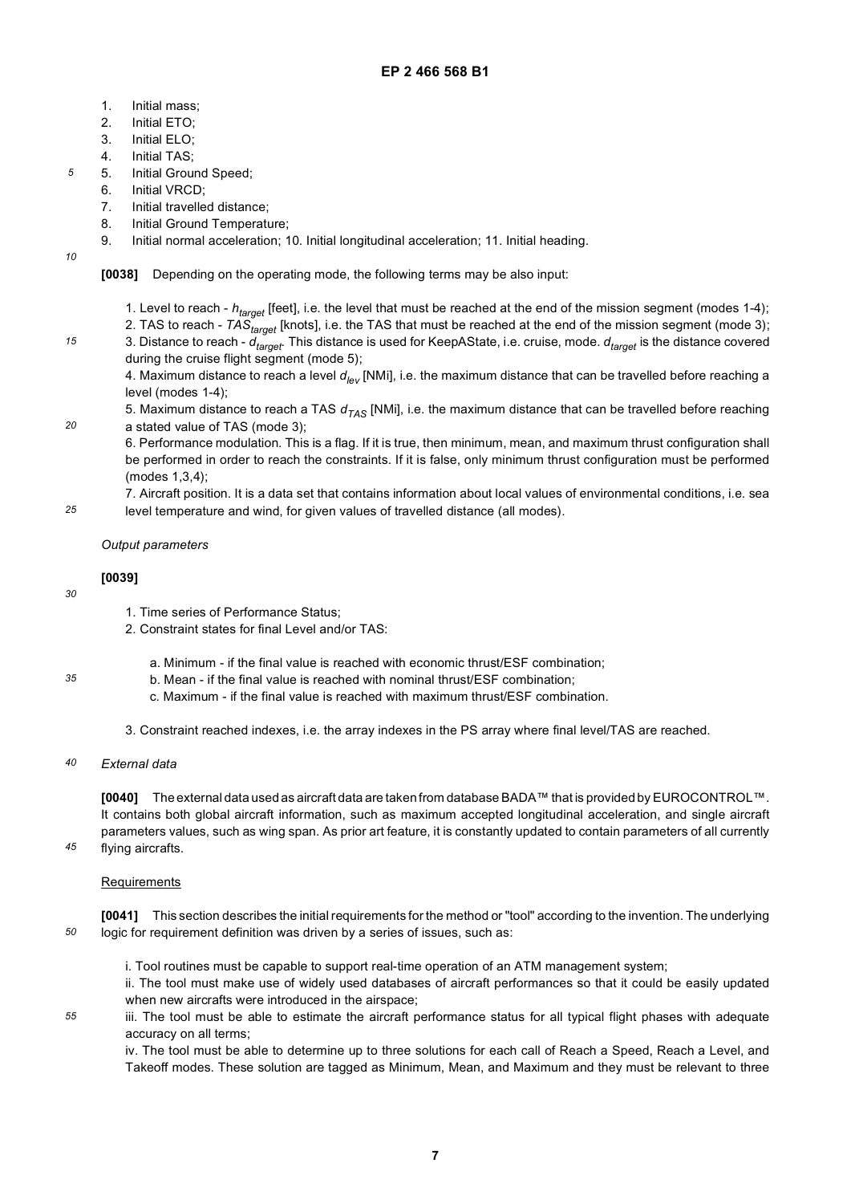1. Initial mass;
2. Initial ETO;
3. Initial ELO;
4. Initial TAS;
5. Initial Ground Speed;
6. Initial VRCD;
7. Initial travelled distance;
8. Initial Ground Temperature;
9. Initial normal acceleration; 10. Initial longitudinal acceleration; 11. Initial heading.

**[0038]** Depending on the operating mode, the following terms may be also input:

1. Level to reach - $h_{target}$ [feet], i.e. the level that must be reached at the end of the mission segment (modes 1-4);
2. TAS to reach - $TAS_{target}$ [knots], i.e. the TAS that must be reached at the end of the mission segment (mode 3);
3. Distance to reach - $d_{target}$. This distance is used for KeepAState, i.e. cruise, mode. $d_{target}$ is the distance covered during the cruise flight segment (mode 5);
4. Maximum distance to reach a level $d_{lev}$ [NMi], i.e. the maximum distance that can be travelled before reaching a level (modes 1-4);
5. Maximum distance to reach a TAS $d_{TAS}$ [NMi], i.e. the maximum distance that can be travelled before reaching a stated value of TAS (mode 3);
6. Performance modulation. This is a flag. If it is true, then minimum, mean, and maximum thrust configuration shall be performed in order to reach the constraints. If it is false, only minimum thrust configuration must be performed (modes 1,3,4);
7. Aircraft position. It is a data set that contains information about local values of environmental conditions, i.e. sea level temperature and wind, for given values of travelled distance (all modes).

*Output parameters*

**[0039]**

1. Time series of Performance Status;
2. Constraint states for final Level and/or TAS:
   a. Minimum - if the final value is reached with economic thrust/ESF combination;
   b. Mean - if the final value is reached with nominal thrust/ESF combination;
   c. Maximum - if the final value is reached with maximum thrust/ESF combination.
3. Constraint reached indexes, i.e. the array indexes in the PS array where final level/TAS are reached.

*External data*

**[0040]** The external data used as aircraft data are taken from database BADA™ that is provided by EUROCONTROL™. It contains both global aircraft information, such as maximum accepted longitudinal acceleration, and single aircraft parameters values, such as wing span. As prior art feature, it is constantly updated to contain parameters of all currently flying aircrafts.

Requirements

**[0041]** This section describes the initial requirements for the method or "tool" according to the invention. The underlying logic for requirement definition was driven by a series of issues, such as:

i. Tool routines must be capable to support real-time operation of an ATM management system;
ii. The tool must make use of widely used databases of aircraft performances so that it could be easily updated when new aircrafts were introduced in the airspace;
iii. The tool must be able to estimate the aircraft performance status for all typical flight phases with adequate accuracy on all terms;
iv. The tool must be able to determine up to three solutions for each call of Reach a Speed, Reach a Level, and Takeoff modes. These solution are tagged as Minimum, Mean, and Maximum and they must be relevant to three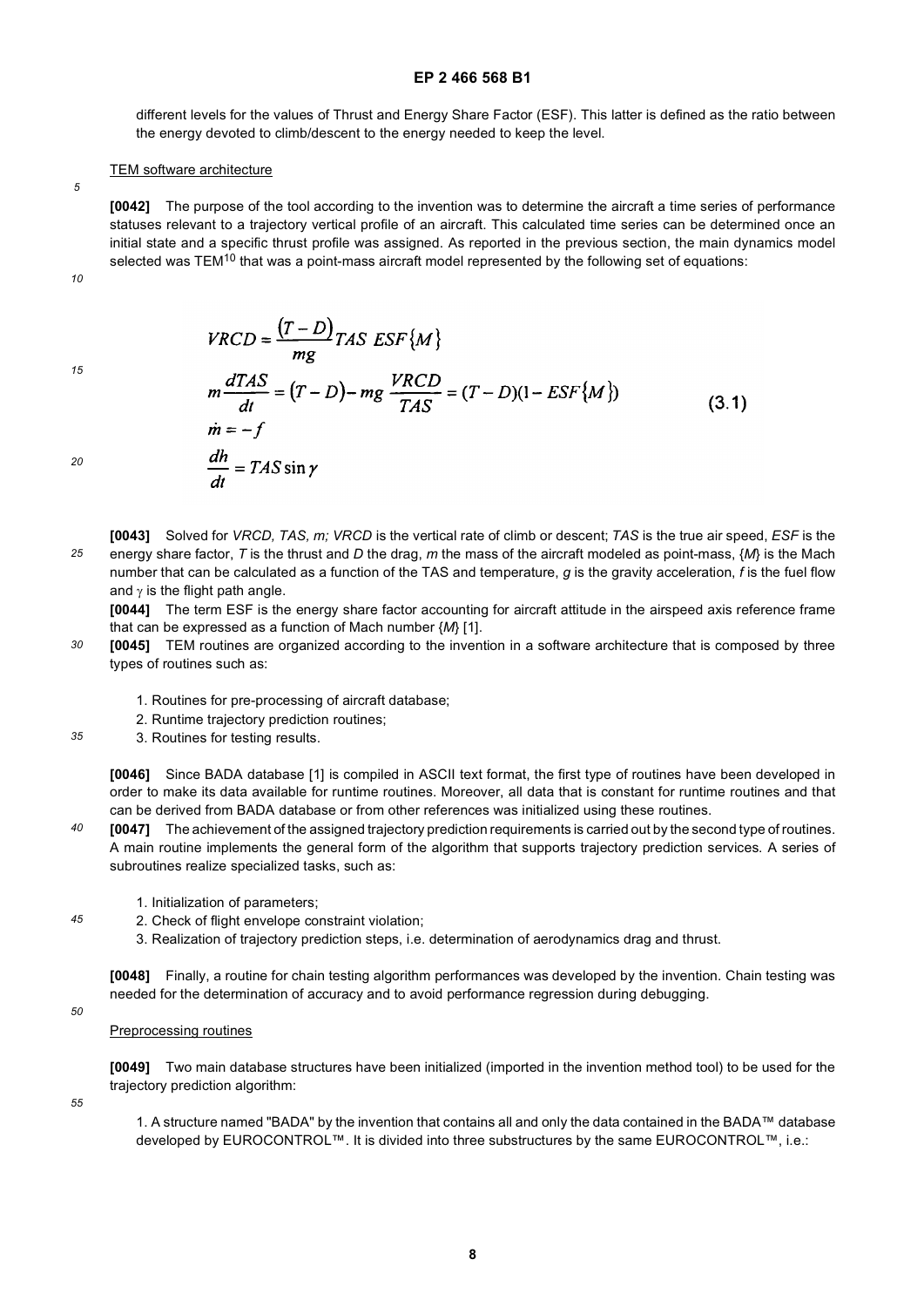different levels for the values of Thrust and Energy Share Factor (ESF). This latter is defined as the ratio between the energy devoted to climb/descent to the energy needed to keep the level.

TEM software architecture

**[0042]** The purpose of the tool according to the invention was to determine the aircraft a time series of performance statuses relevant to a trajectory vertical profile of an aircraft. This calculated time series can be determined once an initial state and a specific thrust profile was assigned. As reported in the previous section, the main dynamics model selected was TEM[10] that was a point-mass aircraft model represented by the following set of equations:

$$
\begin{aligned}
&VRCD = \frac{(T-D)}{mg} TAS \ ESF\{M\} \\
&m\frac{dTAS}{dt} = (T-D) - mg\,\frac{VRCD}{TAS} = (T-D)(1 - ESF\{M\}) \\
&\dot{m} = -f \\
&\frac{dh}{dt} = TAS \sin\gamma
\end{aligned}
\qquad (3.1)
$$

**[0043]** Solved for *VRCD, TAS, m; VRCD* is the vertical rate of climb or descent; *TAS* is the true air speed, *ESF* is the energy share factor, *T* is the thrust and *D* the drag, *m* the mass of the aircraft modeled as point-mass, {*M*} is the Mach number that can be calculated as a function of the TAS and temperature, *g* is the gravity acceleration, *f* is the fuel flow and $\gamma$ is the flight path angle.

**[0044]** The term ESF is the energy share factor accounting for aircraft attitude in the airspeed axis reference frame that can be expressed as a function of Mach number {*M*} [1].

**[0045]** TEM routines are organized according to the invention in a software architecture that is composed by three types of routines such as:

1. Routines for pre-processing of aircraft database;
2. Runtime trajectory prediction routines;
3. Routines for testing results.

**[0046]** Since BADA database [1] is compiled in ASCII text format, the first type of routines have been developed in order to make its data available for runtime routines. Moreover, all data that is constant for runtime routines and that can be derived from BADA database or from other references was initialized using these routines.

**[0047]** The achievement of the assigned trajectory prediction requirements is carried out by the second type of routines. A main routine implements the general form of the algorithm that supports trajectory prediction services. A series of subroutines realize specialized tasks, such as:

1. Initialization of parameters;
2. Check of flight envelope constraint violation;
3. Realization of trajectory prediction steps, i.e. determination of aerodynamics drag and thrust.

**[0048]** Finally, a routine for chain testing algorithm performances was developed by the invention. Chain testing was needed for the determination of accuracy and to avoid performance regression during debugging.

Preprocessing routines

**[0049]** Two main database structures have been initialized (imported in the invention method tool) to be used for the trajectory prediction algorithm:

1. A structure named "BADA" by the invention that contains all and only the data contained in the BADA™ database developed by EUROCONTROL™. It is divided into three substructures by the same EUROCONTROL™, i.e.: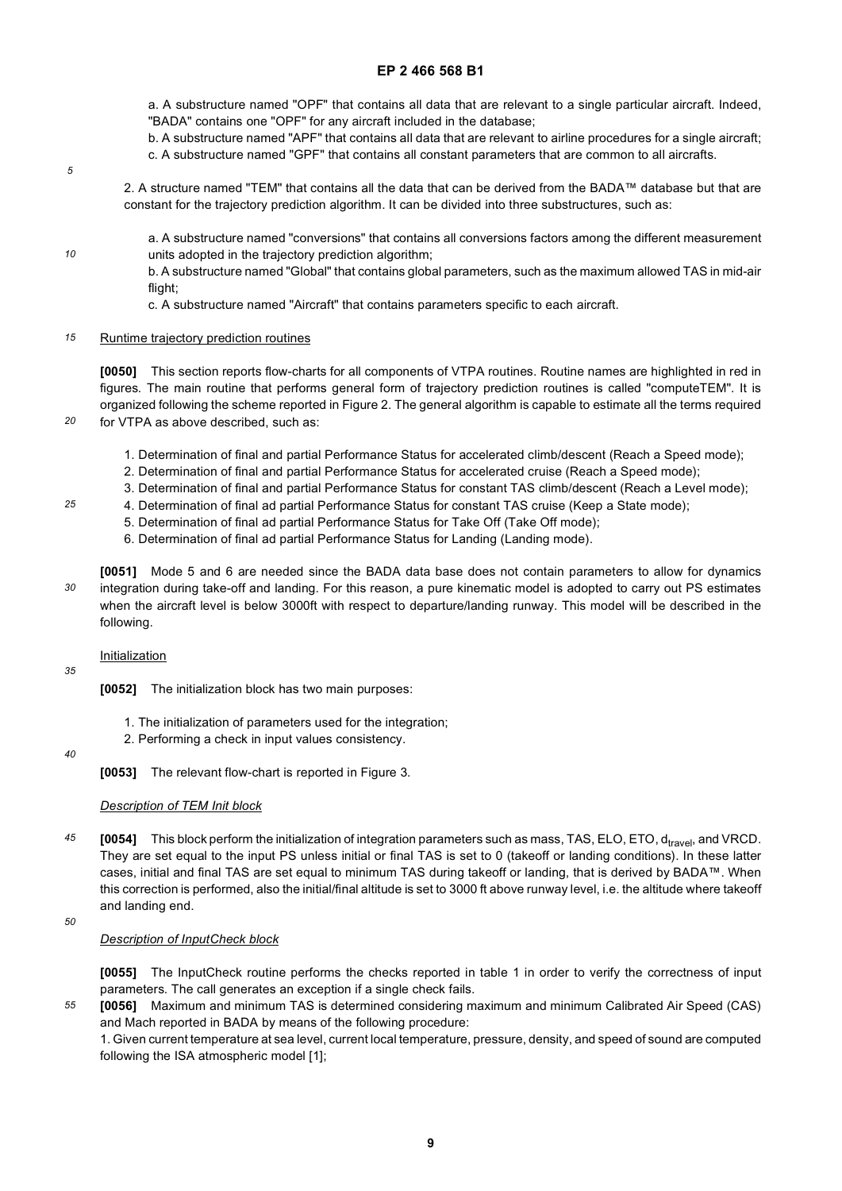a. A substructure named "OPF" that contains all data that are relevant to a single particular aircraft. Indeed, "BADA" contains one "OPF" for any aircraft included in the database;

b. A substructure named "APF" that contains all data that are relevant to airline procedures for a single aircraft;

c. A substructure named "GPF" that contains all constant parameters that are common to all aircrafts.

2. A structure named "TEM" that contains all the data that can be derived from the BADA™ database but that are constant for the trajectory prediction algorithm. It can be divided into three substructures, such as:

a. A substructure named "conversions" that contains all conversions factors among the different measurement units adopted in the trajectory prediction algorithm;

b. A substructure named "Global" that contains global parameters, such as the maximum allowed TAS in mid-air flight;

c. A substructure named "Aircraft" that contains parameters specific to each aircraft.

Runtime trajectory prediction routines

**[0050]** This section reports flow-charts for all components of VTPA routines. Routine names are highlighted in red in figures. The main routine that performs general form of trajectory prediction routines is called "computeTEM". It is organized following the scheme reported in Figure 2. The general algorithm is capable to estimate all the terms required for VTPA as above described, such as:

1. Determination of final and partial Performance Status for accelerated climb/descent (Reach a Speed mode);
2. Determination of final and partial Performance Status for accelerated cruise (Reach a Speed mode);
3. Determination of final and partial Performance Status for constant TAS climb/descent (Reach a Level mode);
4. Determination of final ad partial Performance Status for constant TAS cruise (Keep a State mode);
5. Determination of final ad partial Performance Status for Take Off (Take Off mode);
6. Determination of final ad partial Performance Status for Landing (Landing mode).

**[0051]** Mode 5 and 6 are needed since the BADA data base does not contain parameters to allow for dynamics integration during take-off and landing. For this reason, a pure kinematic model is adopted to carry out PS estimates when the aircraft level is below 3000ft with respect to departure/landing runway. This model will be described in the following.

Initialization

**[0052]** The initialization block has two main purposes:

1. The initialization of parameters used for the integration;
2. Performing a check in input values consistency.

**[0053]** The relevant flow-chart is reported in Figure 3.

*Description of TEM Init block*

**[0054]** This block perform the initialization of integration parameters such as mass, TAS, ELO, ETO, $d_{travel}$, and VRCD. They are set equal to the input PS unless initial or final TAS is set to 0 (takeoff or landing conditions). In these latter cases, initial and final TAS are set equal to minimum TAS during takeoff or landing, that is derived by BADA™. When this correction is performed, also the initial/final altitude is set to 3000 ft above runway level, i.e. the altitude where takeoff and landing end.

*Description of InputCheck block*

**[0055]** The InputCheck routine performs the checks reported in table 1 in order to verify the correctness of input parameters. The call generates an exception if a single check fails.

**[0056]** Maximum and minimum TAS is determined considering maximum and minimum Calibrated Air Speed (CAS) and Mach reported in BADA by means of the following procedure:

1. Given current temperature at sea level, current local temperature, pressure, density, and speed of sound are computed following the ISA atmospheric model [1];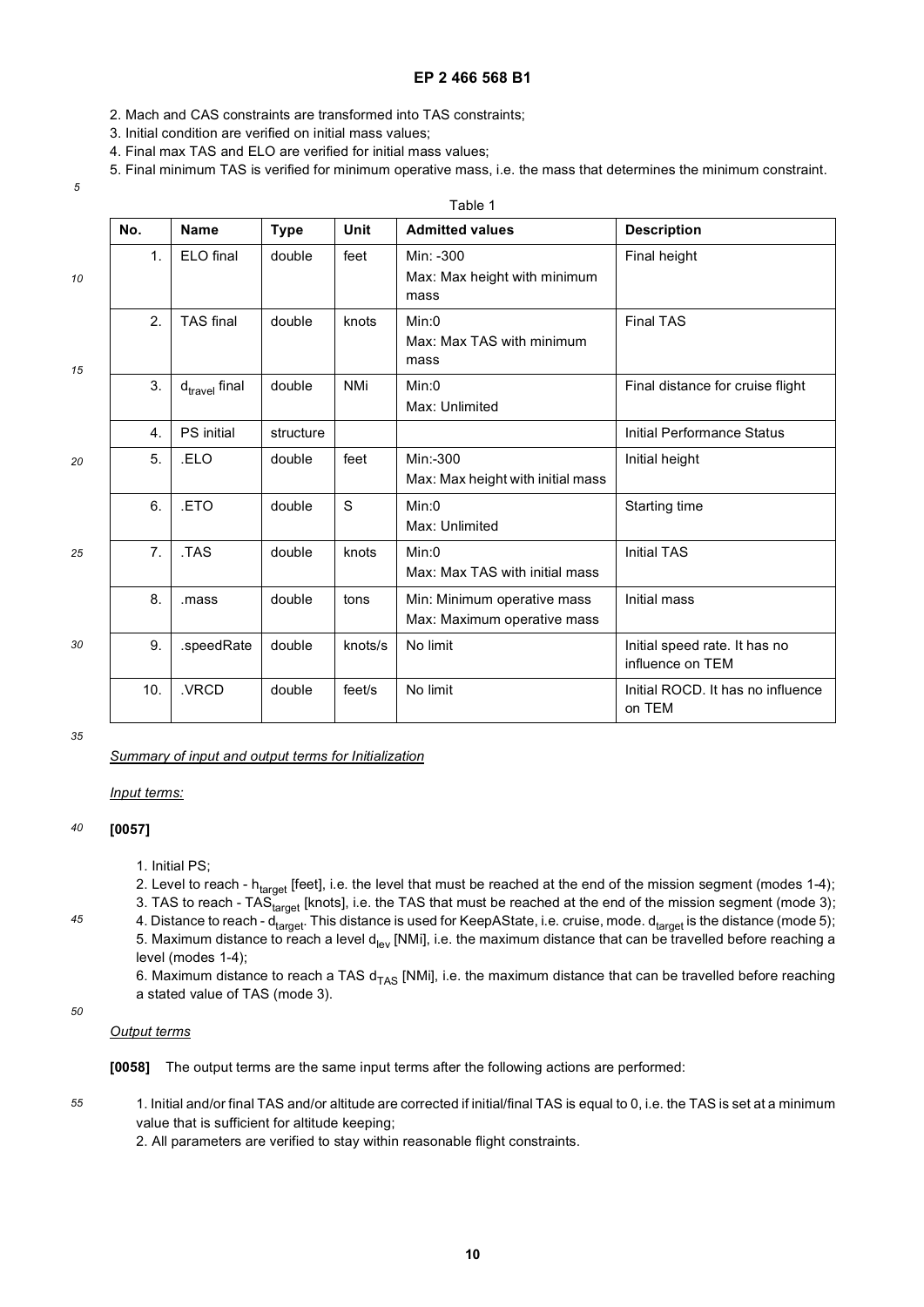2. Mach and CAS constraints are transformed into TAS constraints;
3. Initial condition are verified on initial mass values;
4. Final max TAS and ELO are verified for initial mass values;
5. Final minimum TAS is verified for minimum operative mass, i.e. the mass that determines the minimum constraint.

Table 1

| No. | Name | Type | Unit | Admitted values | Description |
|---|---|---|---|---|---|
| 1. | ELO final | double | feet | Min: -300<br>Max: Max height with minimum mass | Final height |
| 2. | TAS final | double | knots | Min:0<br>Max: Max TAS with minimum mass | Final TAS |
| 3. | $d_{travel}$ final | double | NMi | Min:0<br>Max: Unlimited | Final distance for cruise flight |
| 4. | PS initial | structure | | | Initial Performance Status |
| 5. | .ELO | double | feet | Min:-300<br>Max: Max height with initial mass | Initial height |
| 6. | .ETO | double | S | Min:0<br>Max: Unlimited | Starting time |
| 7. | .TAS | double | knots | Min:0<br>Max: Max TAS with initial mass | Initial TAS |
| 8. | .mass | double | tons | Min: Minimum operative mass<br>Max: Maximum operative mass | Initial mass |
| 9. | .speedRate | double | knots/s | No limit | Initial speed rate. It has no influence on TEM |
| 10. | .VRCD | double | feet/s | No limit | Initial ROCD. It has no influence on TEM |

*Summary of input and output terms for Initialization*

*Input terms:*

**[0057]**

1. Initial PS;
2. Level to reach - $h_{target}$ [feet], i.e. the level that must be reached at the end of the mission segment (modes 1-4);
3. TAS to reach - $TAS_{target}$ [knots], i.e. the TAS that must be reached at the end of the mission segment (mode 3);
4. Distance to reach - $d_{target}$. This distance is used for KeepAState, i.e. cruise, mode. $d_{target}$ is the distance (mode 5);
5. Maximum distance to reach a level $d_{lev}$ [NMi], i.e. the maximum distance that can be travelled before reaching a level (modes 1-4);
6. Maximum distance to reach a TAS $d_{TAS}$ [NMi], i.e. the maximum distance that can be travelled before reaching a stated value of TAS (mode 3).

*Output terms*

**[0058]** The output terms are the same input terms after the following actions are performed:

1. Initial and/or final TAS and/or altitude are corrected if initial/final TAS is equal to 0, i.e. the TAS is set at a minimum value that is sufficient for altitude keeping;
2. All parameters are verified to stay within reasonable flight constraints.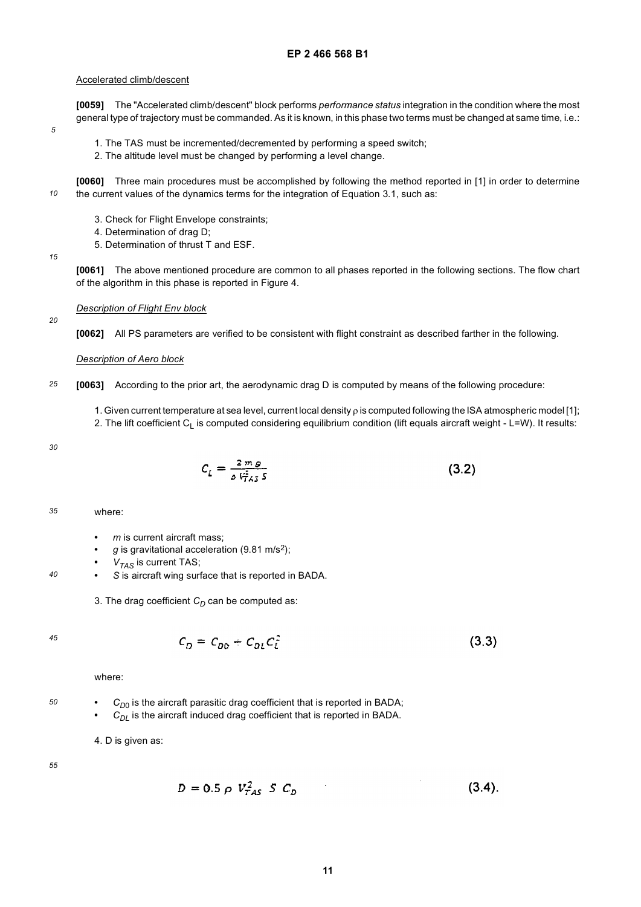Accelerated climb/descent

**[0059]** The "Accelerated climb/descent" block performs *performance status* integration in the condition where the most general type of trajectory must be commanded. As it is known, in this phase two terms must be changed at same time, i.e.:

1. The TAS must be incremented/decremented by performing a speed switch;
2. The altitude level must be changed by performing a level change.

**[0060]** Three main procedures must be accomplished by following the method reported in [1] in order to determine the current values of the dynamics terms for the integration of Equation 3.1, such as:

3. Check for Flight Envelope constraints;
4. Determination of drag D;
5. Determination of thrust T and ESF.

**[0061]** The above mentioned procedure are common to all phases reported in the following sections. The flow chart of the algorithm in this phase is reported in Figure 4.

*Description of Flight Env block*

**[0062]** All PS parameters are verified to be consistent with flight constraint as described farther in the following.

*Description of Aero block*

**[0063]** According to the prior art, the aerodynamic drag D is computed by means of the following procedure:

1. Given current temperature at sea level, current local density $\rho$ is computed following the ISA atmospheric model [1];
2. The lift coefficient $C_L$ is computed considering equilibrium condition (lift equals aircraft weight - L=W). It results:

$$C_L = \frac{2\,m\,g}{\rho\,V_{TAS}^2\,S} \tag{3.2}$$

where:

- $m$ is current aircraft mass;
- $g$ is gravitational acceleration (9.81 m/s$^2$);
- $V_{TAS}$ is current TAS;
- $S$ is aircraft wing surface that is reported in BADA.

3. The drag coefficient $C_D$ can be computed as:

$$C_D = C_{D0} + C_{DL} C_L^2 \tag{3.3}$$

where:

- $C_{D0}$ is the aircraft parasitic drag coefficient that is reported in BADA;
- $C_{DL}$ is the aircraft induced drag coefficient that is reported in BADA.

4. D is given as:

$$D = 0.5\,\rho\,V_{TAS}^2\,S\,C_D \tag{3.4}$$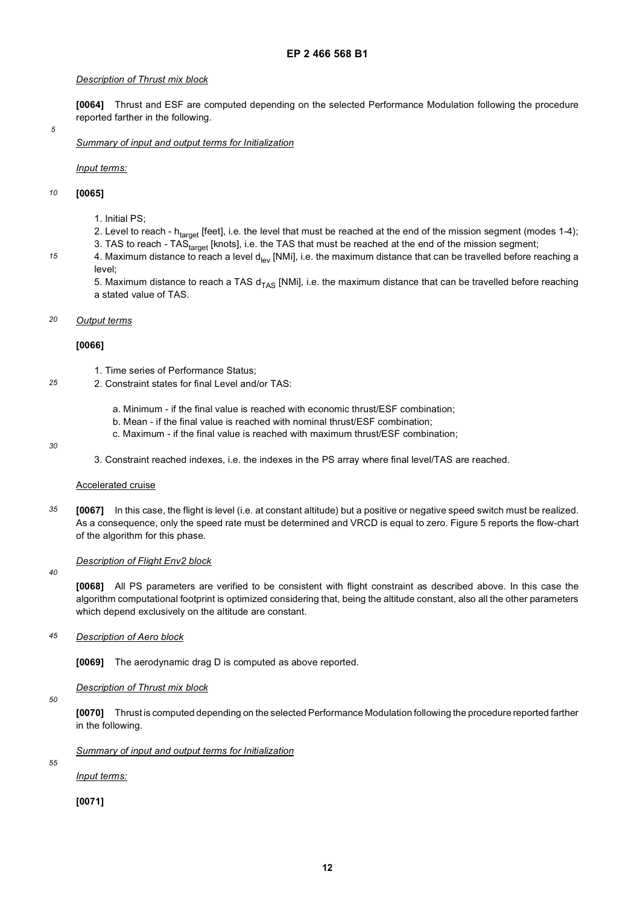*Description of Thrust mix block*

**[0064]** Thrust and ESF are computed depending on the selected Performance Modulation following the procedure reported farther in the following.

*Summary of input and output terms for Initialization*

*Input terms:*

**[0065]**

1. Initial PS;
2. Level to reach - $h_{target}$ [feet], i.e. the level that must be reached at the end of the mission segment (modes 1-4);
3. TAS to reach - $TAS_{target}$ [knots], i.e. the TAS that must be reached at the end of the mission segment;
4. Maximum distance to reach a level $d_{lev}$ [NMi], i.e. the maximum distance that can be travelled before reaching a level;
5. Maximum distance to reach a TAS $d_{TAS}$ [NMi], i.e. the maximum distance that can be travelled before reaching a stated value of TAS.

*Output terms*

**[0066]**

1. Time series of Performance Status;
2. Constraint states for final Level and/or TAS:
   a. Minimum - if the final value is reached with economic thrust/ESF combination;
   b. Mean - if the final value is reached with nominal thrust/ESF combination;
   c. Maximum - if the final value is reached with maximum thrust/ESF combination;
3. Constraint reached indexes, i.e. the indexes in the PS array where final level/TAS are reached.

Accelerated cruise

**[0067]** In this case, the flight is level (i.e. at constant altitude) but a positive or negative speed switch must be realized. As a consequence, only the speed rate must be determined and VRCD is equal to zero. Figure 5 reports the flow-chart of the algorithm for this phase.

*Description of Flight Env2 block*

**[0068]** All PS parameters are verified to be consistent with flight constraint as described above. In this case the algorithm computational footprint is optimized considering that, being the altitude constant, also all the other parameters which depend exclusively on the altitude are constant.

*Description of Aero block*

**[0069]** The aerodynamic drag D is computed as above reported.

*Description of Thrust mix block*

**[0070]** Thrust is computed depending on the selected Performance Modulation following the procedure reported farther in the following.

*Summary of input and output terms for Initialization*

*Input terms:*

**[0071]**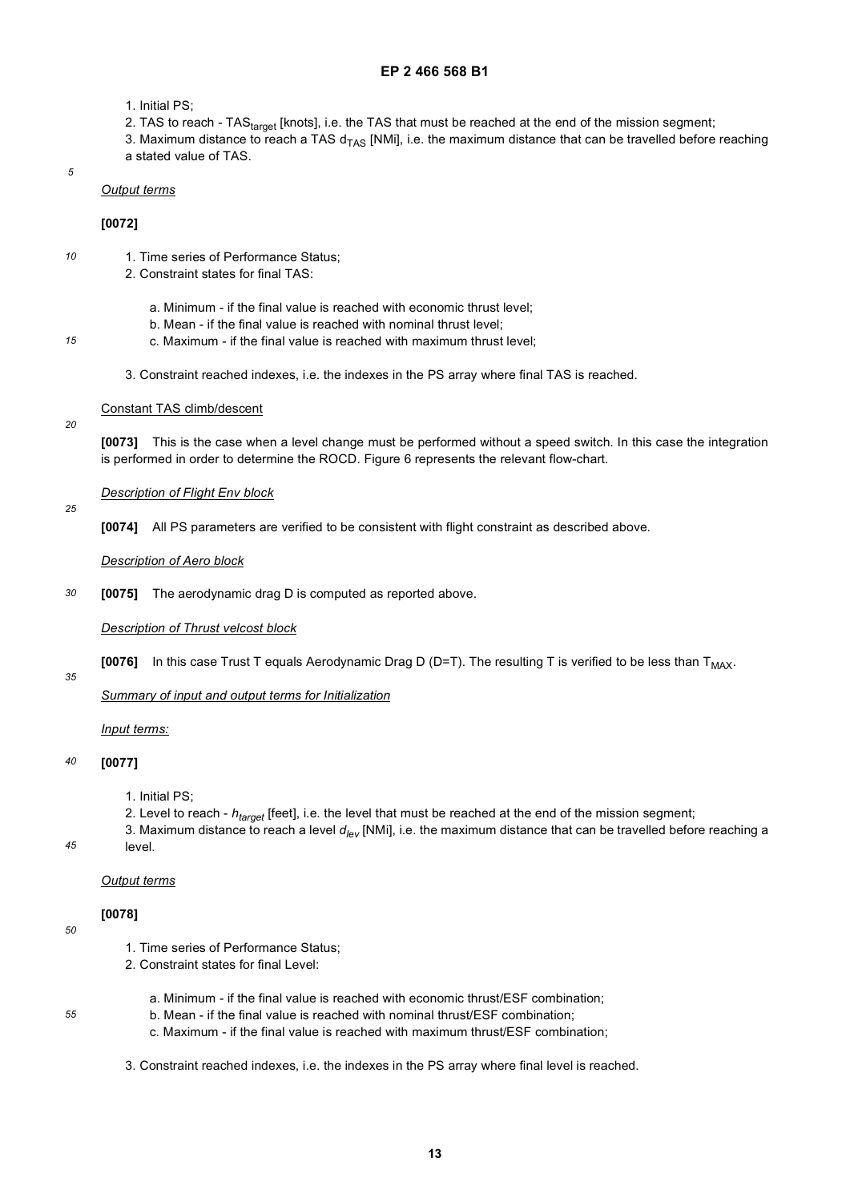1. Initial PS;
2. TAS to reach - $TAS_{target}$ [knots], i.e. the TAS that must be reached at the end of the mission segment;
3. Maximum distance to reach a TAS $d_{TAS}$ [NMi], i.e. the maximum distance that can be travelled before reaching a stated value of TAS.

*Output terms*

**[0072]**

1. Time series of Performance Status;
2. Constraint states for final TAS:

    a. Minimum - if the final value is reached with economic thrust level;
    b. Mean - if the final value is reached with nominal thrust level;
    c. Maximum - if the final value is reached with maximum thrust level;

3. Constraint reached indexes, i.e. the indexes in the PS array where final TAS is reached.

Constant TAS climb/descent

**[0073]** This is the case when a level change must be performed without a speed switch. In this case the integration is performed in order to determine the ROCD. Figure 6 represents the relevant flow-chart.

*Description of Flight Env block*

**[0074]** All PS parameters are verified to be consistent with flight constraint as described above.

*Description of Aero block*

**[0075]** The aerodynamic drag D is computed as reported above.

*Description of Thrust velcost block*

**[0076]** In this case Trust T equals Aerodynamic Drag D (D=T). The resulting T is verified to be less than $T_{MAX}$.

*Summary of input and output terms for Initialization*

*Input terms:*

**[0077]**

1. Initial PS;
2. Level to reach - $h_{target}$ [feet], i.e. the level that must be reached at the end of the mission segment;
3. Maximum distance to reach a level $d_{lev}$ [NMi], i.e. the maximum distance that can be travelled before reaching a level.

*Output terms*

**[0078]**

1. Time series of Performance Status;
2. Constraint states for final Level:

    a. Minimum - if the final value is reached with economic thrust/ESF combination;
    b. Mean - if the final value is reached with nominal thrust/ESF combination;
    c. Maximum - if the final value is reached with maximum thrust/ESF combination;

3. Constraint reached indexes, i.e. the indexes in the PS array where final level is reached.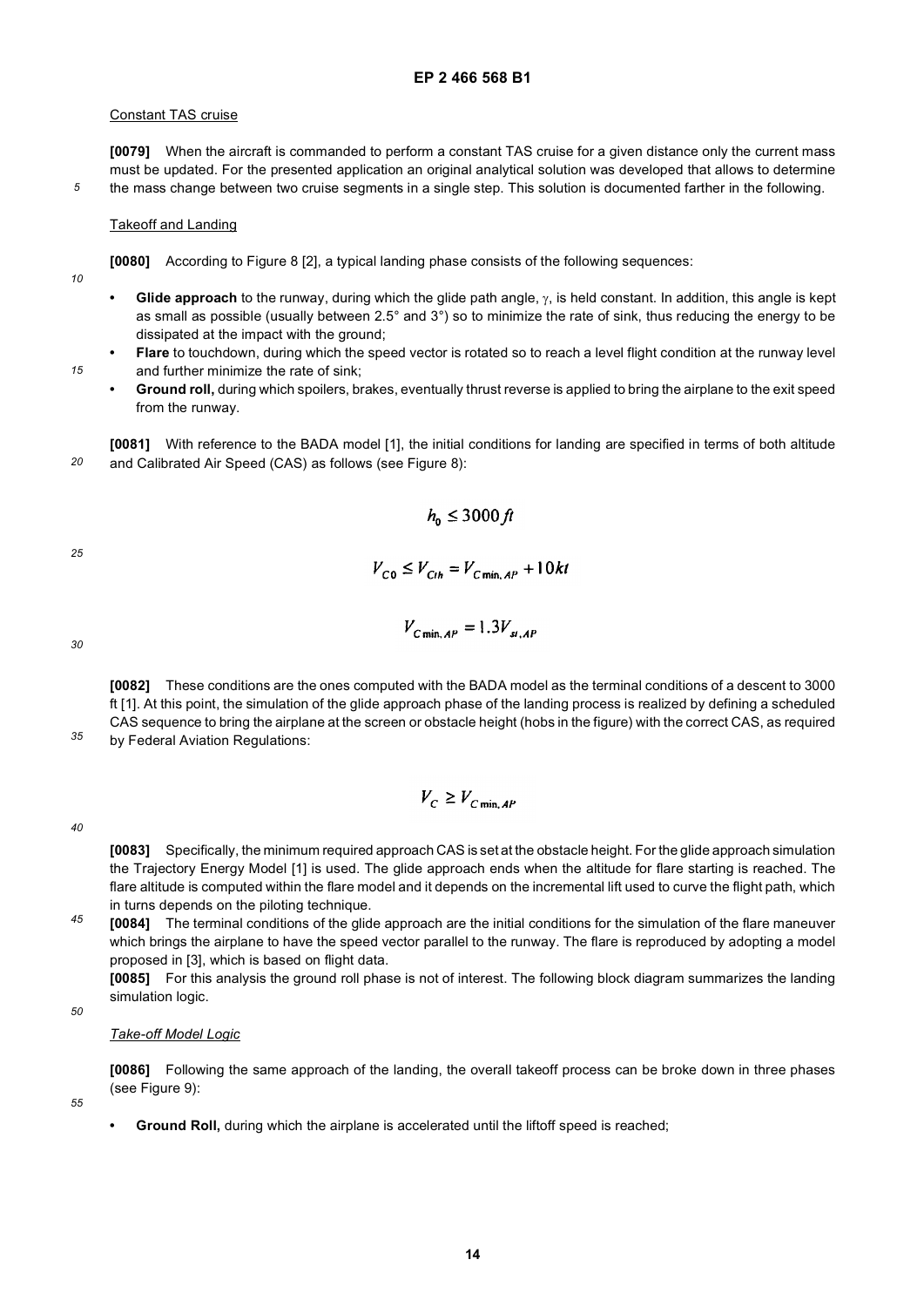Constant TAS cruise

**[0079]** When the aircraft is commanded to perform a constant TAS cruise for a given distance only the current mass must be updated. For the presented application an original analytical solution was developed that allows to determine the mass change between two cruise segments in a single step. This solution is documented farther in the following.

Takeoff and Landing

**[0080]** According to Figure 8 [2], a typical landing phase consists of the following sequences:

- **Glide approach** to the runway, during which the glide path angle, $\gamma$, is held constant. In addition, this angle is kept as small as possible (usually between 2.5° and 3°) so to minimize the rate of sink, thus reducing the energy to be dissipated at the impact with the ground;
- **Flare** to touchdown, during which the speed vector is rotated so to reach a level flight condition at the runway level and further minimize the rate of sink;
- **Ground roll,** during which spoilers, brakes, eventually thrust reverse is applied to bring the airplane to the exit speed from the runway.

**[0081]** With reference to the BADA model [1], the initial conditions for landing are specified in terms of both altitude and Calibrated Air Speed (CAS) as follows (see Figure 8):

$$h_0 \leq 3000\,ft$$

$$V_{C0} \leq V_{Cth} = V_{C\min,AP} + 10\,kt$$

$$V_{C\min,AP} = 1.3 V_{st,AP}$$

**[0082]** These conditions are the ones computed with the BADA model as the terminal conditions of a descent to 3000 ft [1]. At this point, the simulation of the glide approach phase of the landing process is realized by defining a scheduled CAS sequence to bring the airplane at the screen or obstacle height (hobs in the figure) with the correct CAS, as required by Federal Aviation Regulations:

$$V_C \geq V_{C\min,AP}$$

**[0083]** Specifically, the minimum required approach CAS is set at the obstacle height. For the glide approach simulation the Trajectory Energy Model [1] is used. The glide approach ends when the altitude for flare starting is reached. The flare altitude is computed within the flare model and it depends on the incremental lift used to curve the flight path, which in turns depends on the piloting technique.

**[0084]** The terminal conditions of the glide approach are the initial conditions for the simulation of the flare maneuver which brings the airplane to have the speed vector parallel to the runway. The flare is reproduced by adopting a model proposed in [3], which is based on flight data.

**[0085]** For this analysis the ground roll phase is not of interest. The following block diagram summarizes the landing simulation logic.

*Take-off Model Logic*

**[0086]** Following the same approach of the landing, the overall takeoff process can be broke down in three phases (see Figure 9):

- **Ground Roll,** during which the airplane is accelerated until the liftoff speed is reached;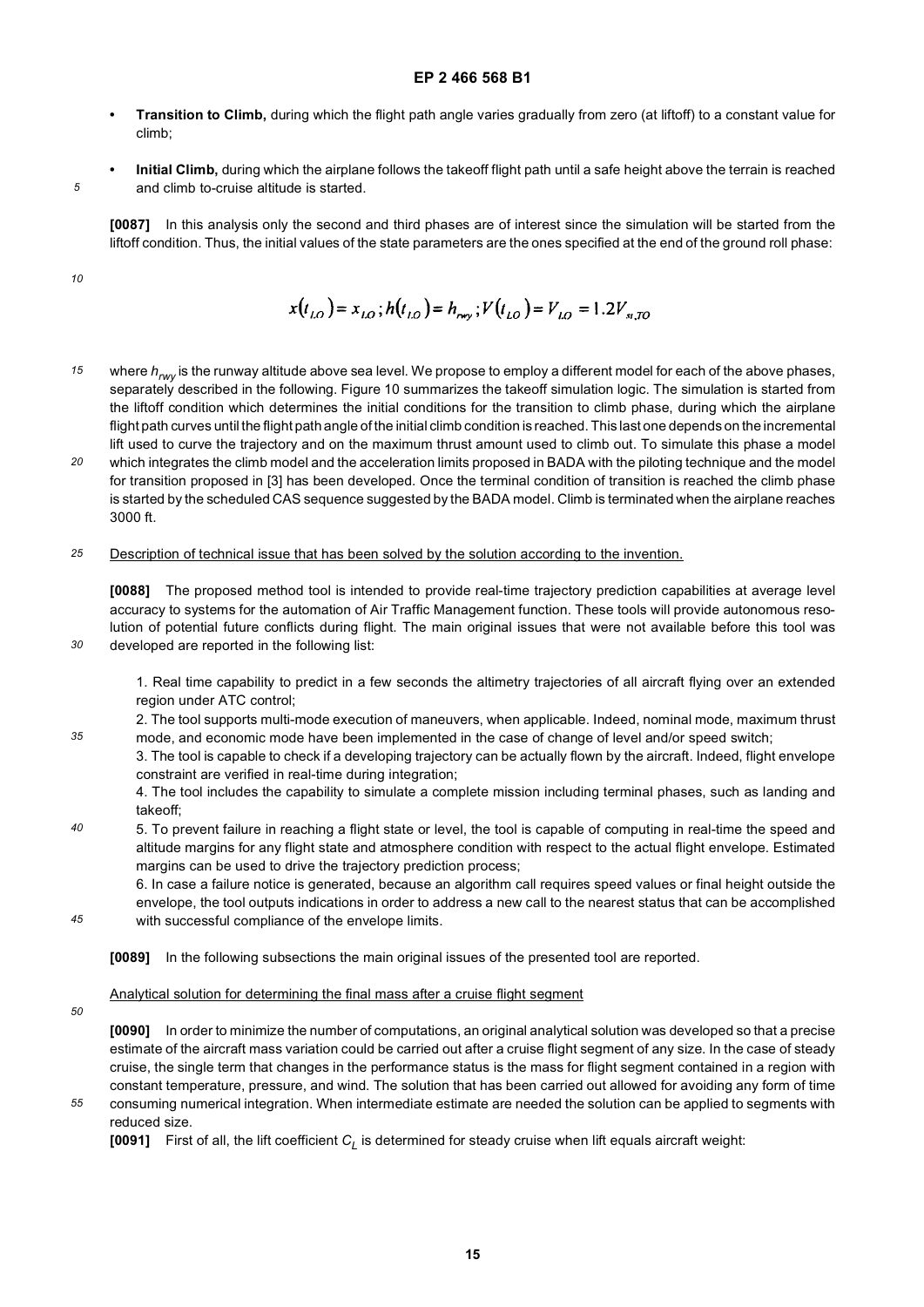- **Transition to Climb,** during which the flight path angle varies gradually from zero (at liftoff) to a constant value for climb;
- **Initial Climb,** during which the airplane follows the takeoff flight path until a safe height above the terrain is reached and climb to-cruise altitude is started.

**[0087]** In this analysis only the second and third phases are of interest since the simulation will be started from the liftoff condition. Thus, the initial values of the state parameters are the ones specified at the end of the ground roll phase:

$$x(t_{LO}) = x_{LO};\, h(t_{LO}) = h_{rwy};\, V(t_{LO}) = V_{LO} = 1.2V_{st,TO}$$

where $h_{rwy}$ is the runway altitude above sea level. We propose to employ a different model for each of the above phases, separately described in the following. Figure 10 summarizes the takeoff simulation logic. The simulation is started from the liftoff condition which determines the initial conditions for the transition to climb phase, during which the airplane flight path curves until the flight path angle of the initial climb condition is reached. This last one depends on the incremental lift used to curve the trajectory and on the maximum thrust amount used to climb out. To simulate this phase a model which integrates the climb model and the acceleration limits proposed in BADA with the piloting technique and the model for transition proposed in [3] has been developed. Once the terminal condition of transition is reached the climb phase is started by the scheduled CAS sequence suggested by the BADA model. Climb is terminated when the airplane reaches 3000 ft.

Description of technical issue that has been solved by the solution according to the invention.

**[0088]** The proposed method tool is intended to provide real-time trajectory prediction capabilities at average level accuracy to systems for the automation of Air Traffic Management function. These tools will provide autonomous resolution of potential future conflicts during flight. The main original issues that were not available before this tool was developed are reported in the following list:

1. Real time capability to predict in a few seconds the altimetry trajectories of all aircraft flying over an extended region under ATC control;
2. The tool supports multi-mode execution of maneuvers, when applicable. Indeed, nominal mode, maximum thrust mode, and economic mode have been implemented in the case of change of level and/or speed switch;
3. The tool is capable to check if a developing trajectory can be actually flown by the aircraft. Indeed, flight envelope constraint are verified in real-time during integration;
4. The tool includes the capability to simulate a complete mission including terminal phases, such as landing and takeoff;
5. To prevent failure in reaching a flight state or level, the tool is capable of computing in real-time the speed and altitude margins for any flight state and atmosphere condition with respect to the actual flight envelope. Estimated margins can be used to drive the trajectory prediction process;
6. In case a failure notice is generated, because an algorithm call requires speed values or final height outside the envelope, the tool outputs indications in order to address a new call to the nearest status that can be accomplished with successful compliance of the envelope limits.

**[0089]** In the following subsections the main original issues of the presented tool are reported.

Analytical solution for determining the final mass after a cruise flight segment

**[0090]** In order to minimize the number of computations, an original analytical solution was developed so that a precise estimate of the aircraft mass variation could be carried out after a cruise flight segment of any size. In the case of steady cruise, the single term that changes in the performance status is the mass for flight segment contained in a region with constant temperature, pressure, and wind. The solution that has been carried out allowed for avoiding any form of time consuming numerical integration. When intermediate estimate are needed the solution can be applied to segments with reduced size.

**[0091]** First of all, the lift coefficient $C_L$ is determined for steady cruise when lift equals aircraft weight: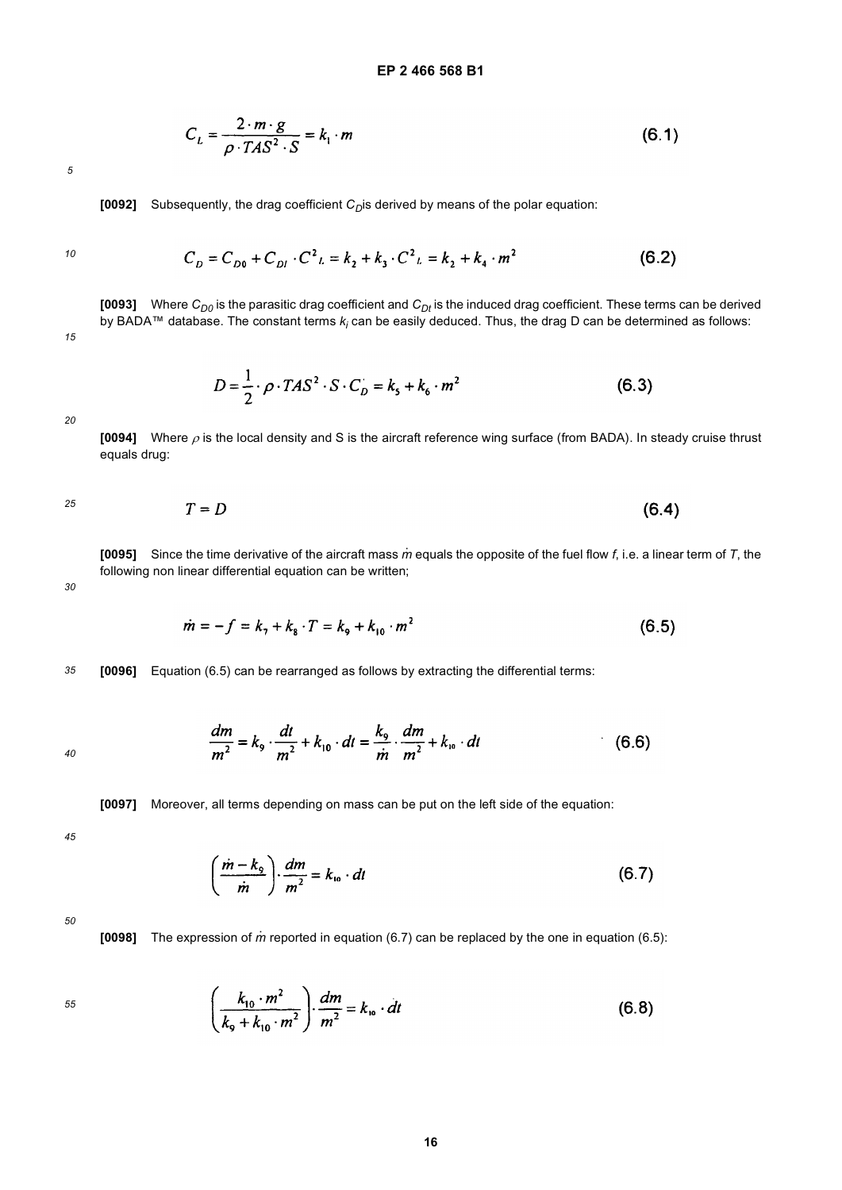$$C_L = \frac{2 \cdot m \cdot g}{\rho \cdot TAS^2 \cdot S} = k_1 \cdot m \qquad (6.1)$$

**[0092]** Subsequently, the drag coefficient $C_D$is derived by means of the polar equation:

$$C_D = C_{D0} + C_{DI} \cdot C^2{}_L = k_2 + k_3 \cdot C^2{}_L = k_2 + k_4 \cdot m^2 \qquad (6.2)$$

**[0093]** Where $C_{D0}$ is the parasitic drag coefficient and $C_{DI}$ is the induced drag coefficient. These terms can be derived by BADA™ database. The constant terms $k_i$ can be easily deduced. Thus, the drag D can be determined as follows:

$$D = \frac{1}{2} \cdot \rho \cdot TAS^2 \cdot S \cdot C_D^{'} = k_5 + k_6 \cdot m^2 \qquad (6.3)$$

**[0094]** Where $\rho$ is the local density and S is the aircraft reference wing surface (from BADA). In steady cruise thrust equals drug:

$$T = D \qquad (6.4)$$

**[0095]** Since the time derivative of the aircraft mass $\dot{m}$ equals the opposite of the fuel flow $f$, i.e. a linear term of $T$, the following non linear differential equation can be written;

$$\dot{m} = -f = k_7 + k_8 \cdot T = k_9 + k_{10} \cdot m^2 \qquad (6.5)$$

**[0096]** Equation (6.5) can be rearranged as follows by extracting the differential terms:

$$\frac{dm}{m^2} = k_9 \cdot \frac{dt}{m^2} + k_{10} \cdot dt = \frac{k_9}{\dot{m}} \cdot \frac{dm}{m^2} + k_{10} \cdot dt \qquad (6.6)$$

**[0097]** Moreover, all terms depending on mass can be put on the left side of the equation:

$$\left( \frac{\dot{m} - k_9}{\dot{m}} \right) \cdot \frac{dm}{m^2} = k_{10} \cdot dt \qquad (6.7)$$

**[0098]** The expression of $\dot{m}$ reported in equation (6.7) can be replaced by the one in equation (6.5):

$$\left( \frac{k_{10} \cdot m^2}{k_9 + k_{10} \cdot m^2} \right) \cdot \frac{dm}{m^2} = k_{10} \cdot dt \qquad (6.8)$$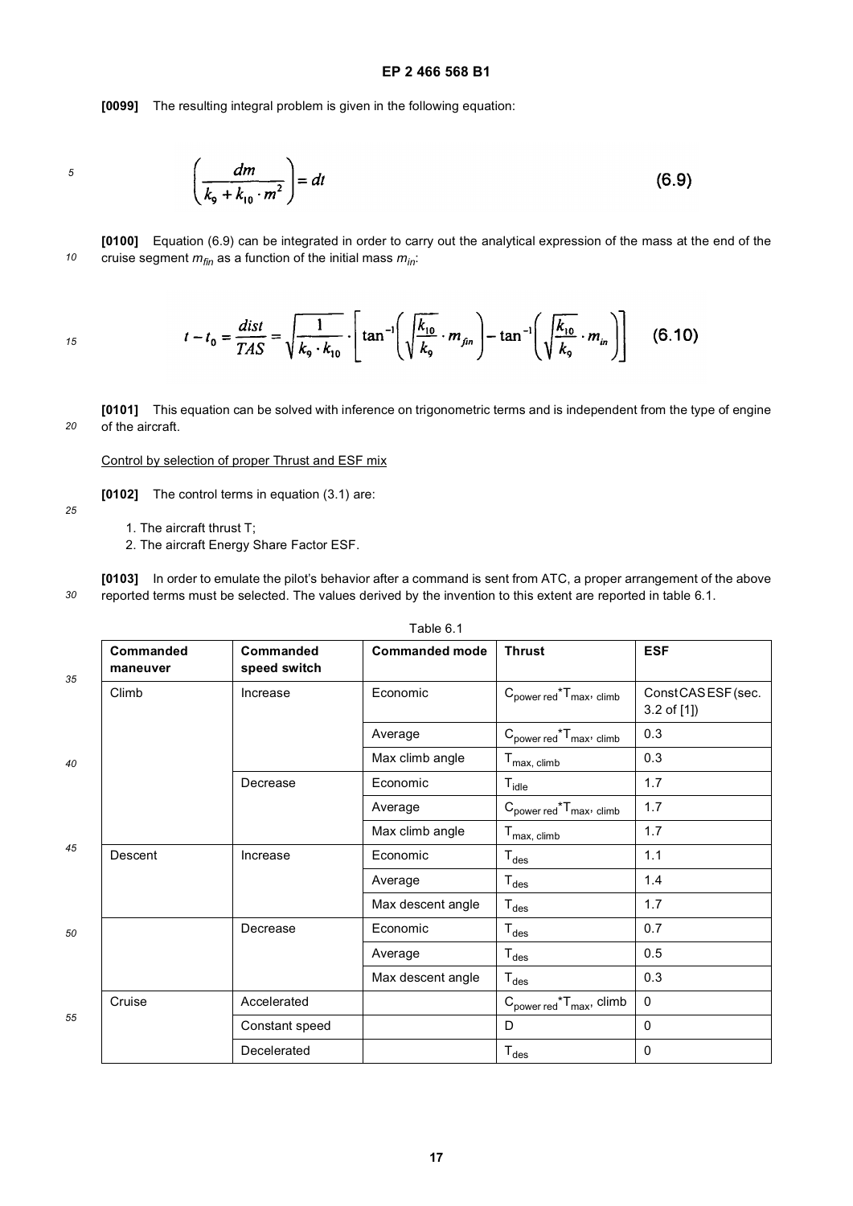**[0099]** The resulting integral problem is given in the following equation:

$$\left(\frac{dm}{k_9 + k_{10} \cdot m^2}\right) = dt \tag{6.9}$$

**[0100]** Equation (6.9) can be integrated in order to carry out the analytical expression of the mass at the end of the cruise segment $m_{fin}$ as a function of the initial mass $m_{in}$:

$$t - t_0 = \frac{dist}{TAS} = \sqrt{\frac{1}{k_9 \cdot k_{10}}} \cdot \left[\tan^{-1}\left(\sqrt{\frac{k_{10}}{k_9}} \cdot m_{fin}\right) - \tan^{-1}\left(\sqrt{\frac{k_{10}}{k_9}} \cdot m_{in}\right)\right] \tag{6.10}$$

**[0101]** This equation can be solved with inference on trigonometric terms and is independent from the type of engine of the aircraft.

Control by selection of proper Thrust and ESF mix

**[0102]** The control terms in equation (3.1) are:

1. The aircraft thrust T;
2. The aircraft Energy Share Factor ESF.

**[0103]** In order to emulate the pilot's behavior after a command is sent from ATC, a proper arrangement of the above reported terms must be selected. The values derived by the invention to this extent are reported in table 6.1.

Table 6.1

| Commanded maneuver | Commanded speed switch | Commanded mode | Thrust | ESF |
|---|---|---|---|---|
| Climb | Increase | Economic | $C_{power\ red} * T_{max,\ climb}$ | Const CAS ESF (sec. 3.2 of [1]) |
| | | Average | $C_{power\ red} * T_{max,\ climb}$ | 0.3 |
| | | Max climb angle | $T_{max,\ climb}$ | 0.3 |
| | Decrease | Economic | $T_{idle}$ | 1.7 |
| | | Average | $C_{power\ red} * T_{max,\ climb}$ | 1.7 |
| | | Max climb angle | $T_{max,\ climb}$ | 1.7 |
| Descent | Increase | Economic | $T_{des}$ | 1.1 |
| | | Average | $T_{des}$ | 1.4 |
| | | Max descent angle | $T_{des}$ | 1.7 |
| | Decrease | Economic | $T_{des}$ | 0.7 |
| | | Average | $T_{des}$ | 0.5 |
| | | Max descent angle | $T_{des}$ | 0.3 |
| Cruise | Accelerated | | $C_{power\ red} * T_{max}$, climb | 0 |
| | Constant speed | | D | 0 |
| | Decelerated | | $T_{des}$ | 0 |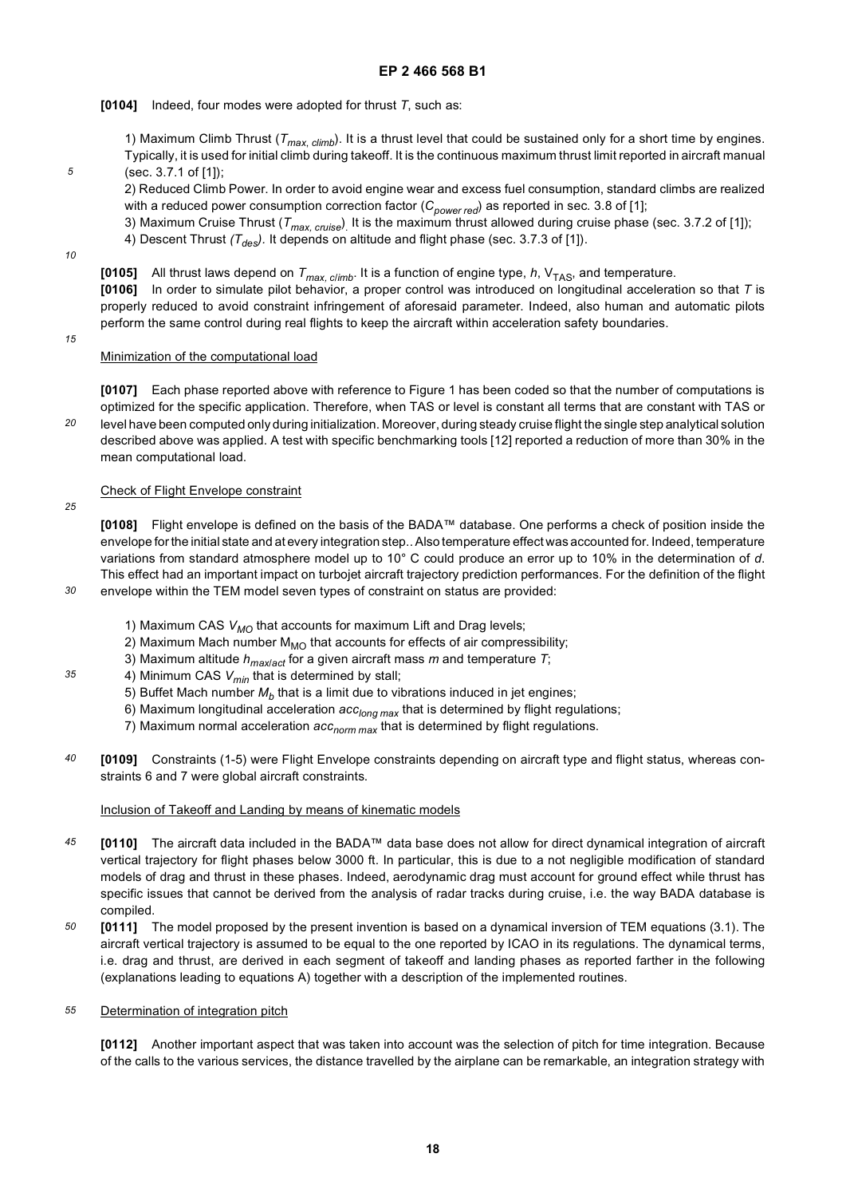**[0104]** Indeed, four modes were adopted for thrust $T$, such as:

1) Maximum Climb Thrust ($T_{max,\ climb}$). It is a thrust level that could be sustained only for a short time by engines. Typically, it is used for initial climb during takeoff. It is the continuous maximum thrust limit reported in aircraft manual (sec. 3.7.1 of [1]);
2) Reduced Climb Power. In order to avoid engine wear and excess fuel consumption, standard climbs are realized with a reduced power consumption correction factor ($C_{power\ red}$) as reported in sec. 3.8 of [1];
3) Maximum Cruise Thrust ($T_{max,\ cruise}$). It is the maximum thrust allowed during cruise phase (sec. 3.7.2 of [1]);
4) Descent Thrust ($T_{des}$). It depends on altitude and flight phase (sec. 3.7.3 of [1]).

**[0105]** All thrust laws depend on $T_{max,\ climb}$. It is a function of engine type, $h$, $V_{TAS}$, and temperature.

**[0106]** In order to simulate pilot behavior, a proper control was introduced on longitudinal acceleration so that $T$ is properly reduced to avoid constraint infringement of aforesaid parameter. Indeed, also human and automatic pilots perform the same control during real flights to keep the aircraft within acceleration safety boundaries.

Minimization of the computational load

**[0107]** Each phase reported above with reference to Figure 1 has been coded so that the number of computations is optimized for the specific application. Therefore, when TAS or level is constant all terms that are constant with TAS or level have been computed only during initialization. Moreover, during steady cruise flight the single step analytical solution described above was applied. A test with specific benchmarking tools [12] reported a reduction of more than 30% in the mean computational load.

Check of Flight Envelope constraint

**[0108]** Flight envelope is defined on the basis of the BADA™ database. One performs a check of position inside the envelope for the initial state and at every integration step.. Also temperature effect was accounted for. Indeed, temperature variations from standard atmosphere model up to 10° C could produce an error up to 10% in the determination of $d$. This effect had an important impact on turbojet aircraft trajectory prediction performances. For the definition of the flight envelope within the TEM model seven types of constraint on status are provided:

1) Maximum CAS $V_{MO}$ that accounts for maximum Lift and Drag levels;
2) Maximum Mach number $M_{MO}$ that accounts for effects of air compressibility;
3) Maximum altitude $h_{max/act}$ for a given aircraft mass $m$ and temperature $T$;
4) Minimum CAS $V_{min}$ that is determined by stall;
5) Buffet Mach number $M_b$ that is a limit due to vibrations induced in jet engines;
6) Maximum longitudinal acceleration $acc_{long\ max}$ that is determined by flight regulations;
7) Maximum normal acceleration $acc_{norm\ max}$ that is determined by flight regulations.

**[0109]** Constraints (1-5) were Flight Envelope constraints depending on aircraft type and flight status, whereas constraints 6 and 7 were global aircraft constraints.

Inclusion of Takeoff and Landing by means of kinematic models

**[0110]** The aircraft data included in the BADA™ data base does not allow for direct dynamical integration of aircraft vertical trajectory for flight phases below 3000 ft. In particular, this is due to a not negligible modification of standard models of drag and thrust in these phases. Indeed, aerodynamic drag must account for ground effect while thrust has specific issues that cannot be derived from the analysis of radar tracks during cruise, i.e. the way BADA database is compiled.

**[0111]** The model proposed by the present invention is based on a dynamical inversion of TEM equations (3.1). The aircraft vertical trajectory is assumed to be equal to the one reported by ICAO in its regulations. The dynamical terms, i.e. drag and thrust, are derived in each segment of takeoff and landing phases as reported farther in the following (explanations leading to equations A) together with a description of the implemented routines.

Determination of integration pitch

**[0112]** Another important aspect that was taken into account was the selection of pitch for time integration. Because of the calls to the various services, the distance travelled by the airplane can be remarkable, an integration strategy with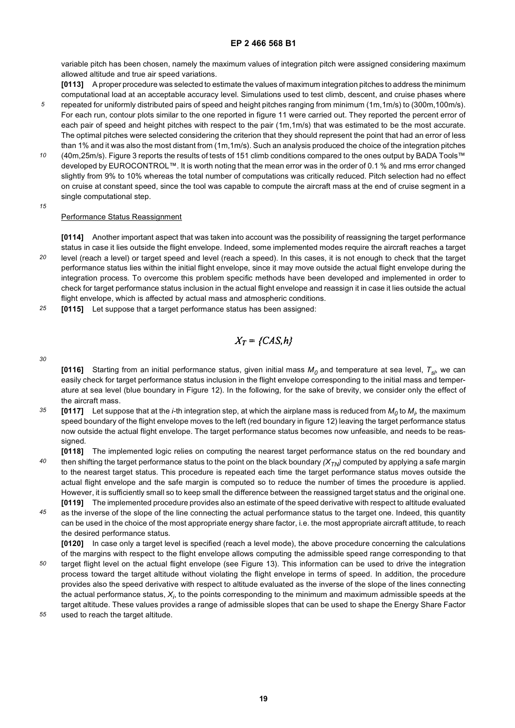variable pitch has been chosen, namely the maximum values of integration pitch were assigned considering maximum allowed altitude and true air speed variations.

**[0113]** A proper procedure was selected to estimate the values of maximum integration pitches to address the minimum computational load at an acceptable accuracy level. Simulations used to test climb, descent, and cruise phases where repeated for uniformly distributed pairs of speed and height pitches ranging from minimum (1m,1m/s) to (300m,100m/s). For each run, contour plots similar to the one reported in figure 11 were carried out. They reported the percent error of each pair of speed and height pitches with respect to the pair (1m,1m/s) that was estimated to be the most accurate. The optimal pitches were selected considering the criterion that they should represent the point that had an error of less than 1% and it was also the most distant from (1m,1m/s). Such an analysis produced the choice of the integration pitches (40m,25m/s). Figure 3 reports the results of tests of 151 climb conditions compared to the ones output by BADA Tools™ developed by EUROCONTROL™. It is worth noting that the mean error was in the order of 0.1 % and rms error changed slightly from 9% to 10% whereas the total number of computations was critically reduced. Pitch selection had no effect on cruise at constant speed, since the tool was capable to compute the aircraft mass at the end of cruise segment in a single computational step.

Performance Status Reassignment

**[0114]** Another important aspect that was taken into account was the possibility of reassigning the target performance status in case it lies outside the flight envelope. Indeed, some implemented modes require the aircraft reaches a target level (reach a level) or target speed and level (reach a speed). In this cases, it is not enough to check that the target performance status lies within the initial flight envelope, since it may move outside the actual flight envelope during the integration process. To overcome this problem specific methods have been developed and implemented in order to check for target performance status inclusion in the actual flight envelope and reassign it in case it lies outside the actual flight envelope, which is affected by actual mass and atmospheric conditions.

**[0115]** Let suppose that a target performance status has been assigned:

$$X_T = \{CAS, h\}$$

**[0116]** Starting from an initial performance status, given initial mass $M_0$ and temperature at sea level, $T_{sl}$, we can easily check for target performance status inclusion in the flight envelope corresponding to the initial mass and temperature at sea level (blue boundary in Figure 12). In the following, for the sake of brevity, we consider only the effect of the aircraft mass.

**[0117]** Let suppose that at the *i*-th integration step, at which the airplane mass is reduced from $M_0$ to $M_i$, the maximum speed boundary of the flight envelope moves to the left (red boundary in figure 12) leaving the target performance status now outside the actual flight envelope. The target performance status becomes now unfeasible, and needs to be reassigned.

**[0118]** The implemented logic relies on computing the nearest target performance status on the red boundary and then shifting the target performance status to the point on the black boundary $(X_{TN})$ computed by applying a safe margin to the nearest target status. This procedure is repeated each time the target performance status moves outside the actual flight envelope and the safe margin is computed so to reduce the number of times the procedure is applied. However, it is sufficiently small so to keep small the difference between the reassigned target status and the original one.

**[0119]** The implemented procedure provides also an estimate of the speed derivative with respect to altitude evaluated as the inverse of the slope of the line connecting the actual performance status to the target one. Indeed, this quantity can be used in the choice of the most appropriate energy share factor, i.e. the most appropriate aircraft attitude, to reach the desired performance status.

**[0120]** In case only a target level is specified (reach a level mode), the above procedure concerning the calculations of the margins with respect to the flight envelope allows computing the admissible speed range corresponding to that target flight level on the actual flight envelope (see Figure 13). This information can be used to drive the integration process toward the target altitude without violating the flight envelope in terms of speed. In addition, the procedure provides also the speed derivative with respect to altitude evaluated as the inverse of the slope of the lines connecting the actual performance status, $X_i$, to the points corresponding to the minimum and maximum admissible speeds at the target altitude. These values provides a range of admissible slopes that can be used to shape the Energy Share Factor used to reach the target altitude.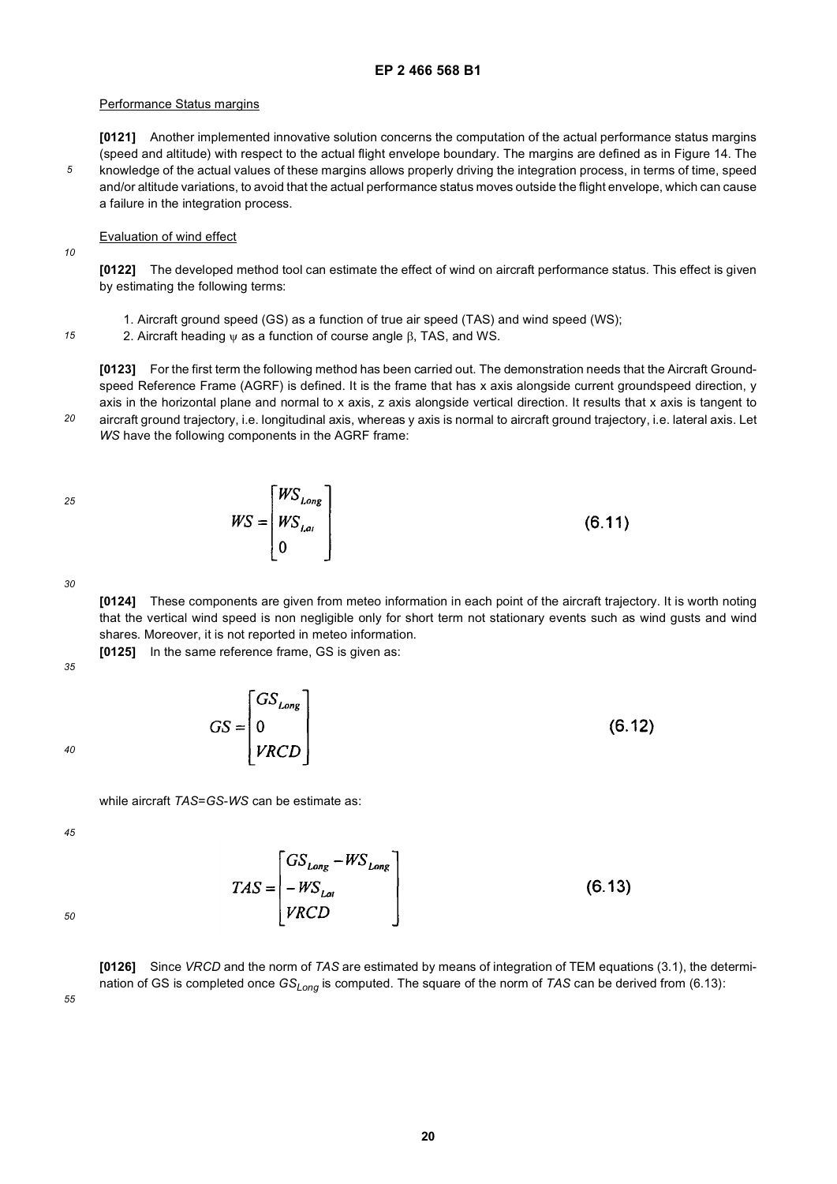Performance Status margins

**[0121]** Another implemented innovative solution concerns the computation of the actual performance status margins (speed and altitude) with respect to the actual flight envelope boundary. The margins are defined as in Figure 14. The knowledge of the actual values of these margins allows properly driving the integration process, in terms of time, speed and/or altitude variations, to avoid that the actual performance status moves outside the flight envelope, which can cause a failure in the integration process.

Evaluation of wind effect

**[0122]** The developed method tool can estimate the effect of wind on aircraft performance status. This effect is given by estimating the following terms:

1. Aircraft ground speed (GS) as a function of true air speed (TAS) and wind speed (WS);
2. Aircraft heading $\psi$ as a function of course angle $\beta$, TAS, and WS.

**[0123]** For the first term the following method has been carried out. The demonstration needs that the Aircraft Groundspeed Reference Frame (AGRF) is defined. It is the frame that has x axis alongside current groundspeed direction, y axis in the horizontal plane and normal to x axis, z axis alongside vertical direction. It results that x axis is tangent to aircraft ground trajectory, i.e. longitudinal axis, whereas y axis is normal to aircraft ground trajectory, i.e. lateral axis. Let *WS* have the following components in the AGRF frame:

$$WS = \begin{bmatrix} WS_{Long} \\ WS_{Lat} \\ 0 \end{bmatrix} \qquad (6.11)$$

**[0124]** These components are given from meteo information in each point of the aircraft trajectory. It is worth noting that the vertical wind speed is non negligible only for short term not stationary events such as wind gusts and wind shares. Moreover, it is not reported in meteo information.

**[0125]** In the same reference frame, GS is given as:

$$GS = \begin{bmatrix} GS_{Long} \\ 0 \\ VRCD \end{bmatrix} \qquad (6.12)$$

while aircraft *TAS*=*GS*-*WS* can be estimate as:

$$TAS = \begin{bmatrix} GS_{Long} - WS_{Long} \\ -WS_{Lat} \\ VRCD \end{bmatrix} \qquad (6.13)$$

**[0126]** Since *VRCD* and the norm of *TAS* are estimated by means of integration of TEM equations (3.1), the determination of GS is completed once $GS_{Long}$ is computed. The square of the norm of *TAS* can be derived from (6.13):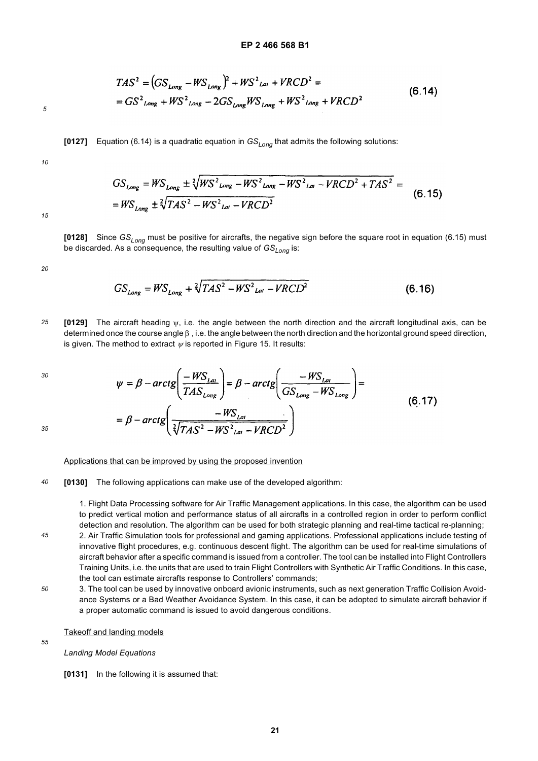$$TAS^2 = \left(GS_{Long} - WS_{Long}\right)^2 + WS^2_{Lat} + VRCD^2 =$$
$$= GS^2_{Long} + WS^2_{Long} - 2GS_{Long}WS_{Long} + WS^2_{Long} + VRCD^2 \tag{6.14}$$

**[0127]** Equation (6.14) is a quadratic equation in $GS_{Long}$ that admits the following solutions:

$$GS_{Long} = WS_{Long} \pm \sqrt[2]{WS^2_{Long} - WS^2_{Long} - WS^2_{Lat} - VRCD^2 + TAS^2} =$$
$$= WS_{Long} \pm \sqrt[2]{TAS^2 - WS^2_{Lat} - VRCD^2} \tag{6.15}$$

**[0128]** Since $GS_{Long}$ must be positive for aircrafts, the negative sign before the square root in equation (6.15) must be discarded. As a consequence, the resulting value of $GS_{Long}$ is:

$$GS_{Long} = WS_{Long} + \sqrt[2]{TAS^2 - WS^2_{Lat} - VRCD^2} \tag{6.16}$$

**[0129]** The aircraft heading $\psi$, i.e. the angle between the north direction and the aircraft longitudinal axis, can be determined once the course angle $\beta$ , i.e. the angle between the north direction and the horizontal ground speed direction, is given. The method to extract $\psi$ is reported in Figure 15. It results:

$$\psi = \beta - arctg\left(\frac{-WS_{Lat}}{TAS_{Long}}\right) = \beta - arctg\left(\frac{-WS_{Lat}}{GS_{Long} - WS_{Long}}\right) =$$
$$= \beta - arctg\left(\frac{-WS_{Lat}}{\sqrt[2]{TAS^2 - WS^2_{Lat} - VRCD^2}}\right) \tag{6.17}$$

Applications that can be improved by using the proposed invention

**[0130]** The following applications can make use of the developed algorithm:

1. Flight Data Processing software for Air Traffic Management applications. In this case, the algorithm can be used to predict vertical motion and performance status of all aircrafts in a controlled region in order to perform conflict detection and resolution. The algorithm can be used for both strategic planning and real-time tactical re-planning;
2. Air Traffic Simulation tools for professional and gaming applications. Professional applications include testing of innovative flight procedures, e.g. continuous descent flight. The algorithm can be used for real-time simulations of aircraft behavior after a specific command is issued from a controller. The tool can be installed into Flight Controllers Training Units, i.e. the units that are used to train Flight Controllers with Synthetic Air Traffic Conditions. In this case, the tool can estimate aircrafts response to Controllers' commands;
3. The tool can be used by innovative onboard avionic instruments, such as next generation Traffic Collision Avoidance Systems or a Bad Weather Avoidance System. In this case, it can be adopted to simulate aircraft behavior if a proper automatic command is issued to avoid dangerous conditions.

Takeoff and landing models

*Landing Model Equations*

**[0131]** In the following it is assumed that: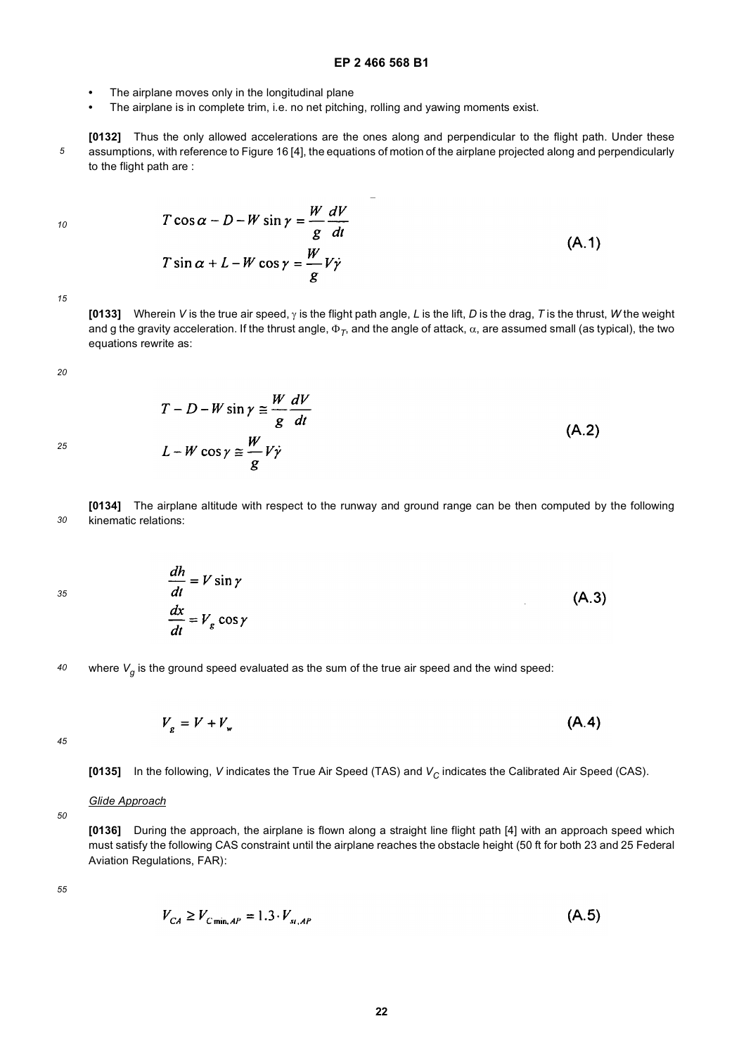- The airplane moves only in the longitudinal plane
- The airplane is in complete trim, i.e. no net pitching, rolling and yawing moments exist.

**[0132]** Thus the only allowed accelerations are the ones along and perpendicular to the flight path. Under these assumptions, with reference to Figure 16 [4], the equations of motion of the airplane projected along and perpendicularly to the flight path are :

$$\begin{aligned} T\cos\alpha - D - W\sin\gamma &= \frac{W}{g}\frac{dV}{dt} \\ T\sin\alpha + L - W\cos\gamma &= \frac{W}{g}V\dot{\gamma} \end{aligned} \tag{A.1}$$

**[0133]** Wherein $V$ is the true air speed, $\gamma$ is the flight path angle, $L$ is the lift, $D$ is the drag, $T$ is the thrust, $W$ the weight and g the gravity acceleration. If the thrust angle, $\Phi_T$, and the angle of attack, $\alpha$, are assumed small (as typical), the two equations rewrite as:

$$\begin{aligned} T - D - W\sin\gamma &\cong \frac{W}{g}\frac{dV}{dt} \\ L - W\cos\gamma &\cong \frac{W}{g}V\dot{\gamma} \end{aligned} \tag{A.2}$$

**[0134]** The airplane altitude with respect to the runway and ground range can be then computed by the following kinematic relations:

$$\begin{aligned} \frac{dh}{dt} &= V\sin\gamma \\ \frac{dx}{dt} &= V_g\cos\gamma \end{aligned} \tag{A.3}$$

where $V_g$ is the ground speed evaluated as the sum of the true air speed and the wind speed:

$$V_g = V + V_w \tag{A.4}$$

**[0135]** In the following, $V$ indicates the True Air Speed (TAS) and $V_C$ indicates the Calibrated Air Speed (CAS).

*Glide Approach*

**[0136]** During the approach, the airplane is flown along a straight line flight path [4] with an approach speed which must satisfy the following CAS constraint until the airplane reaches the obstacle height (50 ft for both 23 and 25 Federal Aviation Regulations, FAR):

$$V_{CA} \geq V_{C\,\min,AP} = 1.3 \cdot V_{st,AP} \tag{A.5}$$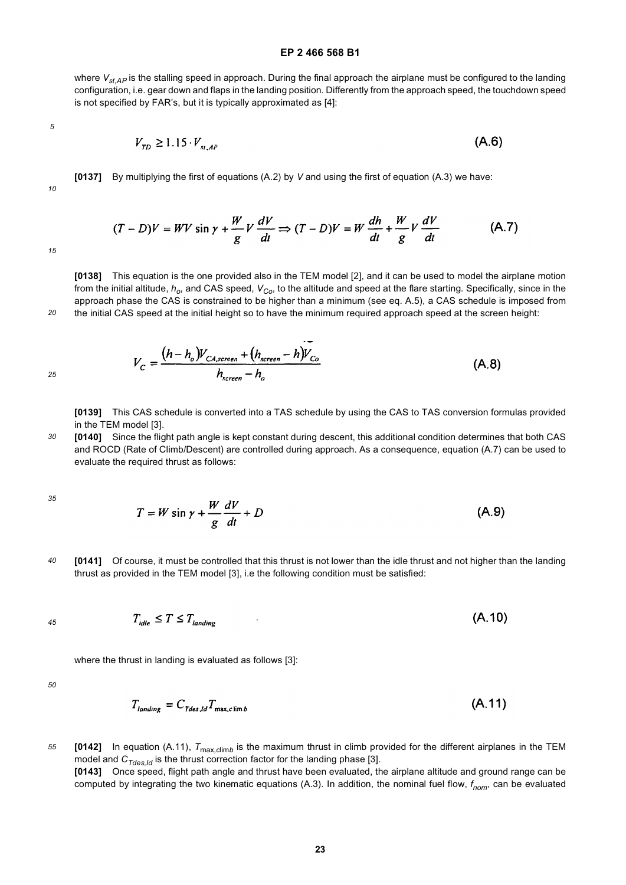where $V_{st,AP}$ is the stalling speed in approach. During the final approach the airplane must be configured to the landing configuration, i.e. gear down and flaps in the landing position. Differently from the approach speed, the touchdown speed is not specified by FAR's, but it is typically approximated as [4]:

$$V_{TD} \geq 1.15 \cdot V_{st,AP} \tag{A.6}$$

**[0137]** By multiplying the first of equations (A.2) by $V$ and using the first of equation (A.3) we have:

$$(T - D)V = WV \sin \gamma + \frac{W}{g} V \frac{dV}{dt} \Rightarrow (T - D)V = W \frac{dh}{dt} + \frac{W}{g} V \frac{dV}{dt} \tag{A.7}$$

**[0138]** This equation is the one provided also in the TEM model [2], and it can be used to model the airplane motion from the initial altitude, $h_o$, and CAS speed, $V_{Co}$, to the altitude and speed at the flare starting. Specifically, since in the approach phase the CAS is constrained to be higher than a minimum (see eq. A.5), a CAS schedule is imposed from the initial CAS speed at the initial height so to have the minimum required approach speed at the screen height:

$$V_C = \frac{(h - h_o)V_{CA,screen} + (h_{screen} - h)V_{Co}}{h_{screen} - h_o} \tag{A.8}$$

**[0139]** This CAS schedule is converted into a TAS schedule by using the CAS to TAS conversion formulas provided in the TEM model [3].

**[0140]** Since the flight path angle is kept constant during descent, this additional condition determines that both CAS and ROCD (Rate of Climb/Descent) are controlled during approach. As a consequence, equation (A.7) can be used to evaluate the required thrust as follows:

$$T = W \sin \gamma + \frac{W}{g} \frac{dV}{dt} + D \tag{A.9}$$

**[0141]** Of course, it must be controlled that this thrust is not lower than the idle thrust and not higher than the landing thrust as provided in the TEM model [3], i.e the following condition must be satisfied:

$$T_{idle} \leq T \leq T_{landing} \tag{A.10}$$

where the thrust in landing is evaluated as follows [3]:

$$T_{landing} = C_{Tdes,ld} T_{\max,climb} \tag{A.11}$$

**[0142]** In equation (A.11), $T_{\max,climb}$ is the maximum thrust in climb provided for the different airplanes in the TEM model and $C_{Tdes,ld}$ is the thrust correction factor for the landing phase [3].

**[0143]** Once speed, flight path angle and thrust have been evaluated, the airplane altitude and ground range can be computed by integrating the two kinematic equations (A.3). In addition, the nominal fuel flow, $f_{nom}$, can be evaluated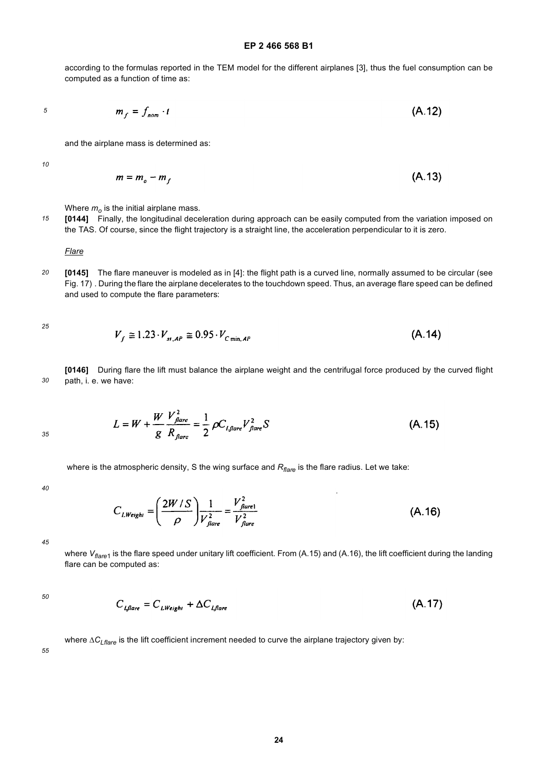according to the formulas reported in the TEM model for the different airplanes [3], thus the fuel consumption can be computed as a function of time as:

$$m_f = f_{nom} \cdot t \tag{A.12}$$

and the airplane mass is determined as:

$$m = m_o - m_f \tag{A.13}$$

Where $m_o$ is the initial airplane mass.

**[0144]** Finally, the longitudinal deceleration during approach can be easily computed from the variation imposed on the TAS. Of course, since the flight trajectory is a straight line, the acceleration perpendicular to it is zero.

*Flare*

**[0145]** The flare maneuver is modeled as in [4]: the flight path is a curved line, normally assumed to be circular (see Fig. 17) . During the flare the airplane decelerates to the touchdown speed. Thus, an average flare speed can be defined and used to compute the flare parameters:

$$V_f \cong 1.23 \cdot V_{st,AP} \cong 0.95 \cdot V_{C\min,AP} \tag{A.14}$$

**[0146]** During flare the lift must balance the airplane weight and the centrifugal force produced by the curved flight path, i. e. we have:

$$L = W + \frac{W}{g}\frac{V_{flare}^2}{R_{flare}} = \frac{1}{2}\rho C_{L,flare} V_{flare}^2 S \tag{A.15}$$

where is the atmospheric density, S the wing surface and $R_{flare}$ is the flare radius. Let we take:

$$C_{LWeight} = \left(\frac{2W/S}{\rho}\right)\frac{1}{V_{flare}^2} = \frac{V_{flare1}^2}{V_{flare}^2} \tag{A.16}$$

where $V_{flare1}$ is the flare speed under unitary lift coefficient. From (A.15) and (A.16), the lift coefficient during the landing flare can be computed as:

$$C_{Lflare} = C_{LWeight} + \Delta C_{Lflare} \tag{A.17}$$

where $\Delta C_{Lflare}$ is the lift coefficient increment needed to curve the airplane trajectory given by: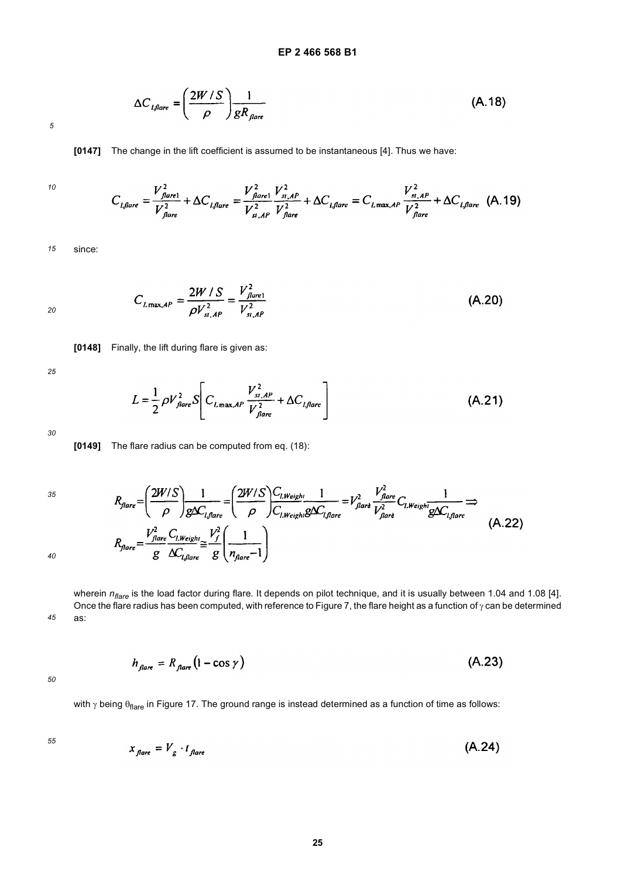$$\Delta C_{l,flare} = \left(\frac{2W/S}{\rho}\right)\frac{1}{gR_{flare}} \quad \text{(A.18)}$$

**[0147]** The change in the lift coefficient is assumed to be instantaneous [4]. Thus we have:

$$C_{l,flare} = \frac{V_{flare1}^2}{V_{flare}^2} + \Delta C_{l,flare} = \frac{V_{flare1}^2}{V_{st,AP}^2}\frac{V_{st,AP}^2}{V_{flare}^2} + \Delta C_{l,flare} = C_{L\max,AP}\frac{V_{st,AP}^2}{V_{flare}^2} + \Delta C_{l,flare} \quad \text{(A.19)}$$

since:

$$C_{L\max,AP} = \frac{2W/S}{\rho V_{st,AP}^2} = \frac{V_{flare1}^2}{V_{st,AP}^2} \quad \text{(A.20)}$$

**[0148]** Finally, the lift during flare is given as:

$$L = \frac{1}{2}\rho V_{flare}^2 S\left[C_{L\max,AP}\frac{V_{st,AP}^2}{V_{flare}^2} + \Delta C_{l,flare}\right] \quad \text{(A.21)}$$

**[0149]** The flare radius can be computed from eq. (18):

$$R_{flare} = \left(\frac{2W/S}{\rho}\right)\frac{1}{g\Delta C_{l,flare}} = \left(\frac{2W/S}{\rho}\right)\frac{C_{l,Weight}}{C_{l,Weight}g\Delta C_{l,flare}}\frac{1}{} = V_{flare}^2\frac{V_{flare}^2}{V_{flare}^2}C_{l,Weight}\frac{1}{g\Delta C_{l,flare}} \Rightarrow$$

$$R_{flare} = \frac{V_{flare}^2}{g}\frac{C_{l,Weight}}{\Delta C_{l,flare}} \cong \frac{V_f^2}{g}\left(\frac{1}{n_{flare}-1}\right) \quad \text{(A.22)}$$

wherein $n_{flare}$ is the load factor during flare. It depends on pilot technique, and it is usually between 1.04 and 1.08 [4]. Once the flare radius has been computed, with reference to Figure 7, the flare height as a function of $\gamma$ can be determined as:

$$h_{flare} = R_{flare}(1-\cos\gamma) \quad \text{(A.23)}$$

with $\gamma$ being $\theta_{flare}$ in Figure 17. The ground range is instead determined as a function of time as follows:

$$x_{flare} = V_g \cdot t_{flare} \quad \text{(A.24)}$$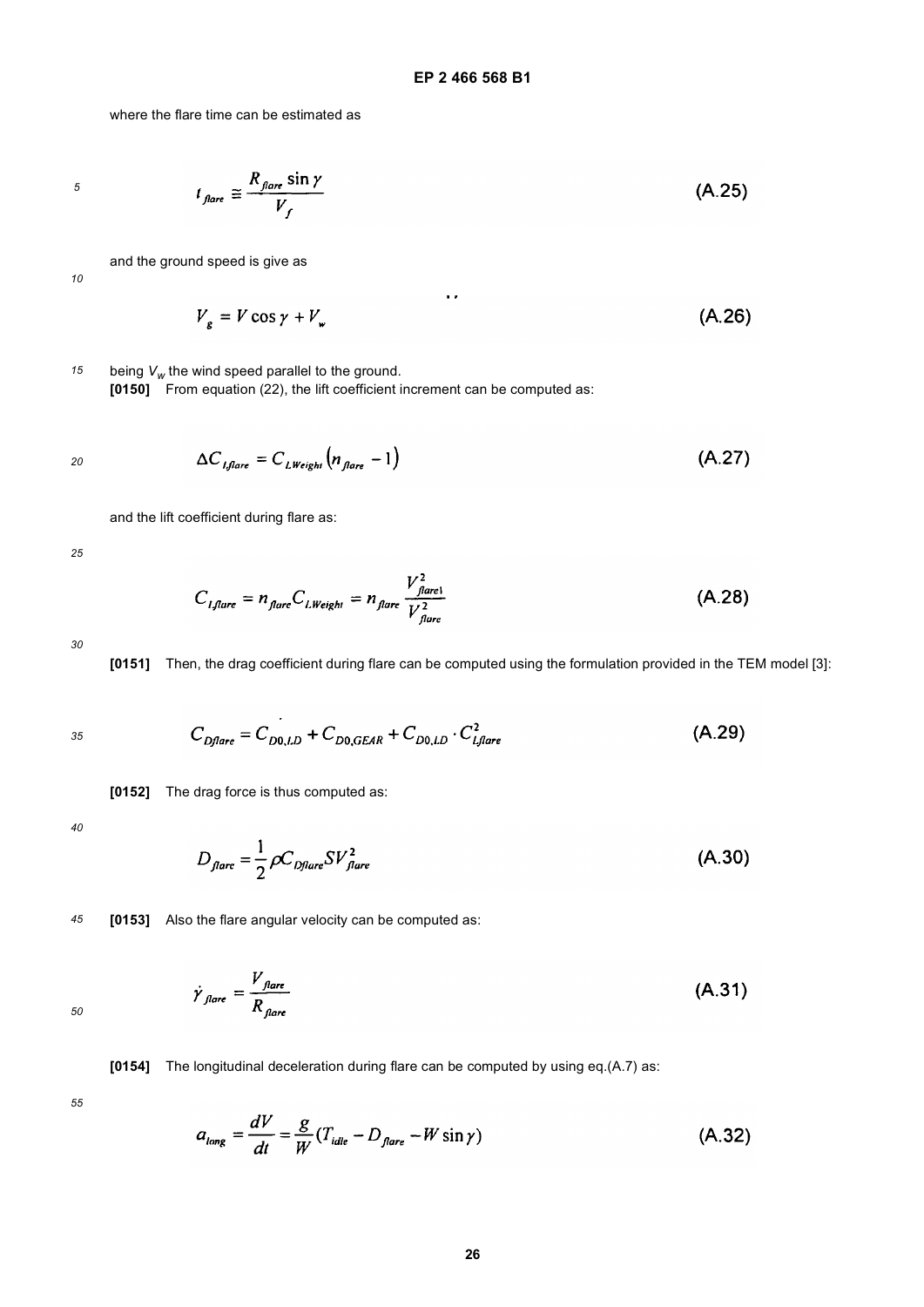where the flare time can be estimated as

$$t_{flare} \cong \frac{R_{flare} \sin \gamma}{V_f} \tag{A.25}$$

and the ground speed is give as

$$V_g = V \cos \gamma + V_w \tag{A.26}$$

being $V_w$ the wind speed parallel to the ground.

**[0150]** From equation (22), the lift coefficient increment can be computed as:

$$\Delta C_{l,flare} = C_{L,Weight} \left( n_{flare} - 1 \right) \tag{A.27}$$

and the lift coefficient during flare as:

$$C_{l,flare} = n_{flare} C_{L,Weight} = n_{flare} \frac{V_{flare1}^2}{V_{flare}^2} \tag{A.28}$$

**[0151]** Then, the drag coefficient during flare can be computed using the formulation provided in the TEM model [3]:

$$C_{Dflare} = C_{D0,LD} + C_{D0,GEAR} + C_{D0,LD} \cdot C_{Lflare}^2 \tag{A.29}$$

**[0152]** The drag force is thus computed as:

$$D_{flare} = \frac{1}{2} \rho C_{Dflare} S V_{flare}^2 \tag{A.30}$$

**[0153]** Also the flare angular velocity can be computed as:

$$\dot{\gamma}_{flare} = \frac{V_{flare}}{R_{flare}} \tag{A.31}$$

**[0154]** The longitudinal deceleration during flare can be computed by using eq.(A.7) as:

$$a_{long} = \frac{dV}{dt} = \frac{g}{W} (T_{idle} - D_{flare} - W \sin \gamma) \tag{A.32}$$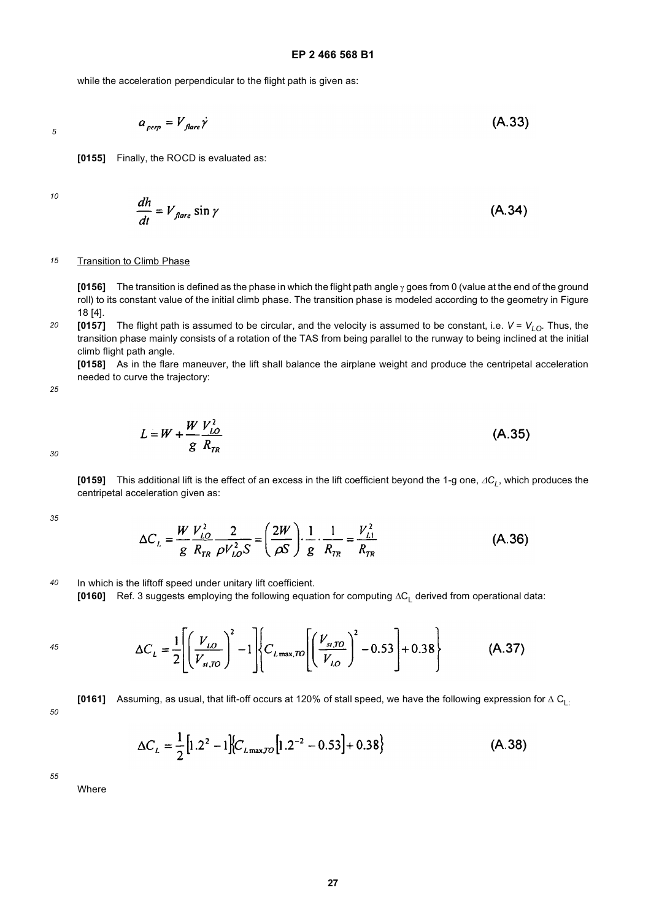while the acceleration perpendicular to the flight path is given as:

$$a_{perp} = V_{flare}\dot{\gamma} \tag{A.33}$$

**[0155]** Finally, the ROCD is evaluated as:

$$\frac{dh}{dt} = V_{flare}\sin\gamma \tag{A.34}$$

Transition to Climb Phase

**[0156]** The transition is defined as the phase in which the flight path angle $\gamma$ goes from 0 (value at the end of the ground roll) to its constant value of the initial climb phase. The transition phase is modeled according to the geometry in Figure 18 [4].

**[0157]** The flight path is assumed to be circular, and the velocity is assumed to be constant, i.e. $V = V_{LO}$. Thus, the transition phase mainly consists of a rotation of the TAS from being parallel to the runway to being inclined at the initial climb flight path angle.

**[0158]** As in the flare maneuver, the lift shall balance the airplane weight and produce the centripetal acceleration needed to curve the trajectory:

$$L = W + \frac{W}{g}\frac{V_{LO}^2}{R_{TR}} \tag{A.35}$$

**[0159]** This additional lift is the effect of an excess in the lift coefficient beyond the 1-g one, $\Delta C_L$, which produces the centripetal acceleration given as:

$$\Delta C_L = \frac{W}{g}\frac{V_{LO}^2}{R_{TR}}\frac{2}{\rho V_{LO}^2 S} = \left(\frac{2W}{\rho S}\right)\cdot\frac{1}{g}\cdot\frac{1}{R_{TR}} = \frac{V_{L1}^2}{R_{TR}} \tag{A.36}$$

In which is the liftoff speed under unitary lift coefficient.

**[0160]** Ref. 3 suggests employing the following equation for computing $\Delta C_L$ derived from operational data:

$$\Delta C_L = \frac{1}{2}\left[\left(\frac{V_{LO}}{V_{st,TO}}\right)^2 - 1\right]\left\{C_{L\max,TO}\left[\left(\frac{V_{st,TO}}{V_{LO}}\right)^2 - 0.53\right] + 0.38\right\} \tag{A.37}$$

**[0161]** Assuming, as usual, that lift-off occurs at 120% of stall speed, we have the following expression for $\Delta C_L$:

$$\Delta C_L = \frac{1}{2}\left[1.2^2 - 1\right]\left\{C_{L\max,TO}\left[1.2^{-2} - 0.53\right] + 0.38\right\} \tag{A.38}$$

Where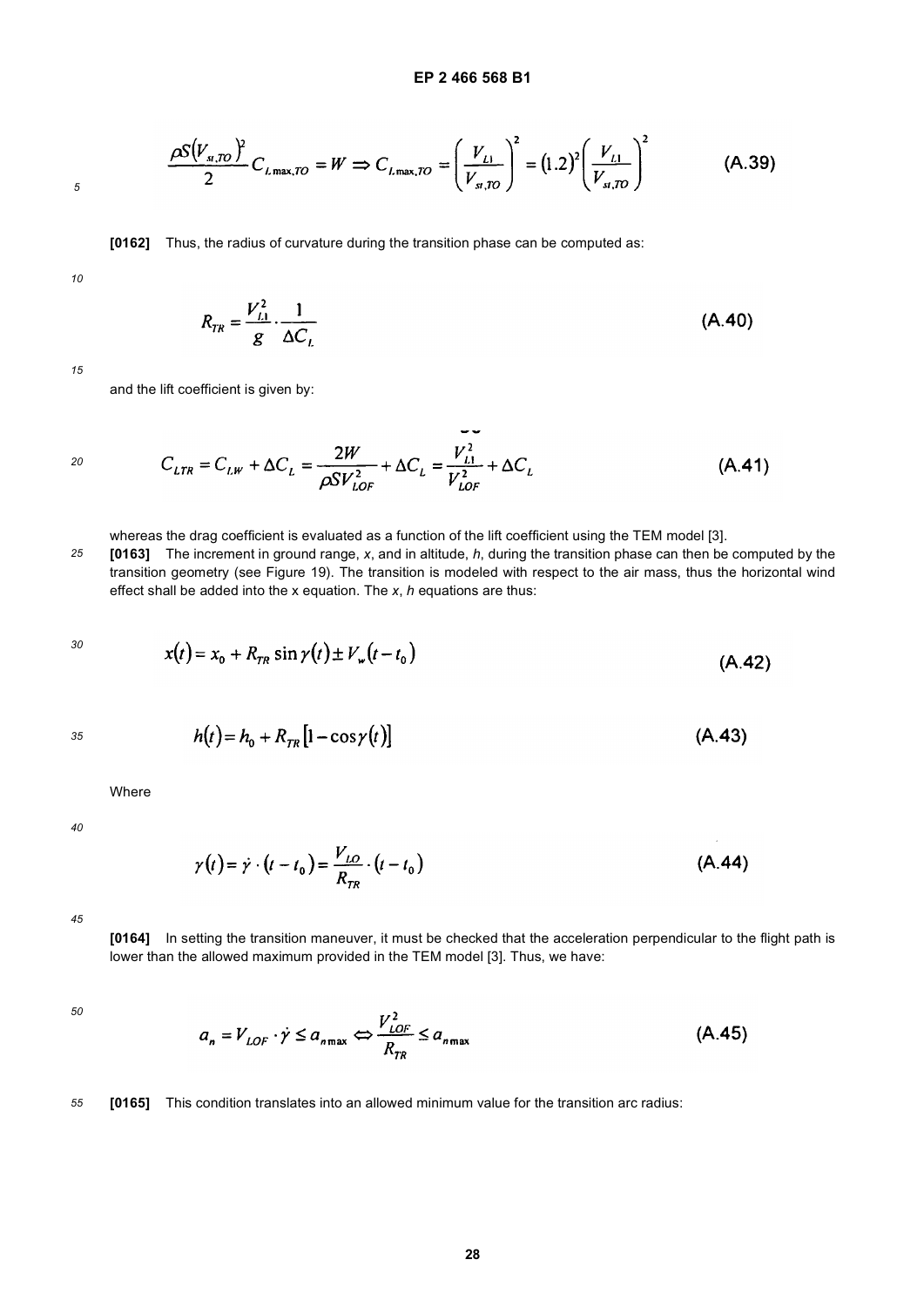$$\frac{\rho S (V_{st,TO})^2}{2} C_{L\max,TO} = W \Rightarrow C_{L\max,TO} = \left(\frac{V_{L1}}{V_{st,TO}}\right)^2 = (1.2)^2 \left(\frac{V_{L1}}{V_{st,TO}}\right)^2 \quad \text{(A.39)}$$

**[0162]** Thus, the radius of curvature during the transition phase can be computed as:

$$R_{TR} = \frac{V_{L1}^2}{g} \cdot \frac{1}{\Delta C_L} \quad \text{(A.40)}$$

and the lift coefficient is given by:

$$C_{LTR} = C_{L,W} + \Delta C_L = \frac{2W}{\rho S V_{LOF}^2} + \Delta C_L = \frac{V_{L1}^2}{V_{LOF}^2} + \Delta C_L \quad \text{(A.41)}$$

whereas the drag coefficient is evaluated as a function of the lift coefficient using the TEM model [3].

**[0163]** The increment in ground range, $x$, and in altitude, $h$, during the transition phase can then be computed by the transition geometry (see Figure 19). The transition is modeled with respect to the air mass, thus the horizontal wind effect shall be added into the x equation. The $x$, $h$ equations are thus:

$$x(t) = x_0 + R_{TR} \sin \gamma(t) \pm V_w (t - t_0) \quad \text{(A.42)}$$

$$h(t) = h_0 + R_{TR} [1 - \cos \gamma(t)] \quad \text{(A.43)}$$

Where

$$\gamma(t) = \dot{\gamma} \cdot (t - t_0) = \frac{V_{LO}}{R_{TR}} \cdot (t - t_0) \quad \text{(A.44)}$$

**[0164]** In setting the transition maneuver, it must be checked that the acceleration perpendicular to the flight path is lower than the allowed maximum provided in the TEM model [3]. Thus, we have:

$$a_n = V_{LOF} \cdot \dot{\gamma} \le a_{n\max} \Leftrightarrow \frac{V_{LOF}^2}{R_{TR}} \le a_{n\max} \quad \text{(A.45)}$$

**[0165]** This condition translates into an allowed minimum value for the transition arc radius: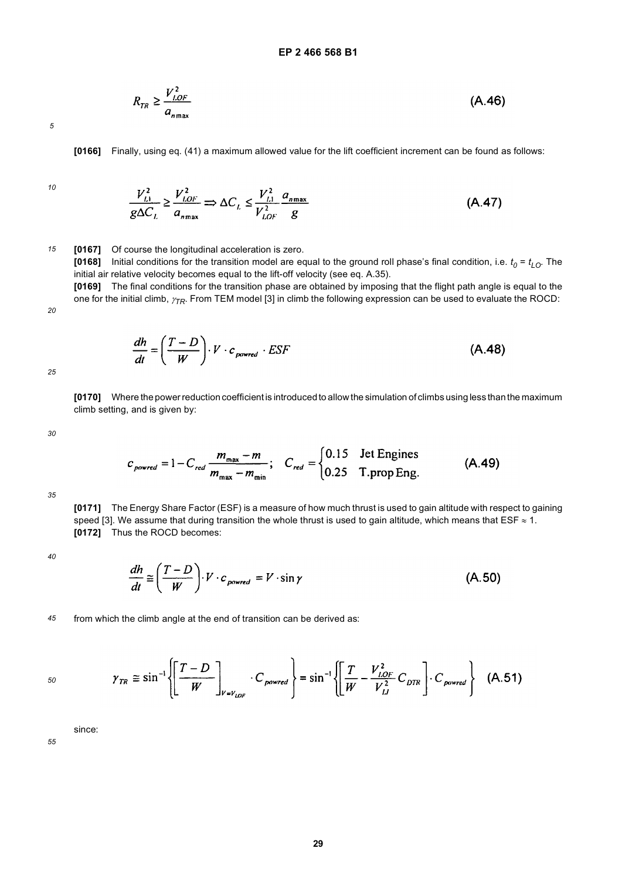$$R_{TR} \geq \frac{V_{LOF}^2}{a_{n\max}} \tag{A.46}$$

**[0166]** Finally, using eq. (41) a maximum allowed value for the lift coefficient increment can be found as follows:

$$\frac{V_{LI}^2}{g\Delta C_L} \geq \frac{V_{LOF}^2}{a_{n\max}} \Rightarrow \Delta C_L \leq \frac{V_{LI}^2}{V_{LOF}^2}\frac{a_{n\max}}{g} \tag{A.47}$$

**[0167]** Of course the longitudinal acceleration is zero.

**[0168]** Initial conditions for the transition model are equal to the ground roll phase's final condition, i.e. $t_0 = t_{LO}$. The initial air relative velocity becomes equal to the lift-off velocity (see eq. A.35).

**[0169]** The final conditions for the transition phase are obtained by imposing that the flight path angle is equal to the one for the initial climb, $\gamma_{TR}$. From TEM model [3] in climb the following expression can be used to evaluate the ROCD:

$$\frac{dh}{dt} = \left(\frac{T-D}{W}\right) \cdot V \cdot c_{powred} \cdot ESF \tag{A.48}$$

**[0170]** Where the power reduction coefficient is introduced to allow the simulation of climbs using less than the maximum climb setting, and is given by:

$$c_{powred} = 1 - C_{red}\frac{m_{\max} - m}{m_{\max} - m_{\min}}; \quad C_{red} = \begin{cases} 0.15 & \text{Jet Engines} \\ 0.25 & \text{T.prop Eng.} \end{cases} \tag{A.49}$$

**[0171]** The Energy Share Factor (ESF) is a measure of how much thrust is used to gain altitude with respect to gaining speed [3]. We assume that during transition the whole thrust is used to gain altitude, which means that ESF $\approx$ 1.

**[0172]** Thus the ROCD becomes:

$$\frac{dh}{dt} \cong \left(\frac{T-D}{W}\right) \cdot V \cdot c_{powred} = V \cdot \sin\gamma \tag{A.50}$$

from which the climb angle at the end of transition can be derived as:

$$\gamma_{TR} \cong \sin^{-1}\left\{\left[\frac{T-D}{W}\right]_{V=V_{LOF}} \cdot C_{powred}\right\} = \sin^{-1}\left\{\left[\frac{T}{W} - \frac{V_{LOF}^2}{V_{IJ}^2} C_{DTR}\right] \cdot C_{powred}\right\} \tag{A.51}$$

since: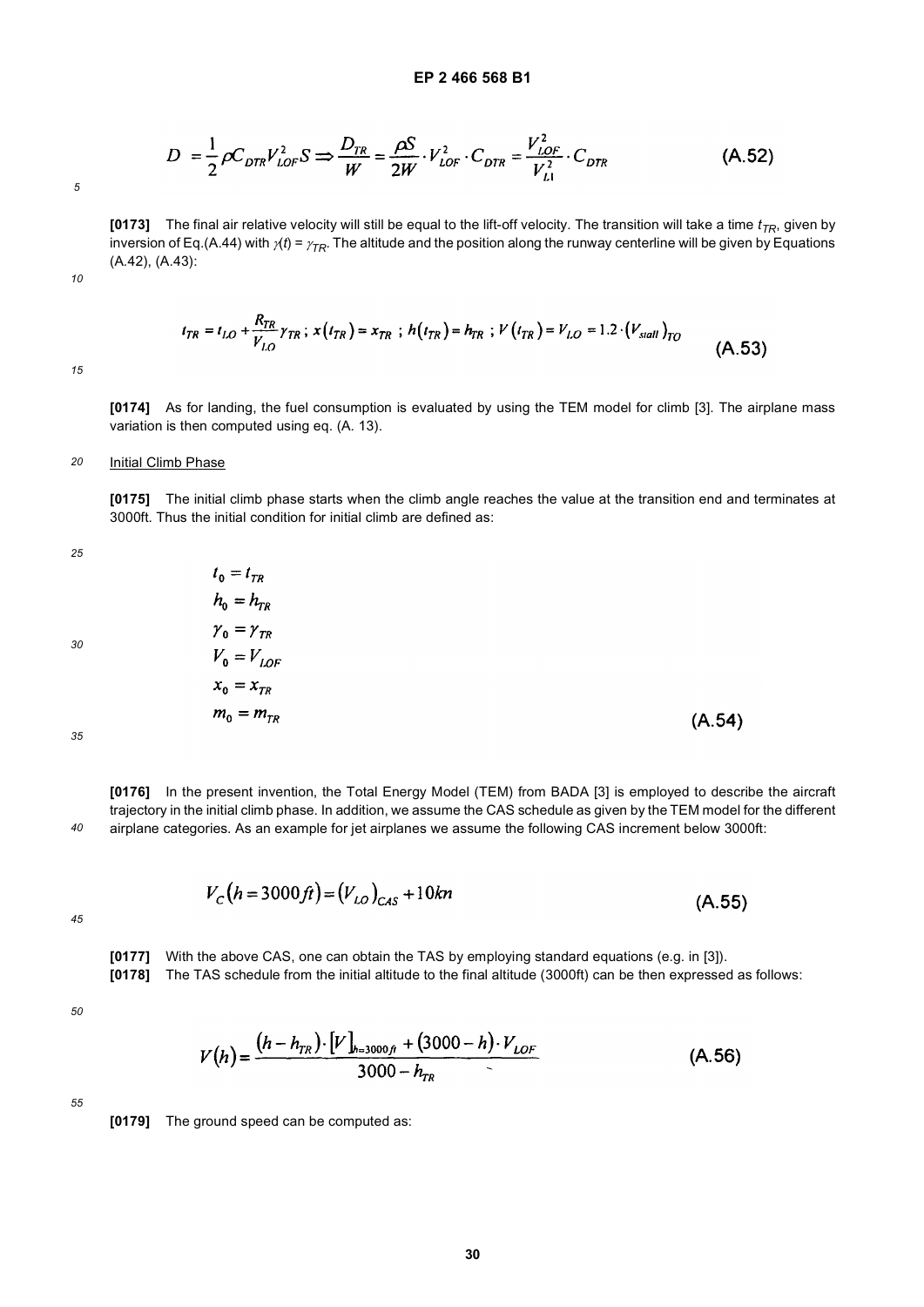$$D = \frac{1}{2}\rho C_{DTR} V_{LOF}^2 S \Rightarrow \frac{D_{TR}}{W} = \frac{\rho S}{2W} \cdot V_{LOF}^2 \cdot C_{DTR} = \frac{V_{LOF}^2}{V_{L1}^2} \cdot C_{DTR} \quad \text{(A.52)}$$

**[0173]** The final air relative velocity will still be equal to the lift-off velocity. The transition will take a time $t_{TR}$, given by inversion of Eq.(A.44) with $\gamma(t) = \gamma_{TR}$. The altitude and the position along the runway centerline will be given by Equations (A.42), (A.43):

$$t_{TR} = t_{LO} + \frac{R_{TR}}{V_{LO}} \gamma_{TR} \; ; \; x(t_{TR}) = x_{TR} \; ; \; h(t_{TR}) = h_{TR} \; ; \; V(t_{TR}) = V_{LO} = 1.2 \cdot (V_{stall})_{TO} \quad \text{(A.53)}$$

**[0174]** As for landing, the fuel consumption is evaluated by using the TEM model for climb [3]. The airplane mass variation is then computed using eq. (A. 13).

Initial Climb Phase

**[0175]** The initial climb phase starts when the climb angle reaches the value at the transition end and terminates at 3000ft. Thus the initial condition for initial climb are defined as:

$$\begin{aligned} t_0 &= t_{TR} \\ h_0 &= h_{TR} \\ \gamma_0 &= \gamma_{TR} \\ V_0 &= V_{LOF} \\ x_0 &= x_{TR} \\ m_0 &= m_{TR} \end{aligned} \quad \text{(A.54)}$$

**[0176]** In the present invention, the Total Energy Model (TEM) from BADA [3] is employed to describe the aircraft trajectory in the initial climb phase. In addition, we assume the CAS schedule as given by the TEM model for the different airplane categories. As an example for jet airplanes we assume the following CAS increment below 3000ft:

$$V_C(h = 3000ft) = (V_{LO})_{CAS} + 10kn \quad \text{(A.55)}$$

**[0177]** With the above CAS, one can obtain the TAS by employing standard equations (e.g. in [3]).

**[0178]** The TAS schedule from the initial altitude to the final altitude (3000ft) can be then expressed as follows:

$$V(h) = \frac{(h - h_{TR}) \cdot [V]_{h=3000ft} + (3000 - h) \cdot V_{LOF}}{3000 - h_{TR}} \quad \text{(A.56)}$$

**[0179]** The ground speed can be computed as: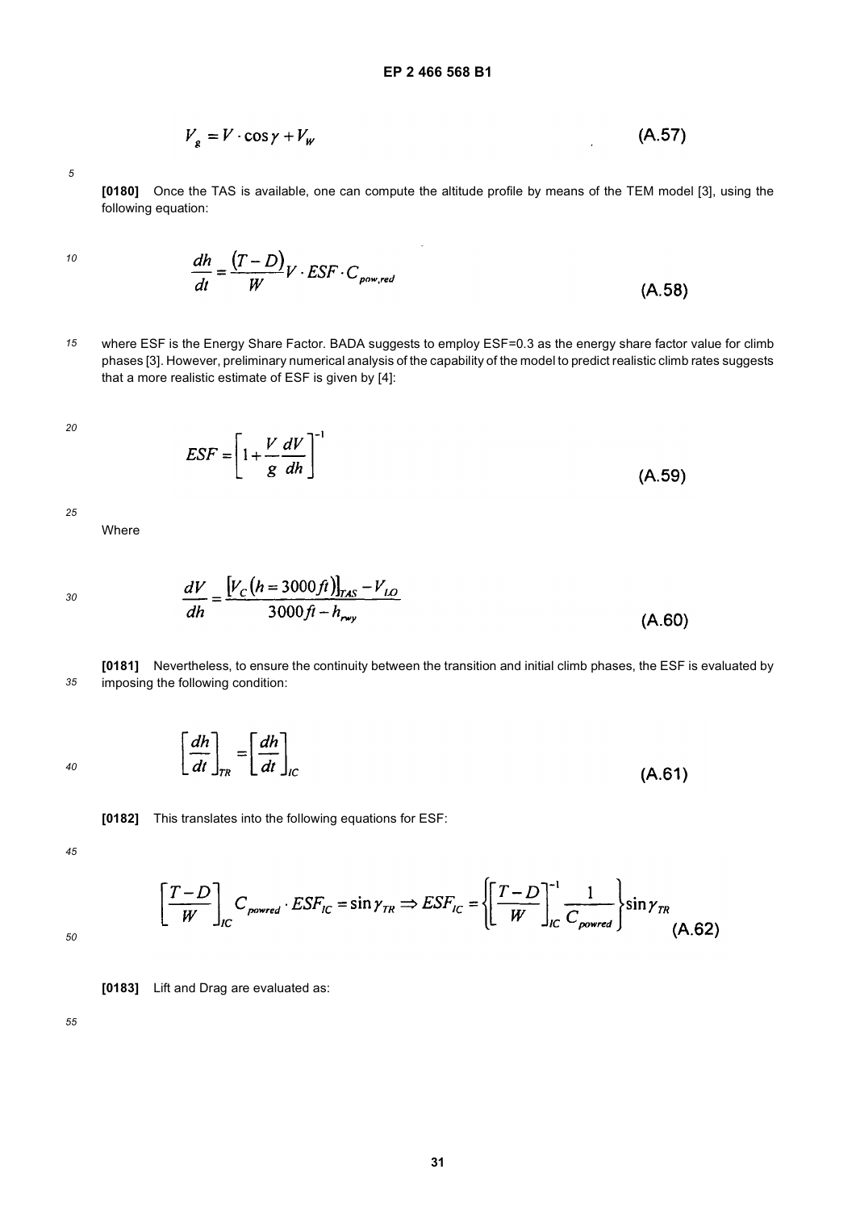$$V_g = V \cdot \cos\gamma + V_W \qquad \text{(A.57)}$$

**[0180]** Once the TAS is available, one can compute the altitude profile by means of the TEM model [3], using the following equation:

$$\frac{dh}{dt} = \frac{(T-D)}{W} V \cdot ESF \cdot C_{pow,red} \qquad \text{(A.58)}$$

where ESF is the Energy Share Factor. BADA suggests to employ ESF=0.3 as the energy share factor value for climb phases [3]. However, preliminary numerical analysis of the capability of the model to predict realistic climb rates suggests that a more realistic estimate of ESF is given by [4]:

$$ESF = \left[1 + \frac{V}{g}\frac{dV}{dh}\right]^{-1} \qquad \text{(A.59)}$$

Where

$$\frac{dV}{dh} = \frac{\left[V_C(h = 3000ft)\right]_{TAS} - V_{LO}}{3000ft - h_{rwy}} \qquad \text{(A.60)}$$

**[0181]** Nevertheless, to ensure the continuity between the transition and initial climb phases, the ESF is evaluated by imposing the following condition:

$$\left[\frac{dh}{dt}\right]_{TR} = \left[\frac{dh}{dt}\right]_{IC} \qquad \text{(A.61)}$$

**[0182]** This translates into the following equations for ESF:

$$\left[\frac{T-D}{W}\right]_{IC} C_{powred} \cdot ESF_{IC} = \sin\gamma_{TR} \Rightarrow ESF_{IC} = \left\{\left[\frac{T-D}{W}\right]_{IC}^{-1} \frac{1}{C_{powred}}\right\} \sin\gamma_{TR} \qquad \text{(A.62)}$$

**[0183]** Lift and Drag are evaluated as: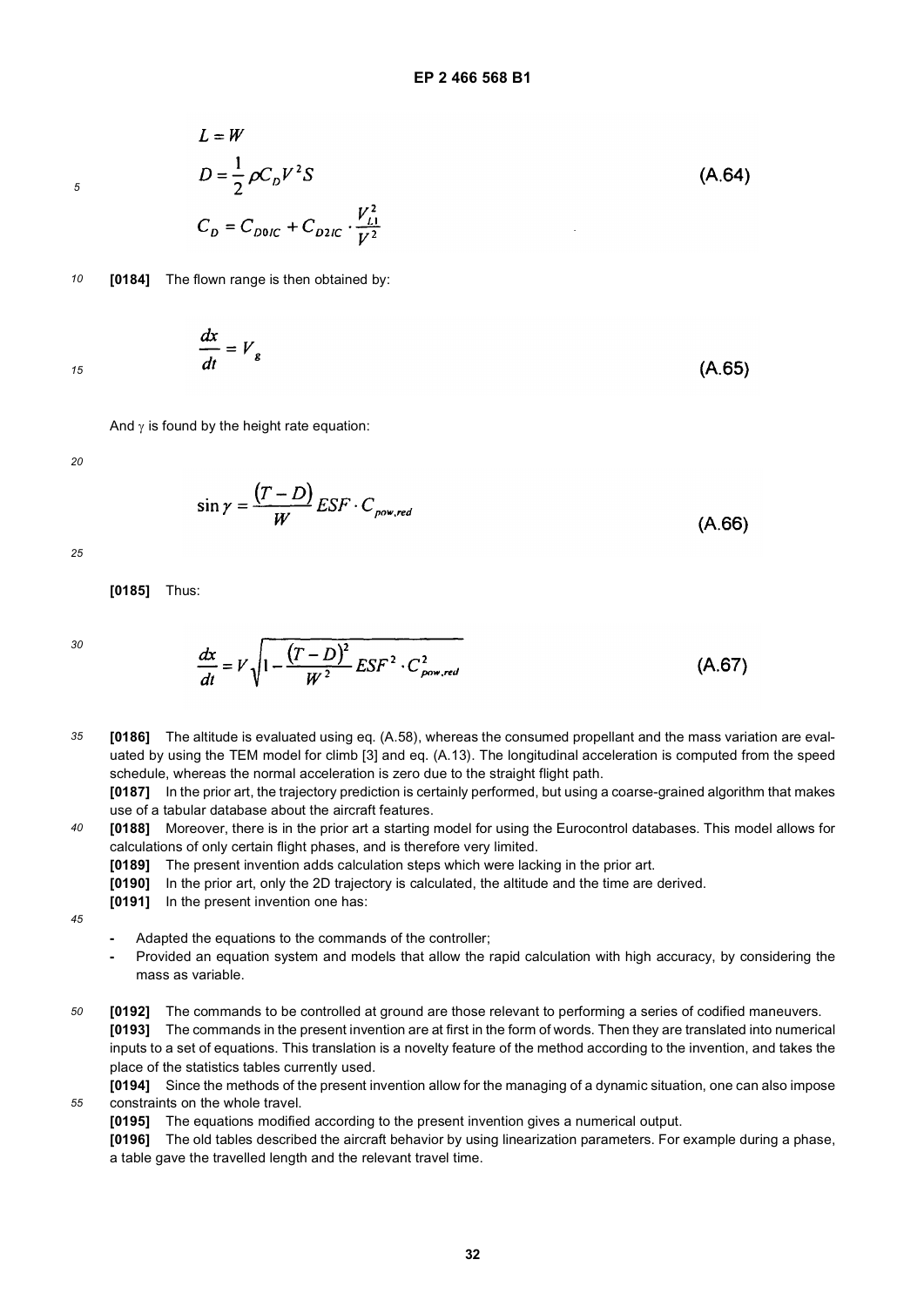$$L = W$$
$$D = \frac{1}{2} \rho C_D V^2 S \tag{A.64}$$
$$C_D = C_{D0IC} + C_{D2IC} \cdot \frac{V_{L1}^2}{V^2}$$

**[0184]** The flown range is then obtained by:

$$\frac{dx}{dt} = V_g \tag{A.65}$$

And $\gamma$ is found by the height rate equation:

$$\sin \gamma = \frac{(T - D)}{W} ESF \cdot C_{pow,red} \tag{A.66}$$

**[0185]** Thus:

$$\frac{dx}{dt} = V \sqrt{1 - \frac{(T - D)^2}{W^2} ESF^2 \cdot C_{pow,red}^2} \tag{A.67}$$

**[0186]** The altitude is evaluated using eq. (A.58), whereas the consumed propellant and the mass variation are evaluated by using the TEM model for climb [3] and eq. (A.13). The longitudinal acceleration is computed from the speed schedule, whereas the normal acceleration is zero due to the straight flight path.

**[0187]** In the prior art, the trajectory prediction is certainly performed, but using a coarse-grained algorithm that makes use of a tabular database about the aircraft features.

**[0188]** Moreover, there is in the prior art a starting model for using the Eurocontrol databases. This model allows for calculations of only certain flight phases, and is therefore very limited.

**[0189]** The present invention adds calculation steps which were lacking in the prior art.

**[0190]** In the prior art, only the 2D trajectory is calculated, the altitude and the time are derived.

**[0191]** In the present invention one has:

- Adapted the equations to the commands of the controller;
- Provided an equation system and models that allow the rapid calculation with high accuracy, by considering the mass as variable.

**[0192]** The commands to be controlled at ground are those relevant to performing a series of codified maneuvers.

**[0193]** The commands in the present invention are at first in the form of words. Then they are translated into numerical inputs to a set of equations. This translation is a novelty feature of the method according to the invention, and takes the place of the statistics tables currently used.

**[0194]** Since the methods of the present invention allow for the managing of a dynamic situation, one can also impose constraints on the whole travel.

**[0195]** The equations modified according to the present invention gives a numerical output.

**[0196]** The old tables described the aircraft behavior by using linearization parameters. For example during a phase, a table gave the travelled length and the relevant travel time.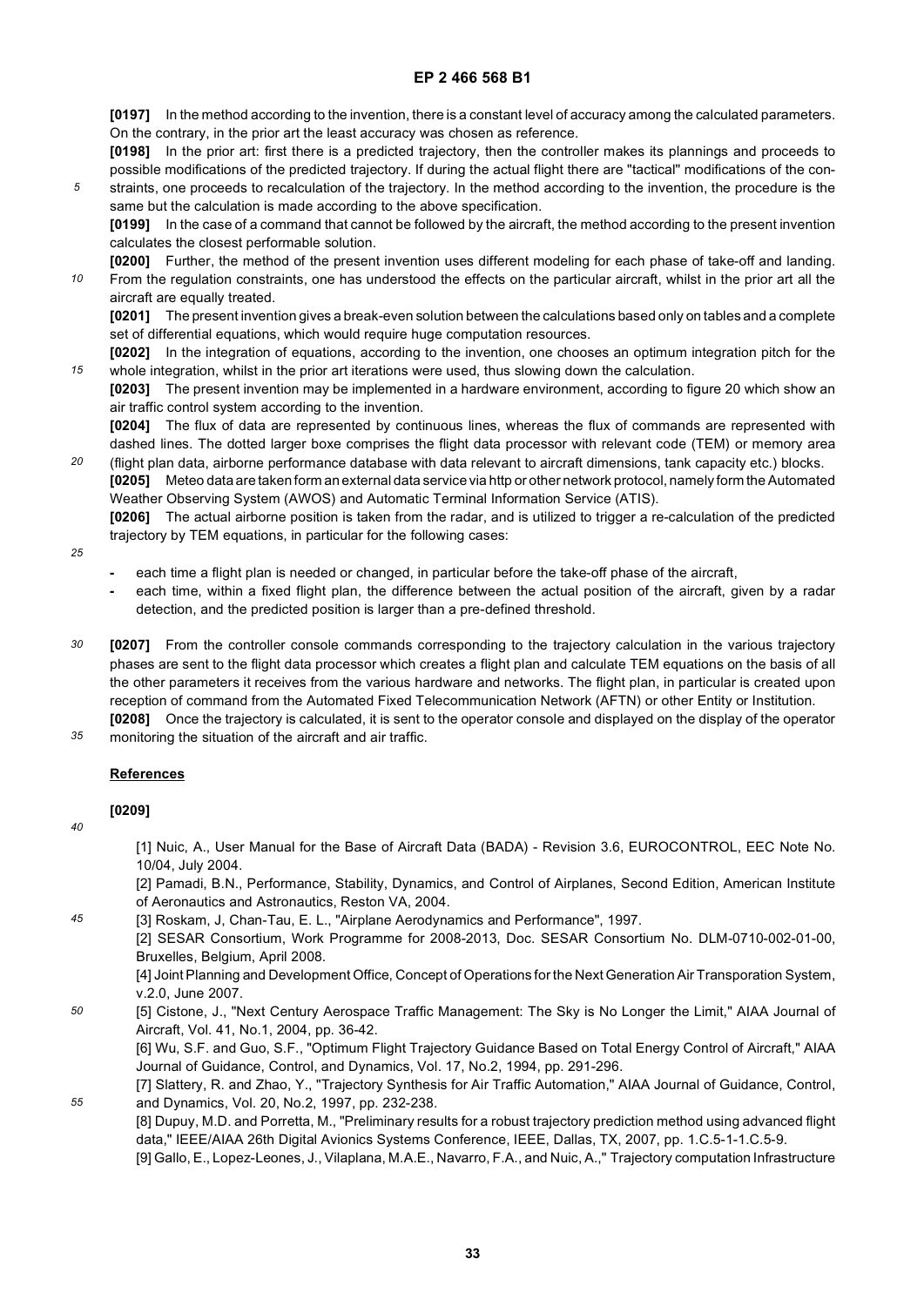**[0197]** In the method according to the invention, there is a constant level of accuracy among the calculated parameters. On the contrary, in the prior art the least accuracy was chosen as reference.

**[0198]** In the prior art: first there is a predicted trajectory, then the controller makes its plannings and proceeds to possible modifications of the predicted trajectory. If during the actual flight there are "tactical" modifications of the constraints, one proceeds to recalculation of the trajectory. In the method according to the invention, the procedure is the same but the calculation is made according to the above specification.

**[0199]** In the case of a command that cannot be followed by the aircraft, the method according to the present invention calculates the closest performable solution.

**[0200]** Further, the method of the present invention uses different modeling for each phase of take-off and landing. From the regulation constraints, one has understood the effects on the particular aircraft, whilst in the prior art all the aircraft are equally treated.

**[0201]** The present invention gives a break-even solution between the calculations based only on tables and a complete set of differential equations, which would require huge computation resources.

**[0202]** In the integration of equations, according to the invention, one chooses an optimum integration pitch for the whole integration, whilst in the prior art iterations were used, thus slowing down the calculation.

**[0203]** The present invention may be implemented in a hardware environment, according to figure 20 which show an air traffic control system according to the invention.

**[0204]** The flux of data are represented by continuous lines, whereas the flux of commands are represented with dashed lines. The dotted larger boxe comprises the flight data processor with relevant code (TEM) or memory area (flight plan data, airborne performance database with data relevant to aircraft dimensions, tank capacity etc.) blocks.

**[0205]** Meteo data are taken form an external data service via http or other network protocol, namely form the Automated Weather Observing System (AWOS) and Automatic Terminal Information Service (ATIS).

**[0206]** The actual airborne position is taken from the radar, and is utilized to trigger a re-calculation of the predicted trajectory by TEM equations, in particular for the following cases:

- each time a flight plan is needed or changed, in particular before the take-off phase of the aircraft,
- each time, within a fixed flight plan, the difference between the actual position of the aircraft, given by a radar detection, and the predicted position is larger than a pre-defined threshold.

**[0207]** From the controller console commands corresponding to the trajectory calculation in the various trajectory phases are sent to the flight data processor which creates a flight plan and calculate TEM equations on the basis of all the other parameters it receives from the various hardware and networks. The flight plan, in particular is created upon reception of command from the Automated Fixed Telecommunication Network (AFTN) or other Entity or Institution.

**[0208]** Once the trajectory is calculated, it is sent to the operator console and displayed on the display of the operator monitoring the situation of the aircraft and air traffic.

**References**

**[0209]**

[1] Nuic, A., User Manual for the Base of Aircraft Data (BADA) - Revision 3.6, EUROCONTROL, EEC Note No. 10/04, July 2004.

[2] Pamadi, B.N., Performance, Stability, Dynamics, and Control of Airplanes, Second Edition, American Institute of Aeronautics and Astronautics, Reston VA, 2004.

[3] Roskam, J, Chan-Tau, E. L., "Airplane Aerodynamics and Performance", 1997.

[2] SESAR Consortium, Work Programme for 2008-2013, Doc. SESAR Consortium No. DLM-0710-002-01-00, Bruxelles, Belgium, April 2008.

[4] Joint Planning and Development Office, Concept of Operations for the Next Generation Air Transporation System, v.2.0, June 2007.

[5] Cistone, J., "Next Century Aerospace Traffic Management: The Sky is No Longer the Limit," AIAA Journal of Aircraft, Vol. 41, No.1, 2004, pp. 36-42.

[6] Wu, S.F. and Guo, S.F., "Optimum Flight Trajectory Guidance Based on Total Energy Control of Aircraft," AIAA Journal of Guidance, Control, and Dynamics, Vol. 17, No.2, 1994, pp. 291-296.

[7] Slattery, R. and Zhao, Y., "Trajectory Synthesis for Air Traffic Automation," AIAA Journal of Guidance, Control, and Dynamics, Vol. 20, No.2, 1997, pp. 232-238.

[8] Dupuy, M.D. and Porretta, M., "Preliminary results for a robust trajectory prediction method using advanced flight data," IEEE/AIAA 26th Digital Avionics Systems Conference, IEEE, Dallas, TX, 2007, pp. 1.C.5-1-1.C.5-9.

[9] Gallo, E., Lopez-Leones, J., Vilaplana, M.A.E., Navarro, F.A., and Nuic, A.," Trajectory computation Infrastructure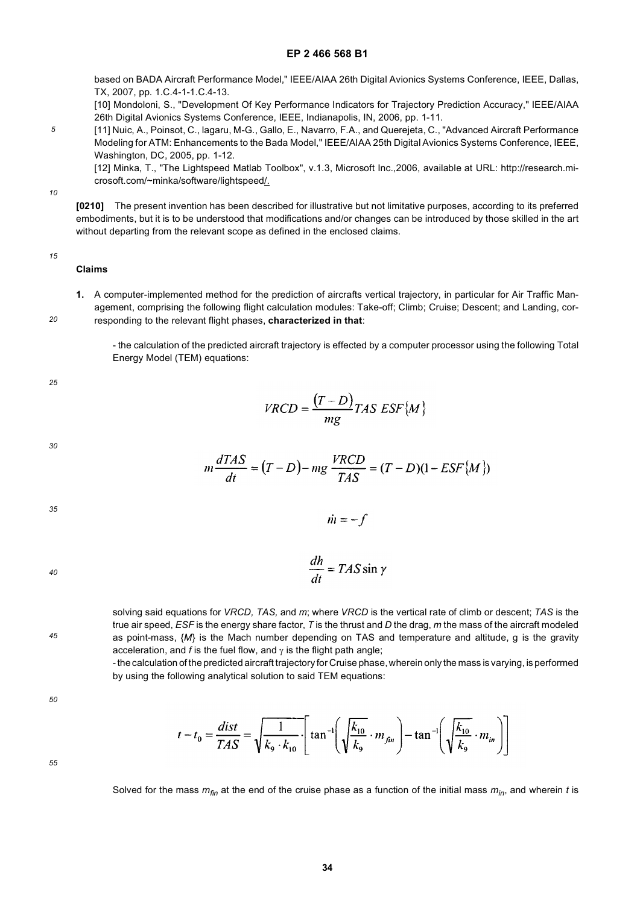based on BADA Aircraft Performance Model," IEEE/AIAA 26th Digital Avionics Systems Conference, IEEE, Dallas, TX, 2007, pp. 1.C.4-1-1.C.4-13.

[10] Mondoloni, S., "Development Of Key Performance Indicators for Trajectory Prediction Accuracy," IEEE/AIAA 26th Digital Avionics Systems Conference, IEEE, Indianapolis, IN, 2006, pp. 1-11.

[11] Nuic, A., Poinsot, C., Iagaru, M-G., Gallo, E., Navarro, F.A., and Querejeta, C., "Advanced Aircraft Performance Modeling for ATM: Enhancements to the Bada Model," IEEE/AIAA 25th Digital Avionics Systems Conference, IEEE, Washington, DC, 2005, pp. 1-12.

[12] Minka, T., "The Lightspeed Matlab Toolbox", v.1.3, Microsoft Inc.,2006, available at URL: http://research.microsoft.com/~minka/software/lightspeed/.

**[0210]** The present invention has been described for illustrative but not limitative purposes, according to its preferred embodiments, but it is to be understood that modifications and/or changes can be introduced by those skilled in the art without departing from the relevant scope as defined in the enclosed claims.

## Claims

**1.** A computer-implemented method for the prediction of aircrafts vertical trajectory, in particular for Air Traffic Management, comprising the following flight calculation modules: Take-off; Climb; Cruise; Descent; and Landing, corresponding to the relevant flight phases, **characterized in that**:

- the calculation of the predicted aircraft trajectory is effected by a computer processor using the following Total Energy Model (TEM) equations:

$$VRCD = \frac{(T-D)}{mg} TAS\ ESF\{M\}$$

$$m\frac{dTAS}{dt} = (T-D) - mg\frac{VRCD}{TAS} = (T-D)(1-ESF\{M\})$$

$$\dot{m} = -f$$

$$\frac{dh}{dt} = TAS \sin\gamma$$

solving said equations for *VRCD*, *TAS*, and *m*; where *VRCD* is the vertical rate of climb or descent; *TAS* is the true air speed, *ESF* is the energy share factor, *T* is the thrust and *D* the drag, *m* the mass of the aircraft modeled as point-mass, {*M*} is the Mach number depending on TAS and temperature and altitude, g is the gravity acceleration, and *f* is the fuel flow, and $\gamma$ is the flight path angle;

- the calculation of the predicted aircraft trajectory for Cruise phase, wherein only the mass is varying, is performed by using the following analytical solution to said TEM equations:

$$t - t_0 = \frac{dist}{TAS} = \sqrt{\frac{1}{k_9 \cdot k_{10}}} \cdot \left[ \tan^{-1}\left(\sqrt{\frac{k_{10}}{k_9}} \cdot m_{fin}\right) - \tan^{-1}\left(\sqrt{\frac{k_{10}}{k_9}} \cdot m_{in}\right) \right]$$

Solved for the mass $m_{fin}$ at the end of the cruise phase as a function of the initial mass $m_{in}$, and wherein *t* is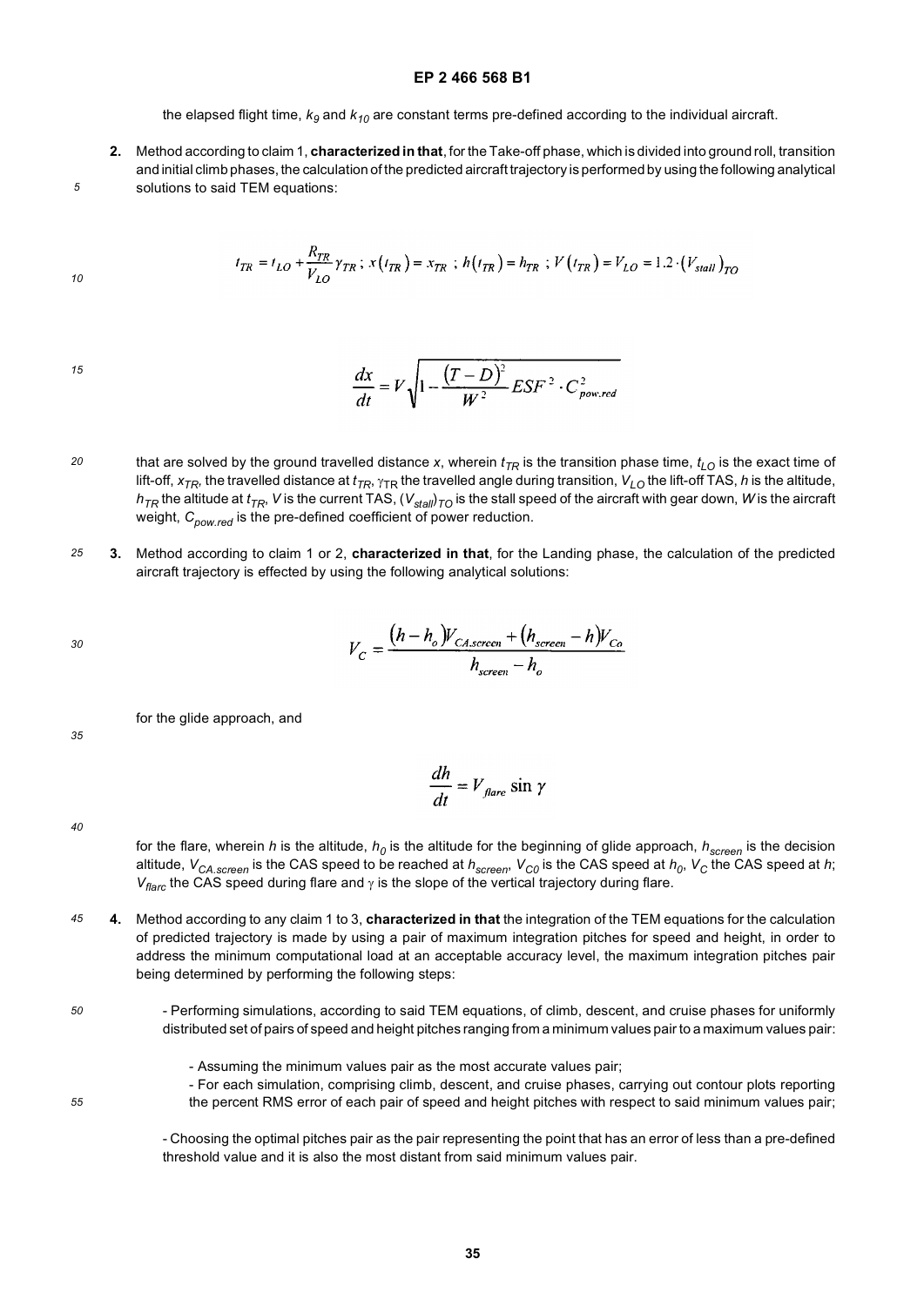the elapsed flight time, $k_9$ and $k_{10}$ are constant terms pre-defined according to the individual aircraft.

**2.** Method according to claim 1, **characterized in that**, for the Take-off phase, which is divided into ground roll, transition and initial climb phases, the calculation of the predicted aircraft trajectory is performed by using the following analytical solutions to said TEM equations:

$$t_{TR} = t_{LO} + \frac{R_{TR}}{V_{LO}} \gamma_{TR} \; ; \; x(t_{TR}) = x_{TR} \; ; \; h(t_{TR}) = h_{TR} \; ; \; V(t_{TR}) = V_{LO} = 1.2 \cdot (V_{stall})_{TO}$$

$$\frac{dx}{dt} = V \sqrt{1 - \frac{(T-D)^2}{W^2} ESF^2 \cdot C_{pow.red}^2}$$

that are solved by the ground travelled distance $x$, wherein $t_{TR}$ is the transition phase time, $t_{LO}$ is the exact time of lift-off, $x_{TR}$, the travelled distance at $t_{TR}$, $\gamma_{TR}$ the travelled angle during transition, $V_{LO}$ the lift-off TAS, $h$ is the altitude, $h_{TR}$ the altitude at $t_{TR}$, $V$ is the current TAS, $(V_{stall})_{TO}$ is the stall speed of the aircraft with gear down, $W$ is the aircraft weight, $C_{pow.red}$ is the pre-defined coefficient of power reduction.

**3.** Method according to claim 1 or 2, **characterized in that**, for the Landing phase, the calculation of the predicted aircraft trajectory is effected by using the following analytical solutions:

$$V_C = \frac{(h - h_o)V_{CA.screen} + (h_{screen} - h)V_{Co}}{h_{screen} - h_o}$$

for the glide approach, and

$$\frac{dh}{dt} = V_{flare} \sin \gamma$$

for the flare, wherein $h$ is the altitude, $h_0$ is the altitude for the beginning of glide approach, $h_{screen}$ is the decision altitude, $V_{CA.screen}$ is the CAS speed to be reached at $h_{screen}$, $V_{C0}$ is the CAS speed at $h_0$, $V_C$ the CAS speed at $h$; $V_{flarc}$ the CAS speed during flare and $\gamma$ is the slope of the vertical trajectory during flare.

**4.** Method according to any claim 1 to 3, **characterized in that** the integration of the TEM equations for the calculation of predicted trajectory is made by using a pair of maximum integration pitches for speed and height, in order to address the minimum computational load at an acceptable accuracy level, the maximum integration pitches pair being determined by performing the following steps:

- Performing simulations, according to said TEM equations, of climb, descent, and cruise phases for uniformly distributed set of pairs of speed and height pitches ranging from a minimum values pair to a maximum values pair:
  - Assuming the minimum values pair as the most accurate values pair;
  - For each simulation, comprising climb, descent, and cruise phases, carrying out contour plots reporting the percent RMS error of each pair of speed and height pitches with respect to said minimum values pair;
- Choosing the optimal pitches pair as the pair representing the point that has an error of less than a pre-defined threshold value and it is also the most distant from said minimum values pair.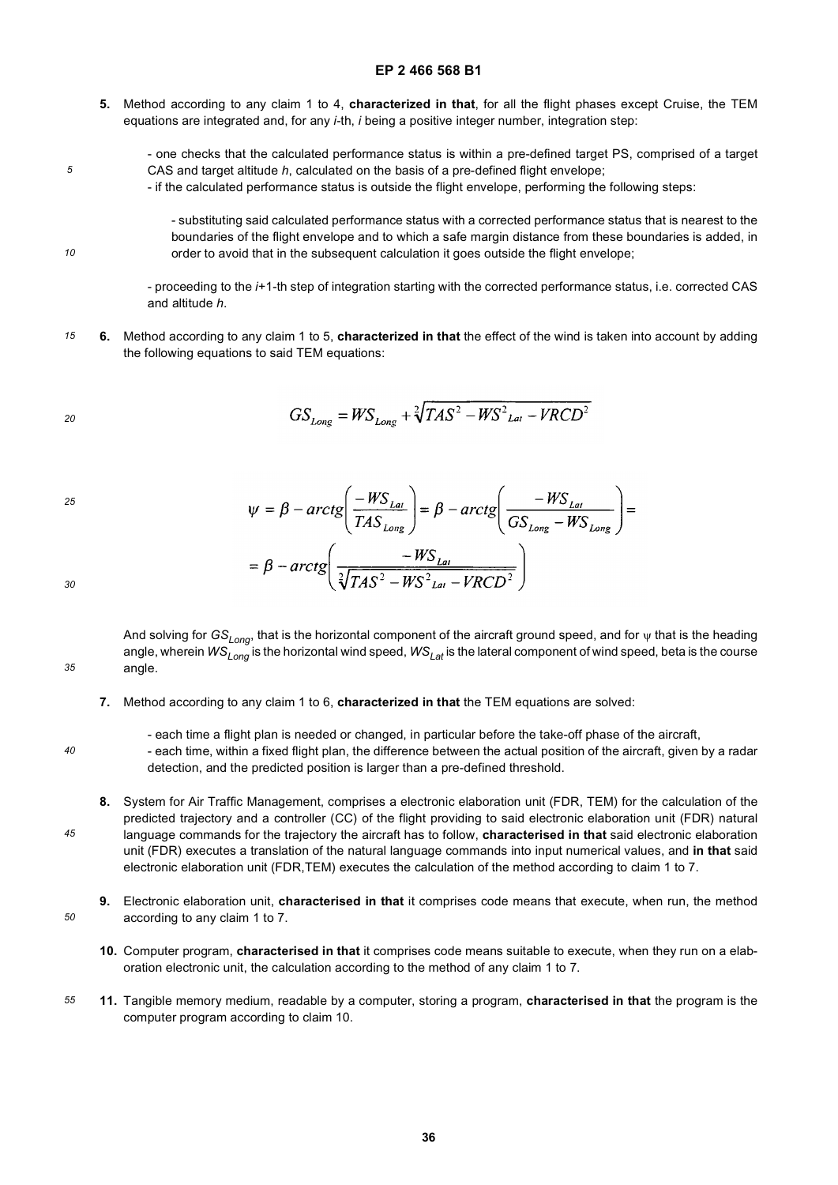**5.** Method according to any claim 1 to 4, **characterized in that**, for all the flight phases except Cruise, the TEM equations are integrated and, for any *i*-th, *i* being a positive integer number, integration step:

- one checks that the calculated performance status is within a pre-defined target PS, comprised of a target CAS and target altitude *h*, calculated on the basis of a pre-defined flight envelope;
- if the calculated performance status is outside the flight envelope, performing the following steps:

  - substituting said calculated performance status with a corrected performance status that is nearest to the boundaries of the flight envelope and to which a safe margin distance from these boundaries is added, in order to avoid that in the subsequent calculation it goes outside the flight envelope;

- proceeding to the *i*+1-th step of integration starting with the corrected performance status, i.e. corrected CAS and altitude *h*.

**6.** Method according to any claim 1 to 5, **characterized in that** the effect of the wind is taken into account by adding the following equations to said TEM equations:

$$GS_{Long} = WS_{Long} + \sqrt[2]{TAS^2 - WS^2{}_{Lat} - VRCD^2}$$

$$\psi = \beta - arctg\left(\frac{-WS_{Lat}}{TAS_{Long}}\right) = \beta - arctg\left(\frac{-WS_{Lat}}{GS_{Long} - WS_{Long}}\right) =$$
$$= \beta - arctg\left(\frac{-WS_{Lat}}{\sqrt[2]{TAS^2 - WS^2{}_{Lat} - VRCD^2}}\right)$$

And solving for $GS_{Long}$, that is the horizontal component of the aircraft ground speed, and for $\psi$ that is the heading angle, wherein $WS_{Long}$ is the horizontal wind speed, $WS_{Lat}$ is the lateral component of wind speed, beta is the course angle.

**7.** Method according to any claim 1 to 6, **characterized in that** the TEM equations are solved:

- each time a flight plan is needed or changed, in particular before the take-off phase of the aircraft,
- each time, within a fixed flight plan, the difference between the actual position of the aircraft, given by a radar detection, and the predicted position is larger than a pre-defined threshold.

**8.** System for Air Traffic Management, comprises a electronic elaboration unit (FDR, TEM) for the calculation of the predicted trajectory and a controller (CC) of the flight providing to said electronic elaboration unit (FDR) natural language commands for the trajectory the aircraft has to follow, **characterised in that** said electronic elaboration unit (FDR) executes a translation of the natural language commands into input numerical values, and **in that** said electronic elaboration unit (FDR,TEM) executes the calculation of the method according to claim 1 to 7.

**9.** Electronic elaboration unit, **characterised in that** it comprises code means that execute, when run, the method according to any claim 1 to 7.

**10.** Computer program, **characterised in that** it comprises code means suitable to execute, when they run on a elaboration electronic unit, the calculation according to the method of any claim 1 to 7.

**11.** Tangible memory medium, readable by a computer, storing a program, **characterised in that** the program is the computer program according to claim 10.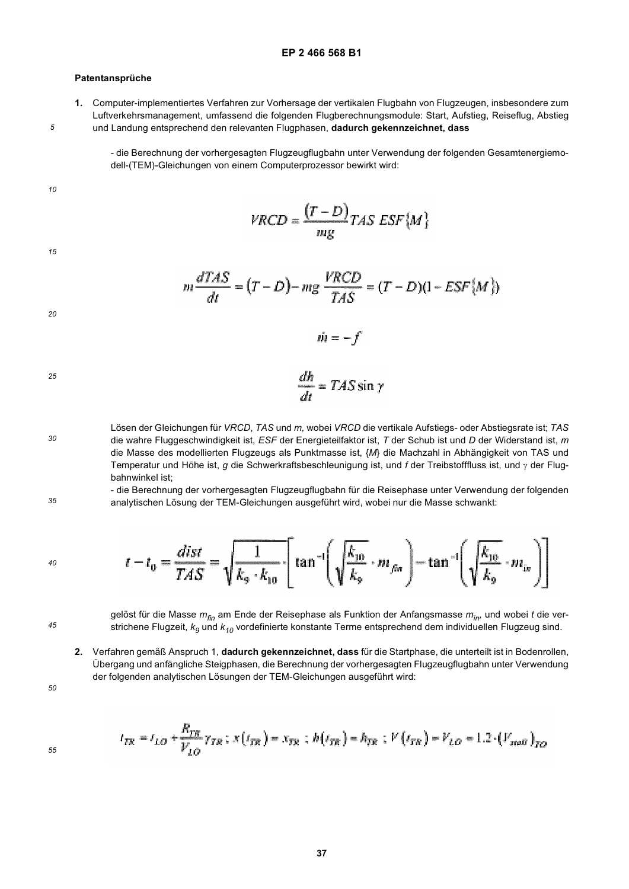## Patentansprüche

1. Computer-implementiertes Verfahren zur Vorhersage der vertikalen Flugbahn von Flugzeugen, insbesondere zum Luftverkehrsmanagement, umfassend die folgenden Flugberechnungsmodule: Start, Aufstieg, Reiseflug, Abstieg und Landung entsprechend den relevanten Flugphasen, **dadurch gekennzeichnet, dass**

   - die Berechnung der vorhergesagten Flugzeugflugbahn unter Verwendung der folgenden Gesamtenergiemodell-(TEM)-Gleichungen von einem Computerprozessor bewirkt wird:

   $$VRCD = \frac{(T-D)}{mg} TAS\ ESF\{M\}$$

   $$m\frac{dTAS}{dt} = (T-D) - mg\frac{VRCD}{TAS} = (T-D)(1 - ESF\{M\})$$

   $$\dot{m} = -f$$

   $$\frac{dh}{dt} = TAS \sin\gamma$$

   Lösen der Gleichungen für *VRCD*, *TAS* und *m*, wobei *VRCD* die vertikale Aufstiegs- oder Abstiegsrate ist; *TAS* die wahre Fluggeschwindigkeit ist, *ESF* der Energieteilfaktor ist, *T* der Schub ist und *D* der Widerstand ist, *m* die Masse des modellierten Flugzeugs als Punktmasse ist, {*M*} die Machzahl in Abhängigkeit von TAS und Temperatur und Höhe ist, *g* die Schwerkraftsbeschleunigung ist, und *f* der Treibstofffluss ist, und $\gamma$ der Flugbahnwinkel ist;

   - die Berechnung der vorhergesagten Flugzeugflugbahn für die Reisephase unter Verwendung der folgenden analytischen Lösung der TEM-Gleichungen ausgeführt wird, wobei nur die Masse schwankt:

   $$t - t_0 = \frac{dist}{TAS} = \sqrt{\frac{1}{k_9 \cdot k_{10}}}\left[\tan^{-1}\left(\sqrt{\frac{k_{10}}{k_9}} \cdot m_{fin}\right) - \tan^{-1}\left(\sqrt{\frac{k_{10}}{k_9}} \cdot m_{in}\right)\right]$$

   gelöst für die Masse $m_{fin}$ am Ende der Reisephase als Funktion der Anfangsmasse $m_{in}$, und wobei *t* die verstrichene Flugzeit, $k_9$ und $k_{10}$ vordefinierte konstante Terme entsprechend dem individuellen Flugzeug sind.

2. Verfahren gemäß Anspruch 1, **dadurch gekennzeichnet, dass** für die Startphase, die unterteilt ist in Bodenrollen, Übergang und anfängliche Steigphasen, die Berechnung der vorhergesagten Flugzeugflugbahn unter Verwendung der folgenden analytischen Lösungen der TEM-Gleichungen ausgeführt wird:

   $$t_{TR} = t_{LO} + \frac{R_{TR}}{V_{LO}}\gamma_{TR}\ ;\ x(t_{TR}) = x_{TR}\ ;\ h(t_{TR}) = h_{TR}\ ;\ V(t_{TR}) = V_{LO} = 1.2 \cdot (V_{stall})_{TO}$$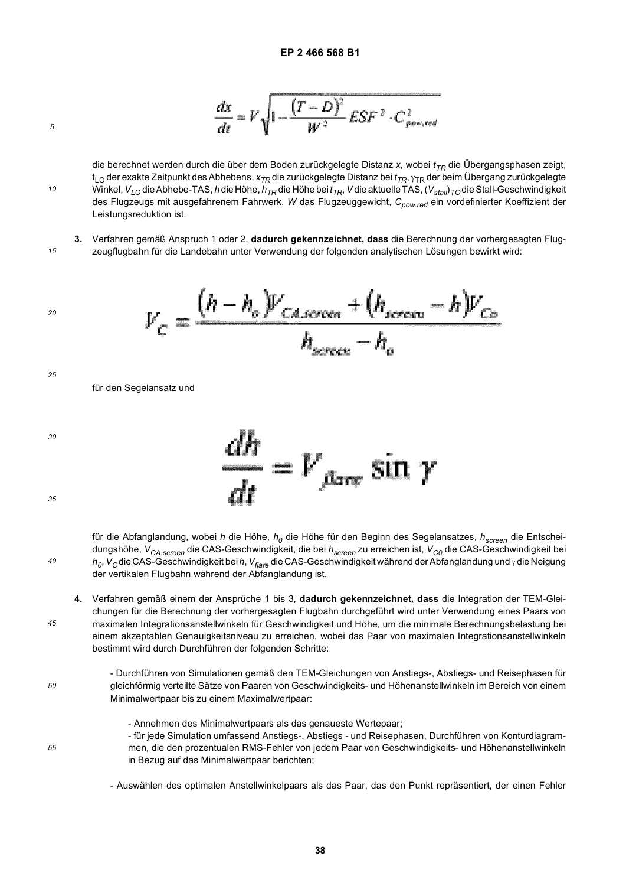$$\frac{dx}{dt} = V\sqrt{1 - \frac{(T-D)^2}{W^2} ESF^2 \cdot C_{pow,red}^2}$$

die berechnet werden durch die über dem Boden zurückgelegte Distanz $x$, wobei $t_{TR}$ die Übergangsphasen zeigt, $t_{LO}$ der exakte Zeitpunkt des Abhebens, $x_{TR}$ die zurückgelegte Distanz bei $t_{TR}$, $\gamma_{TR}$ der beim Übergang zurückgelegte Winkel, $V_{LO}$ die Abhebe-TAS, $h$ die Höhe, $h_{TR}$ die Höhe bei $t_{TR}$, $V$ die aktuelle TAS, $(V_{stall})_{TO}$ die Stall-Geschwindigkeit des Flugzeugs mit ausgefahrenem Fahrwerk, $W$ das Flugzeuggewicht, $C_{pow.red}$ ein vordefinierter Koeffizient der Leistungsreduktion ist.

**3.** Verfahren gemäß Anspruch 1 oder 2, **dadurch gekennzeichnet, dass** die Berechnung der vorhergesagten Flugzeugflugbahn für die Landebahn unter Verwendung der folgenden analytischen Lösungen bewirkt wird:

$$V_C = \frac{(h - h_o)V_{CA.screen} + (h_{screen} - h)V_{Co}}{h_{screen} - h_o}$$

für den Segelansatz und

$$\frac{dh}{dt} = V_{flare} \sin \gamma$$

für die Abfanglandung, wobei $h$ die Höhe, $h_0$ die Höhe für den Beginn des Segelansatzes, $h_{screen}$ die Entscheidungshöhe, $V_{CA.screen}$ die CAS-Geschwindigkeit, die bei $h_{screen}$ zu erreichen ist, $V_{C0}$ die CAS-Geschwindigkeit bei $h_0$, $V_C$ die CAS-Geschwindigkeit bei $h$, $V_{flare}$ die CAS-Geschwindigkeit während der Abfanglandung und $\gamma$ die Neigung der vertikalen Flugbahn während der Abfanglandung ist.

**4.** Verfahren gemäß einem der Ansprüche 1 bis 3, **dadurch gekennzeichnet, dass** die Integration der TEM-Gleichungen für die Berechnung der vorhergesagten Flugbahn durchgeführt wird unter Verwendung eines Paars von maximalen Integrationsanstellwinkeln für Geschwindigkeit und Höhe, um die minimale Berechnungsbelastung bei einem akzeptablen Genauigkeitsniveau zu erreichen, wobei das Paar von maximalen Integrationsanstellwinkeln bestimmt wird durch Durchführen der folgenden Schritte:

- Durchführen von Simulationen gemäß den TEM-Gleichungen von Anstiegs-, Abstiegs- und Reisephasen für gleichförmig verteilte Sätze von Paaren von Geschwindigkeits- und Höhenanstellwinkeln im Bereich von einem Minimalwertpaar bis zu einem Maximalwertpaar:
  - Annehmen des Minimalwertpaars als das genaueste Wertepaar;
  - für jede Simulation umfassend Anstiegs-, Abstiegs - und Reisephasen, Durchführen von Konturdiagrammen, die den prozentualen RMS-Fehler von jedem Paar von Geschwindigkeits- und Höhenanstellwinkeln in Bezug auf das Minimalwertpaar berichten;
- Auswählen des optimalen Anstellwinkelpaars als das Paar, das den Punkt repräsentiert, der einen Fehler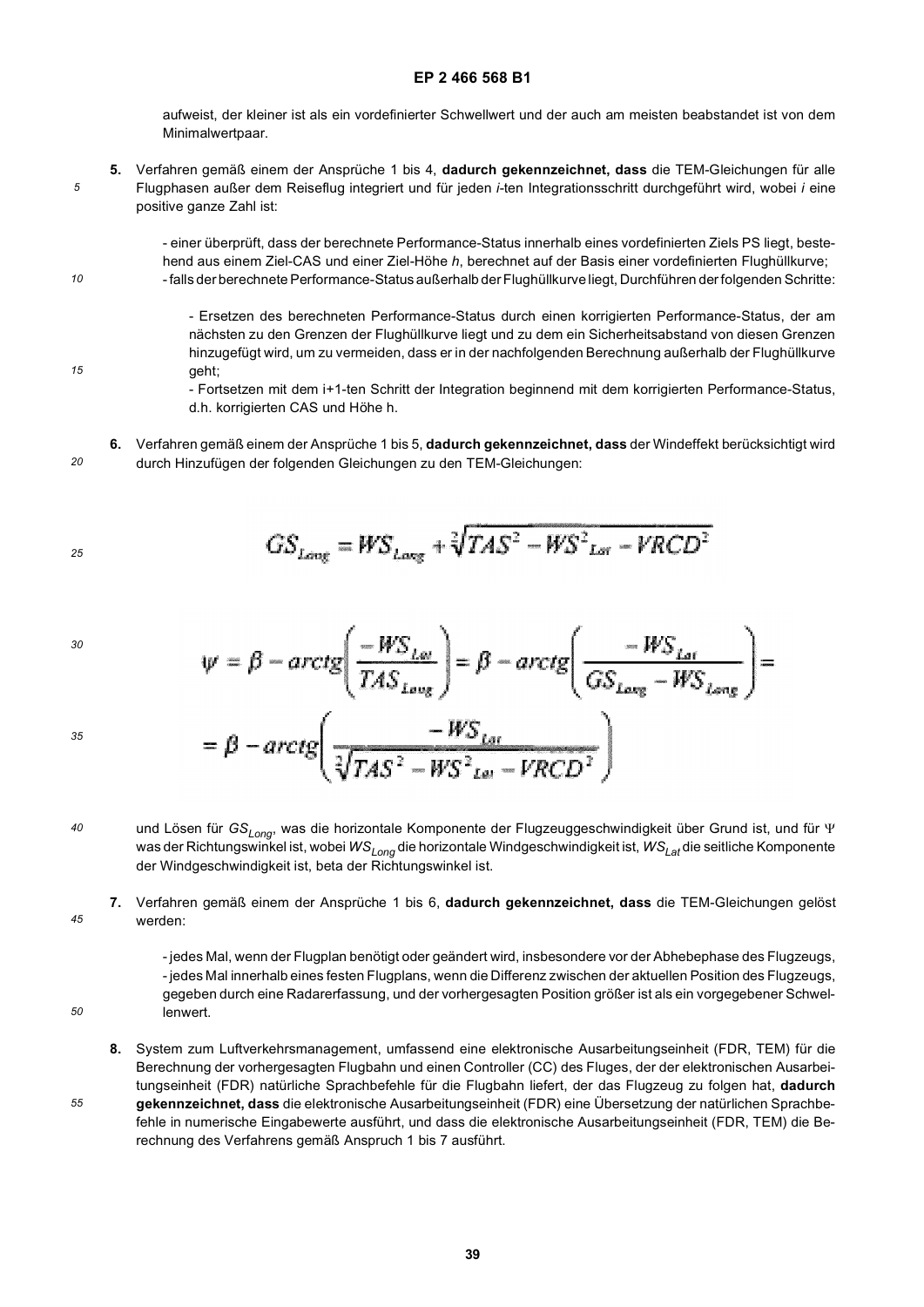aufweist, der kleiner ist als ein vordefinierter Schwellwert und der auch am meisten beabstandet ist von dem Minimalwertpaar.

**5.** Verfahren gemäß einem der Ansprüche 1 bis 4, **dadurch gekennzeichnet, dass** die TEM-Gleichungen für alle Flugphasen außer dem Reiseflug integriert und für jeden *i*-ten Integrationsschritt durchgeführt wird, wobei *i* eine positive ganze Zahl ist:

- einer überprüft, dass der berechnete Performance-Status innerhalb eines vordefinierten Ziels PS liegt, bestehend aus einem Ziel-CAS und einer Ziel-Höhe *h*, berechnet auf der Basis einer vordefinierten Flughüllkurve;
- falls der berechnete Performance-Status außerhalb der Flughüllkurve liegt, Durchführen der folgenden Schritte:
  - Ersetzen des berechneten Performance-Status durch einen korrigierten Performance-Status, der am nächsten zu den Grenzen der Flughüllkurve liegt und zu dem ein Sicherheitsabstand von diesen Grenzen hinzugefügt wird, um zu vermeiden, dass er in der nachfolgenden Berechnung außerhalb der Flughüllkurve geht;
  - Fortsetzen mit dem i+1-ten Schritt der Integration beginnend mit dem korrigierten Performance-Status, d.h. korrigierten CAS und Höhe h.

**6.** Verfahren gemäß einem der Ansprüche 1 bis 5, **dadurch gekennzeichnet, dass** der Windeffekt berücksichtigt wird durch Hinzufügen der folgenden Gleichungen zu den TEM-Gleichungen:

$$GS_{Long} = WS_{Long} + \sqrt[2]{TAS^2 - WS^2_{Lat} - VRCD^2}$$

$$\psi = \beta - arctg\left(\frac{-WS_{Lat}}{TAS_{Long}}\right) = \beta - arctg\left(\frac{-WS_{Lat}}{GS_{Long} - WS_{Long}}\right) =$$

$$= \beta - arctg\left(\frac{-WS_{Lat}}{\sqrt[2]{TAS^2 - WS^2_{Lat} - VRCD^2}}\right)$$

und Lösen für $GS_{Long}$, was die horizontale Komponente der Flugzeuggeschwindigkeit über Grund ist, und für $\Psi$ was der Richtungswinkel ist, wobei $WS_{Long}$ die horizontale Windgeschwindigkeit ist, $WS_{Lat}$ die seitliche Komponente der Windgeschwindigkeit ist, beta der Richtungswinkel ist.

**7.** Verfahren gemäß einem der Ansprüche 1 bis 6, **dadurch gekennzeichnet, dass** die TEM-Gleichungen gelöst werden:

- jedes Mal, wenn der Flugplan benötigt oder geändert wird, insbesondere vor der Abhebephase des Flugzeugs,
- jedes Mal innerhalb eines festen Flugplans, wenn die Differenz zwischen der aktuellen Position des Flugzeugs, gegeben durch eine Radarerfassung, und der vorhergesagten Position größer ist als ein vorgegebener Schwellenwert.

**8.** System zum Luftverkehrsmanagement, umfassend eine elektronische Ausarbeitungseinheit (FDR, TEM) für die Berechnung der vorhergesagten Flugbahn und einen Controller (CC) des Fluges, der der elektronischen Ausarbeitungseinheit (FDR) natürliche Sprachbefehle für die Flugbahn liefert, der das Flugzeug zu folgen hat, **dadurch gekennzeichnet, dass** die elektronische Ausarbeitungseinheit (FDR) eine Übersetzung der natürlichen Sprachbefehle in numerische Eingabewerte ausführt, und dass die elektronische Ausarbeitungseinheit (FDR, TEM) die Berechnung des Verfahrens gemäß Anspruch 1 bis 7 ausführt.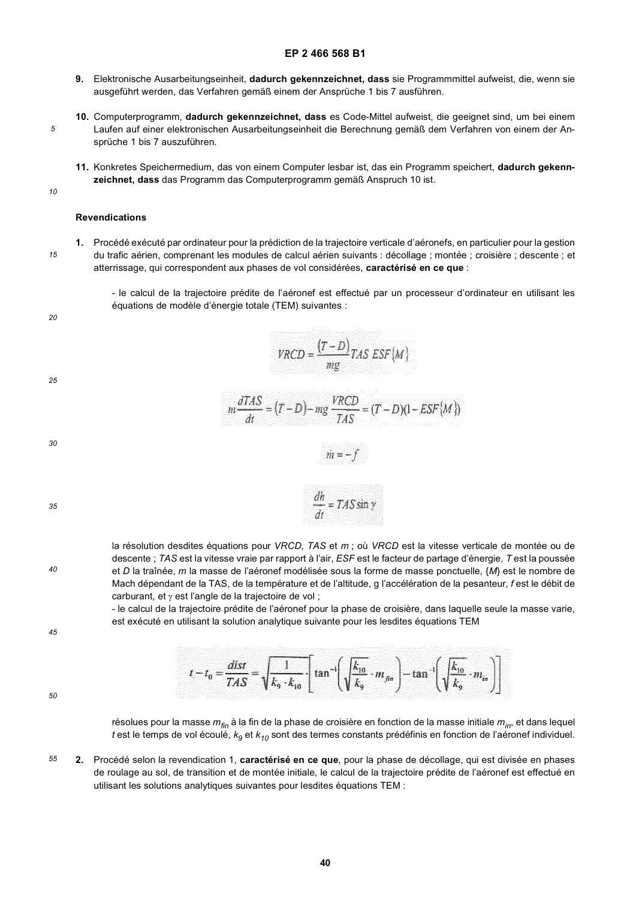9. Elektronische Ausarbeitungseinheit, **dadurch gekennzeichnet, dass** sie Programmmittel aufweist, die, wenn sie ausgeführt werden, das Verfahren gemäß einem der Ansprüche 1 bis 7 ausführen.

10. Computerprogramm, **dadurch gekennzeichnet, dass** es Code-Mittel aufweist, die geeignet sind, um bei einem Laufen auf einer elektronischen Ausarbeitungseinheit die Berechnung gemäß dem Verfahren von einem der Ansprüche 1 bis 7 auszuführen.

11. Konkretes Speichermedium, das von einem Computer lesbar ist, das ein Programm speichert, **dadurch gekennzeichnet, dass** das Programm das Computerprogramm gemäß Anspruch 10 ist.

## Revendications

1. Procédé exécuté par ordinateur pour la prédiction de la trajectoire verticale d'aéronefs, en particulier pour la gestion du trafic aérien, comprenant les modules de calcul aériens suivants : décollage ; montée ; croisière ; descente ; et atterrissage, qui correspondent aux phases de vol considérées, **caractérisé en ce que** :

   - le calcul de la trajectoire prédite de l'aéronef est effectué par un processeur d'ordinateur en utilisant les équations de modèle d'énergie totale (TEM) suivantes :

$$VRCD = \frac{(T-D)}{mg} TAS \; ESF\{M\}$$

$$m\frac{dTAS}{dt} = (T-D) - mg\frac{VRCD}{TAS} = (T-D)(1-ESF\{M\})$$

$$\dot{m} = -f$$

$$\frac{dh}{dt} = TAS \sin\gamma$$

   la résolution desdites équations pour *VRCD, TAS* et *m* ; où *VRCD* est la vitesse verticale de montée ou de descente ; *TAS* est la vitesse vraie par rapport à l'air, *ESF* est le facteur de partage d'énergie, *T* est la poussée et *D* la traînée, *m* la masse de l'aéronef modélisée sous la forme de masse ponctuelle, $\{M\}$ est le nombre de Mach dépendant de la TAS, de la température et de l'altitude, g l'accélération de la pesanteur, *f* est le débit de carburant, et $\gamma$ est l'angle de la trajectoire de vol ;
   - le calcul de la trajectoire prédite de l'aéronef pour la phase de croisière, dans laquelle seule la masse varie, est exécuté en utilisant la solution analytique suivante pour les lesdites équations TEM

$$t - t_0 = \frac{dist}{TAS} = \sqrt{\frac{1}{k_9 \cdot k_{10}}} \cdot \left[\tan^{-1}\left(\sqrt{\frac{k_{10}}{k_9}} \cdot m_{fin}\right) - \tan^{-1}\left(\sqrt{\frac{k_{10}}{k_9}} \cdot m_{in}\right)\right]$$

   résolues pour la masse $m_{fin}$ à la fin de la phase de croisière en fonction de la masse initiale $m_{in}$, et dans lequel *t* est le temps de vol écoulé, $k_9$ et $k_{10}$ sont des termes constants prédéfinis en fonction de l'aéronef individuel.

2. Procédé selon la revendication 1, **caractérisé en ce que**, pour la phase de décollage, qui est divisée en phases de roulage au sol, de transition et de montée initiale, le calcul de la trajectoire prédite de l'aéronef est effectué en utilisant les solutions analytiques suivantes pour lesdites équations TEM :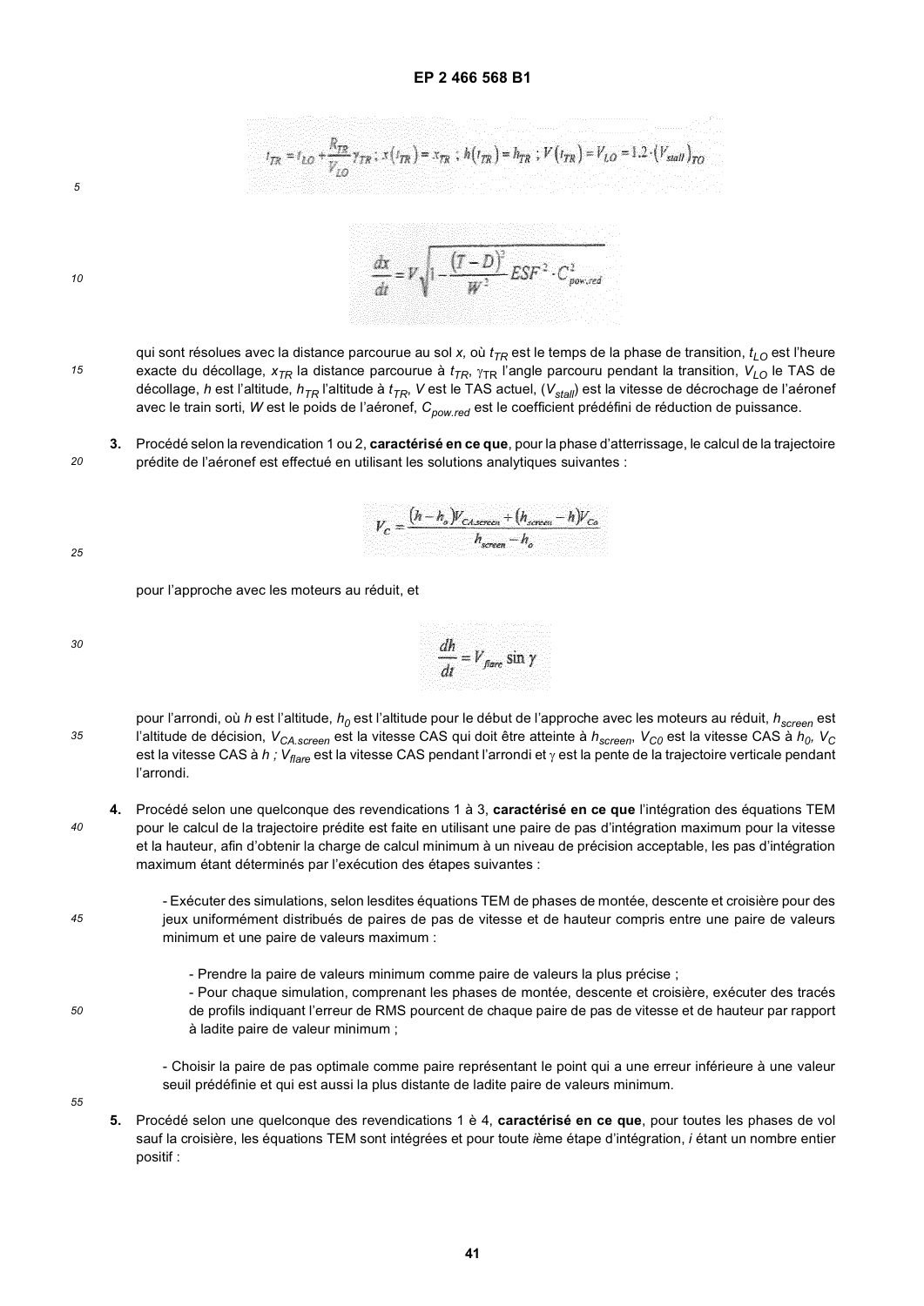$$t_{TR} = t_{LO} + \frac{R_{TR}}{V_{LO}} \gamma_{TR} \; ; \; x(t_{TR}) = x_{TR} \; ; \; h(t_{TR}) = h_{TR} \; ; \; V(t_{TR}) = V_{LO} = 1.2 \cdot (V_{stall})_{TO}$$

$$\frac{dx}{dt} = V \sqrt{1 - \frac{(T-D)^2}{W^2} ESF^2 \cdot C_{pow.red}^2}$$

qui sont résolues avec la distance parcourue au sol $x$, où $t_{TR}$ est le temps de la phase de transition, $t_{LO}$ est l'heure exacte du décollage, $x_{TR}$ la distance parcourue à $t_{TR}$, $\gamma_{TR}$ l'angle parcouru pendant la transition, $V_{LO}$ le TAS de décollage, $h$ est l'altitude, $h_{TR}$ l'altitude à $t_{TR}$, $V$ est le TAS actuel, $(V_{stall})$ est la vitesse de décrochage de l'aéronef avec le train sorti, $W$ est le poids de l'aéronef, $C_{pow.red}$ est le coefficient prédéfini de réduction de puissance.

**3.** Procédé selon la revendication 1 ou 2, **caractérisé en ce que**, pour la phase d'atterrissage, le calcul de la trajectoire prédite de l'aéronef est effectué en utilisant les solutions analytiques suivantes :

$$V_c = \frac{(h - h_o)V_{CA.screen} + (h_{screen} - h)V_{Co}}{h_{screen} - h_o}$$

pour l'approche avec les moteurs au réduit, et

$$\frac{dh}{dt} = V_{flare} \sin \gamma$$

pour l'arrondi, où $h$ est l'altitude, $h_0$ est l'altitude pour le début de l'approche avec les moteurs au réduit, $h_{screen}$ est l'altitude de décision, $V_{CA.screen}$ est la vitesse CAS qui doit être atteinte à $h_{screen}$, $V_{C0}$ est la vitesse CAS à $h_0$, $V_C$ est la vitesse CAS à $h$ ; $V_{flare}$ est la vitesse CAS pendant l'arrondi et $\gamma$ est la pente de la trajectoire verticale pendant l'arrondi.

**4.** Procédé selon une quelconque des revendications 1 à 3, **caractérisé en ce que** l'intégration des équations TEM pour le calcul de la trajectoire prédite est faite en utilisant une paire de pas d'intégration maximum pour la vitesse et la hauteur, afin d'obtenir la charge de calcul minimum à un niveau de précision acceptable, les pas d'intégration maximum étant déterminés par l'exécution des étapes suivantes :

- Exécuter des simulations, selon lesdites équations TEM de phases de montée, descente et croisière pour des jeux uniformément distribués de paires de pas de vitesse et de hauteur compris entre une paire de valeurs minimum et une paire de valeurs maximum :
  - Prendre la paire de valeurs minimum comme paire de valeurs la plus précise ;
  - Pour chaque simulation, comprenant les phases de montée, descente et croisière, exécuter des tracés de profils indiquant l'erreur de RMS pourcent de chaque paire de pas de vitesse et de hauteur par rapport à ladite paire de valeur minimum ;
- Choisir la paire de pas optimale comme paire représentant le point qui a une erreur inférieure à une valeur seuil prédéfinie et qui est aussi la plus distante de ladite paire de valeurs minimum.

**5.** Procédé selon une quelconque des revendications 1 è 4, **caractérisé en ce que**, pour toutes les phases de vol sauf la croisière, les équations TEM sont intégrées et pour toute *i*ème étape d'intégration, *i* étant un nombre entier positif :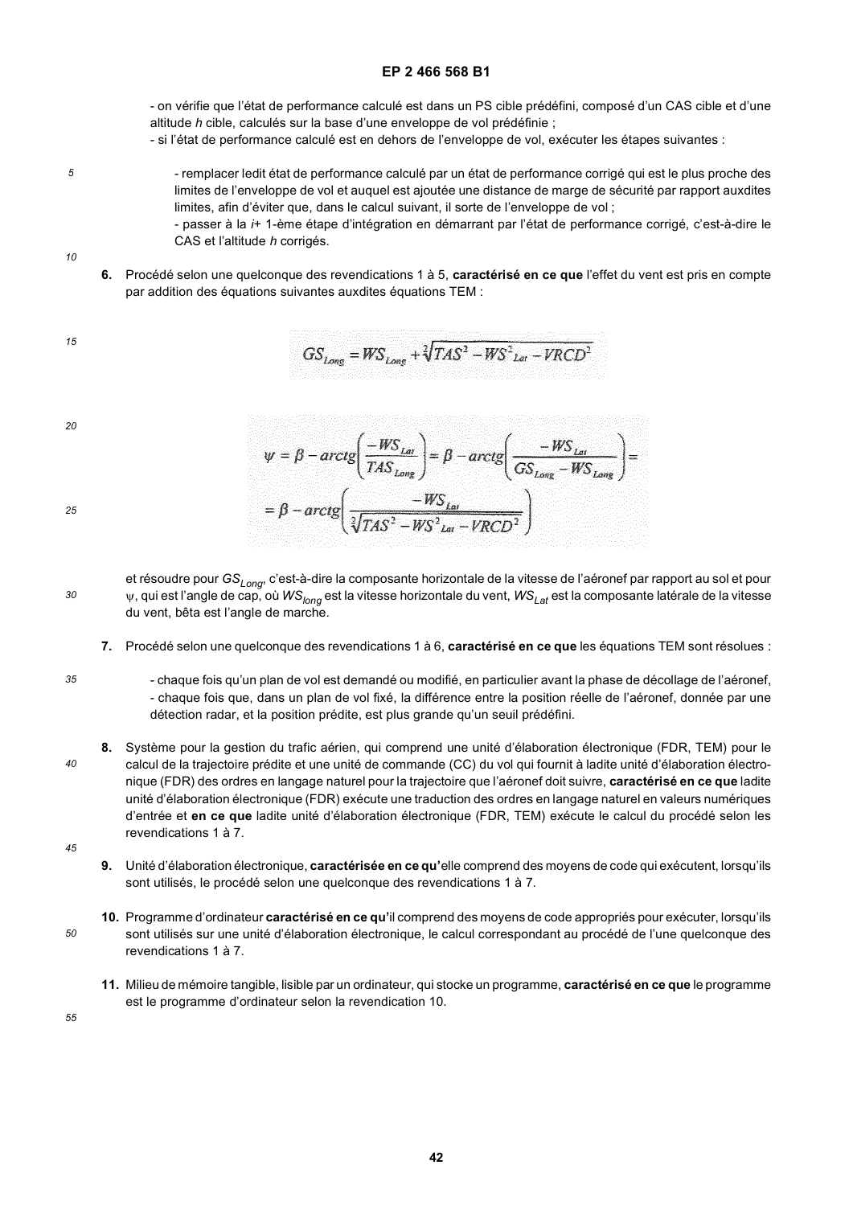- on vérifie que l'état de performance calculé est dans un PS cible prédéfini, composé d'un CAS cible et d'une altitude $h$ cible, calculés sur la base d'une enveloppe de vol prédéfinie ;
- si l'état de performance calculé est en dehors de l'enveloppe de vol, exécuter les étapes suivantes :

  - remplacer ledit état de performance calculé par un état de performance corrigé qui est le plus proche des limites de l'enveloppe de vol et auquel est ajoutée une distance de marge de sécurité par rapport auxdites limites, afin d'éviter que, dans le calcul suivant, il sorte de l'enveloppe de vol ;
  - passer à la $i$+ 1-ème étape d'intégration en démarrant par l'état de performance corrigé, c'est-à-dire le CAS et l'altitude $h$ corrigés.

**6.** Procédé selon une quelconque des revendications 1 à 5, **caractérisé en ce que** l'effet du vent est pris en compte par addition des équations suivantes auxdites équations TEM :

$$GS_{Long} = WS_{Long} + \sqrt[2]{TAS^2 - WS^2_{Lat} - VRCD^2}$$

$$\psi = \beta - arctg\left(\frac{-WS_{Lat}}{TAS_{Long}}\right) = \beta - arctg\left(\frac{-WS_{Lat}}{GS_{Long} - WS_{Long}}\right) =$$
$$= \beta - arctg\left(\frac{-WS_{Lat}}{\sqrt[2]{TAS^2 - WS^2_{Lat} - VRCD^2}}\right)$$

et résoudre pour $GS_{Long}$, c'est-à-dire la composante horizontale de la vitesse de l'aéronef par rapport au sol et pour $\psi$, qui est l'angle de cap, où $WS_{long}$ est la vitesse horizontale du vent, $WS_{Lat}$ est la composante latérale de la vitesse du vent, bêta est l'angle de marche.

**7.** Procédé selon une quelconque des revendications 1 à 6, **caractérisé en ce que** les équations TEM sont résolues :

- chaque fois qu'un plan de vol est demandé ou modifié, en particulier avant la phase de décollage de l'aéronef,
- chaque fois que, dans un plan de vol fixé, la différence entre la position réelle de l'aéronef, donnée par une détection radar, et la position prédite, est plus grande qu'un seuil prédéfini.

**8.** Système pour la gestion du trafic aérien, qui comprend une unité d'élaboration électronique (FDR, TEM) pour le calcul de la trajectoire prédite et une unité de commande (CC) du vol qui fournit à ladite unité d'élaboration électronique (FDR) des ordres en langage naturel pour la trajectoire que l'aéronef doit suivre, **caractérisé en ce que** ladite unité d'élaboration électronique (FDR) exécute une traduction des ordres en langage naturel en valeurs numériques d'entrée et **en ce que** ladite unité d'élaboration électronique (FDR, TEM) exécute le calcul du procédé selon les revendications 1 à 7.

**9.** Unité d'élaboration électronique, **caractérisée en ce qu'**elle comprend des moyens de code qui exécutent, lorsqu'ils sont utilisés, le procédé selon une quelconque des revendications 1 à 7.

**10.** Programme d'ordinateur **caractérisé en ce qu'**il comprend des moyens de code appropriés pour exécuter, lorsqu'ils sont utilisés sur une unité d'élaboration électronique, le calcul correspondant au procédé de l'une quelconque des revendications 1 à 7.

**11.** Milieu de mémoire tangible, lisible par un ordinateur, qui stocke un programme, **caractérisé en ce que** le programme est le programme d'ordinateur selon la revendication 10.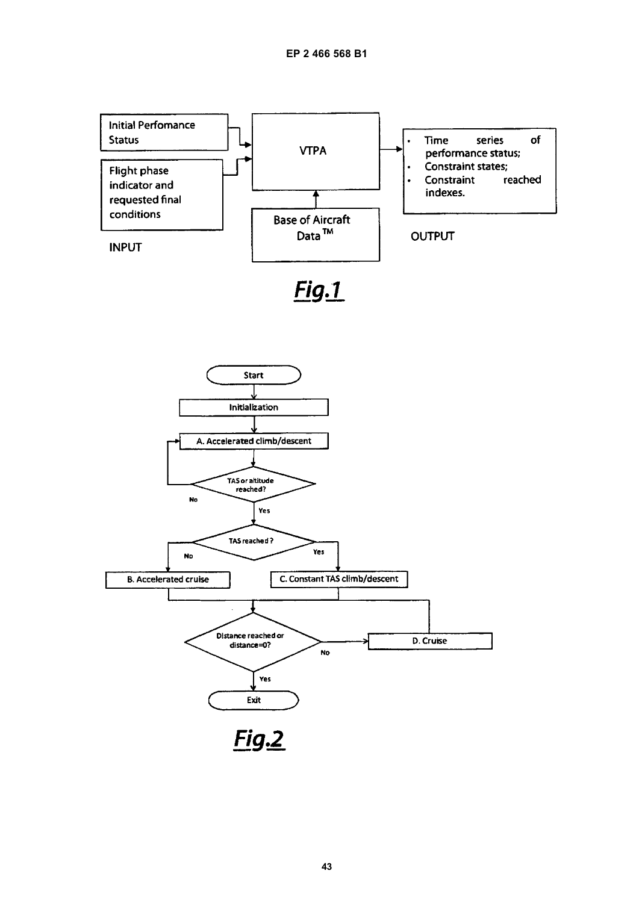Initial Perfomance Status

Flight phase indicator and requested final conditions

INPUT

VTPA

Base of Aircraft Data™

- Time series of performance status;
- Constraint states;
- Constraint reached indexes.

OUTPUT

**Fig.1**

Start

Initialization

A. Accelerated climb/descent

TAS or altitude reached?

No

Yes

TAS reached ?

No

Yes

B. Accelerated cruise

C. Constant TAS climb/descent

Distance reached or distance=0?

No

D. Cruise

Yes

Exit

**Fig.2**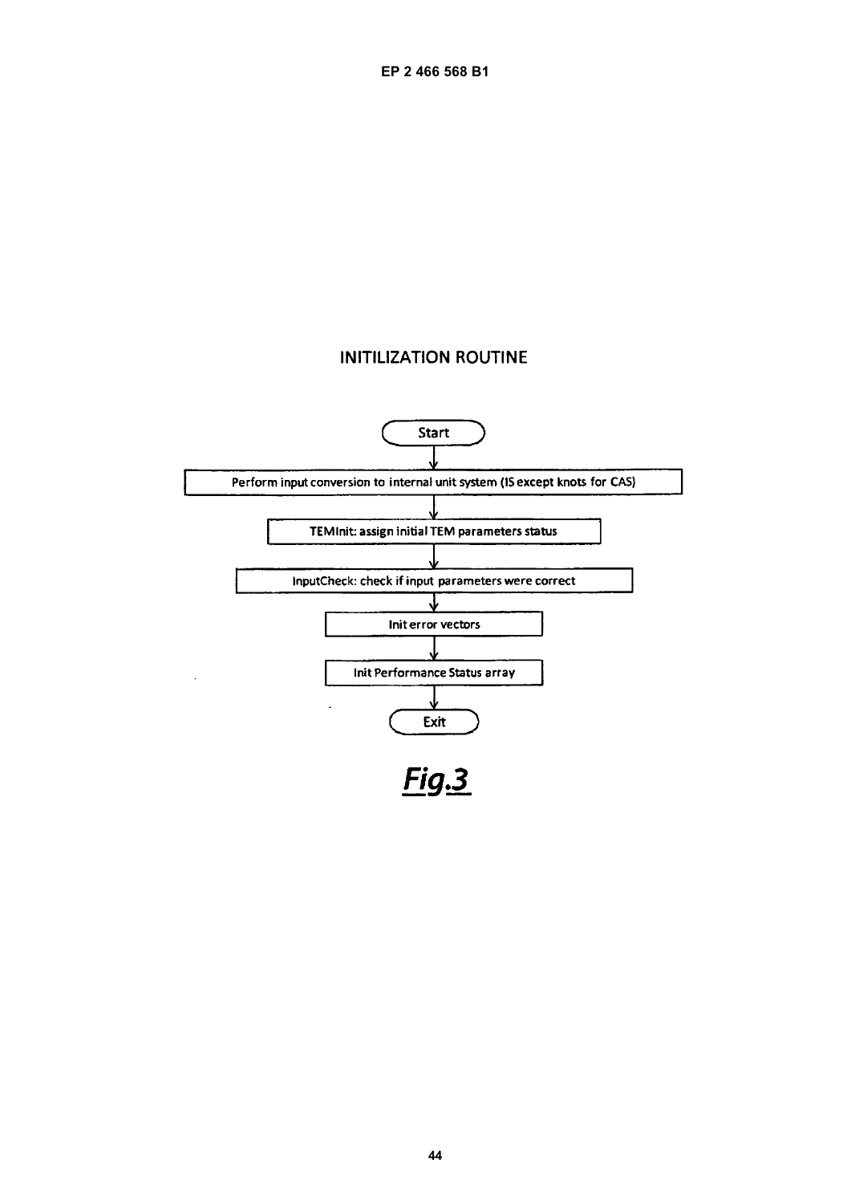## INITILIZATION ROUTINE

Start

Perform input conversion to internal unit system (IS except knots for CAS)

TEMInit: assign initial TEM parameters status

InputCheck: check if input parameters were correct

Init error vectors

Init Performance Status array

Exit

***Fig.3***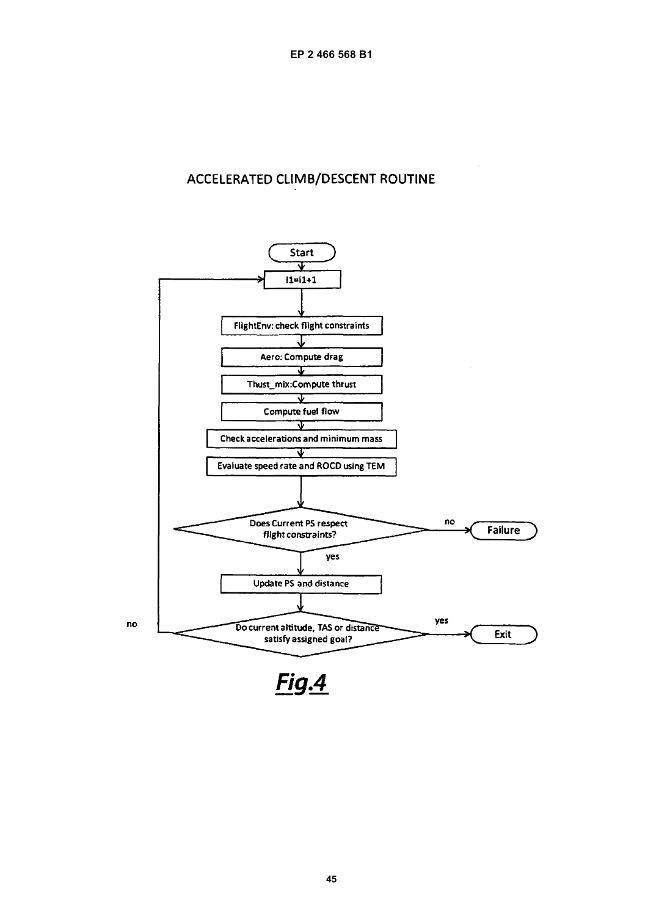## ACCELERATED CLIMB/DESCENT ROUTINE

Start

i1=i1+1

FlightEnv: check flight constraints

Aero: Compute drag

Thust_mix:Compute thrust

Compute fuel flow

Check accelerations and minimum mass

Evaluate speed rate and ROCD using TEM

Does Current PS respect flight constraints?

no → Failure

yes

Update PS and distance

Do current altitude, TAS or distance satisfy assigned goal?

yes → Exit

no → i1=i1+1

***Fig.4***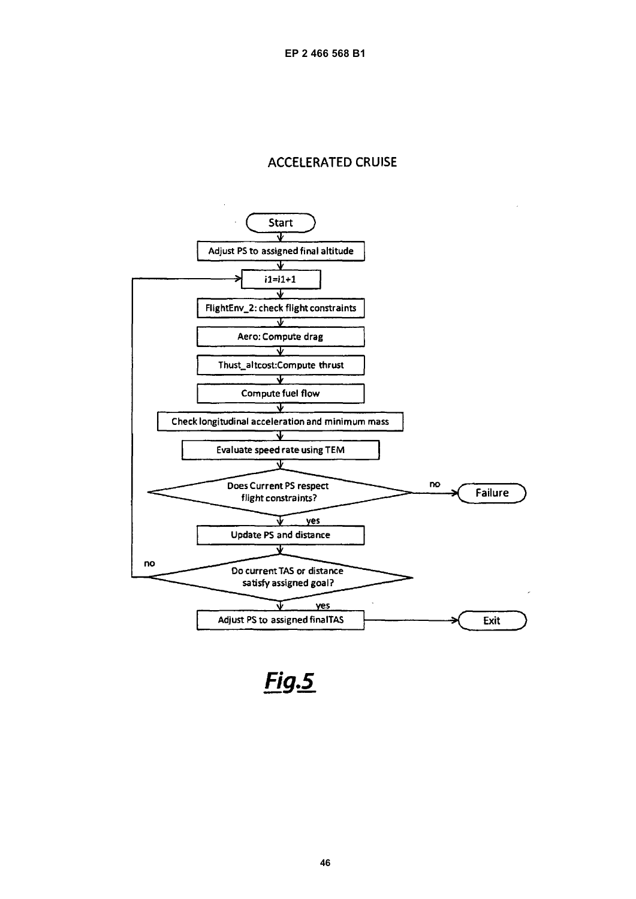## ACCELERATED CRUISE

```
                         ( Start )
                             |
                             v
          [ Adjust PS to assigned final altitude ]
                             |
                             v
   +--------------------> [ i1=i1+1 ]
   |                         |
   |                         v
   |        [ FlightEnv_2: check flight constraints ]
   |                         |
   |                         v
   |                [ Aero: Compute drag ]
   |                         |
   |                         v
   |           [ Thust_altcost:Compute thrust ]
   |                         |
   |                         v
   |                [ Compute fuel flow ]
   |                         |
   |                         v
   |   [ Check longitudinal acceleration and minimum mass ]
   |                         |
   |                         v
   |           [ Evaluate speed rate using TEM ]
   |                         |
   |                         v
   |        < Does Current PS respect        > --no--> ( Failure )
   |        <   flight constraints?          >
   |                         | yes
   |                         v
   |              [ Update PS and distance ]
   |                         |
   |                         v
   +--no--- < Do current TAS or distance     >
            <   satisfy assigned goal?       >
                             | yes
                             v
             [ Adjust PS to assigned finalTAS ] --------> ( Exit )
```

***Fig.5***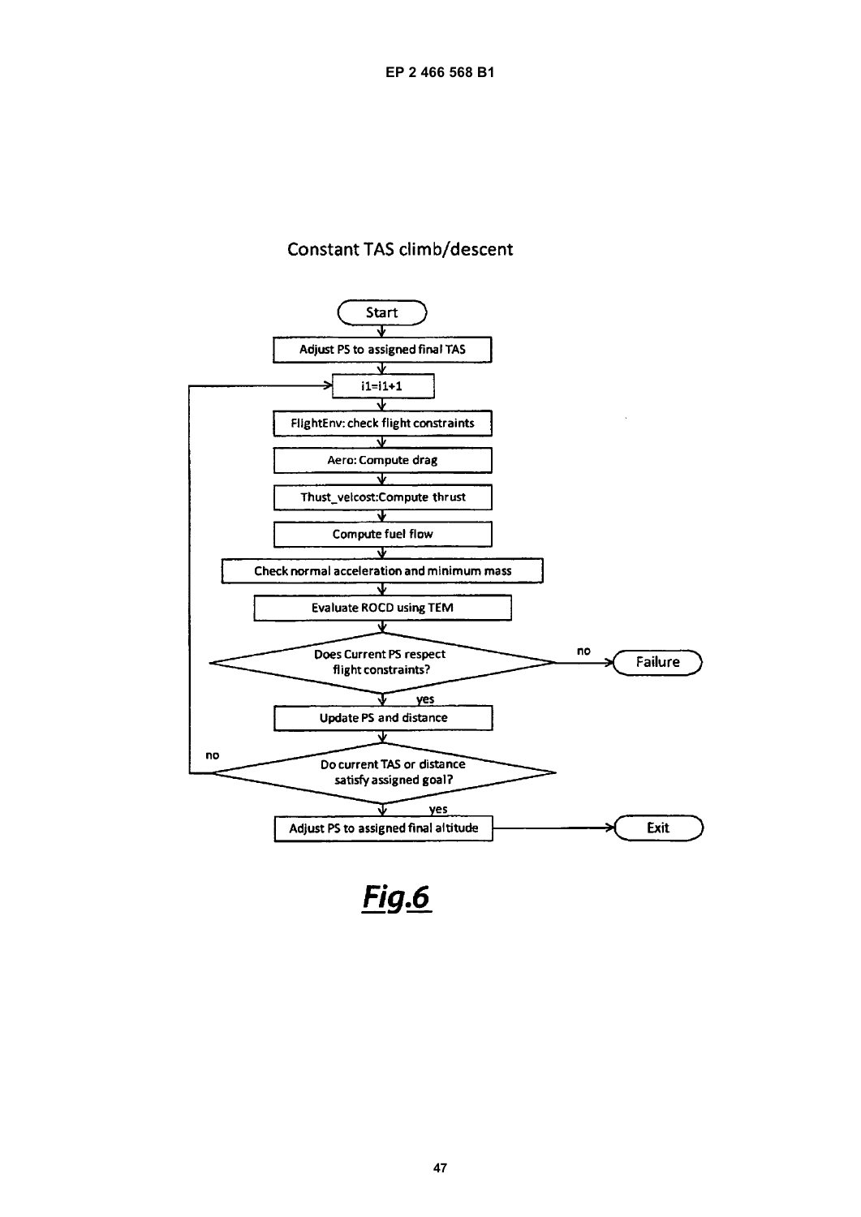Constant TAS climb/descent

Start

Adjust PS to assigned final TAS

i1=i1+1

FlightEnv: check flight constraints

Aero: Compute drag

Thust_velcost:Compute thrust

Compute fuel flow

Check normal acceleration and minimum mass

Evaluate ROCD using TEM

Does Current PS respect flight constraints?

no → Failure

yes

Update PS and distance

Do current TAS or distance satisfy assigned goal?

no → i1=i1+1

yes

Adjust PS to assigned final altitude → Exit

***Fig.6***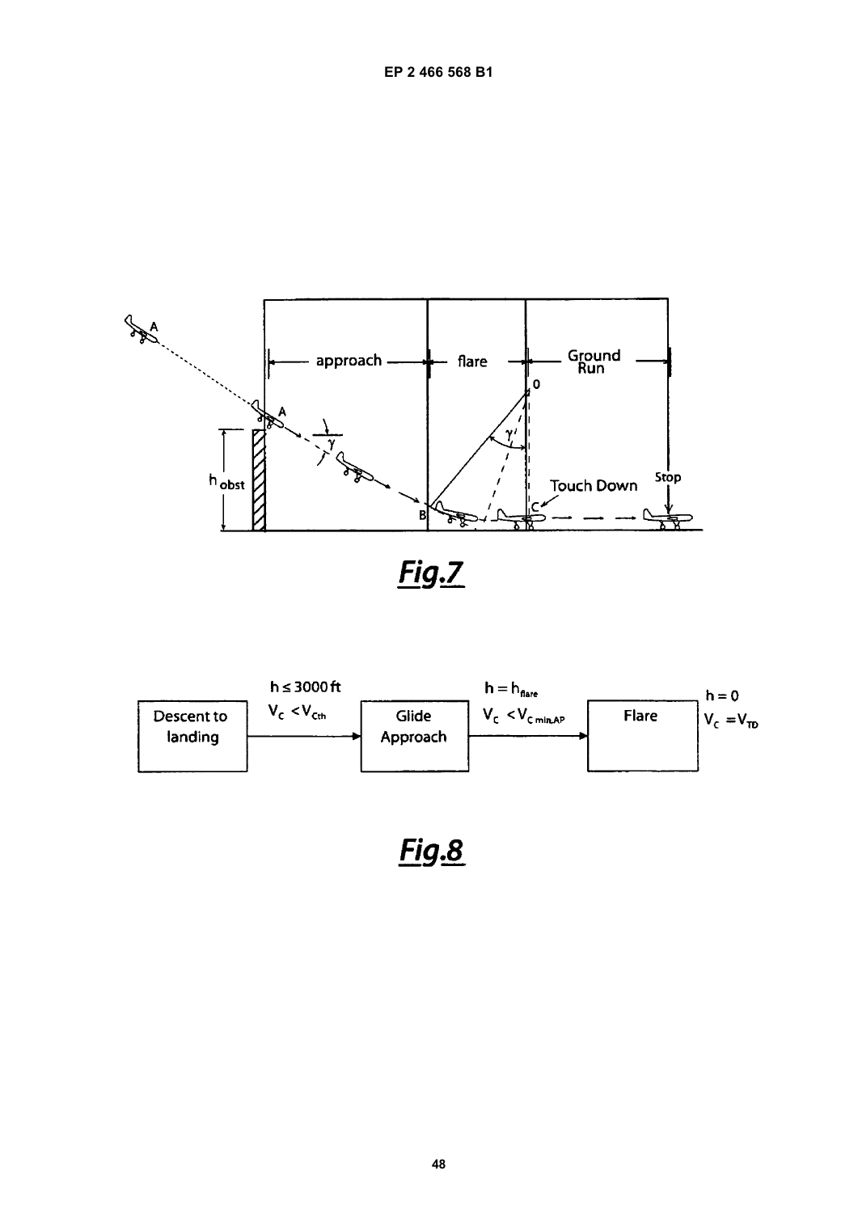Fig.7

Fig.8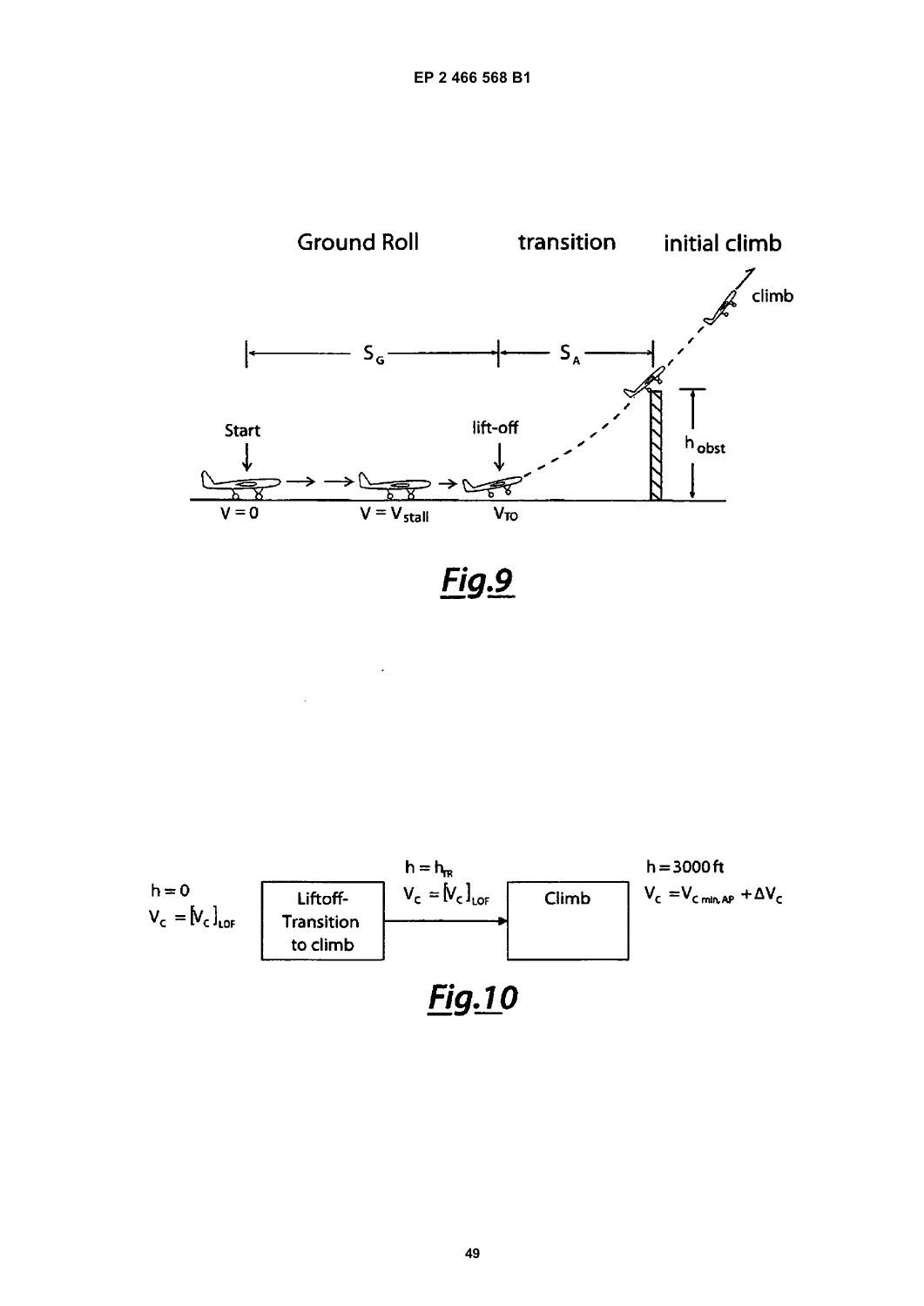Ground Roll transition initial climb

climb

$S_G$ $S_A$

Start lift-off

$h_{obst}$

$V = 0$ $V = V_{stall}$ $V_{TO}$

***Fig.9***

$h = 0$
$V_C = [V_C]_{LOF}$

Liftoff-Transition to climb

$h = h_{TR}$
$V_C = [V_C]_{LOF}$

Climb

$h = 3000\,\text{ft}$
$V_C = V_{C\,min,AP} + \Delta V_C$

***Fig.10***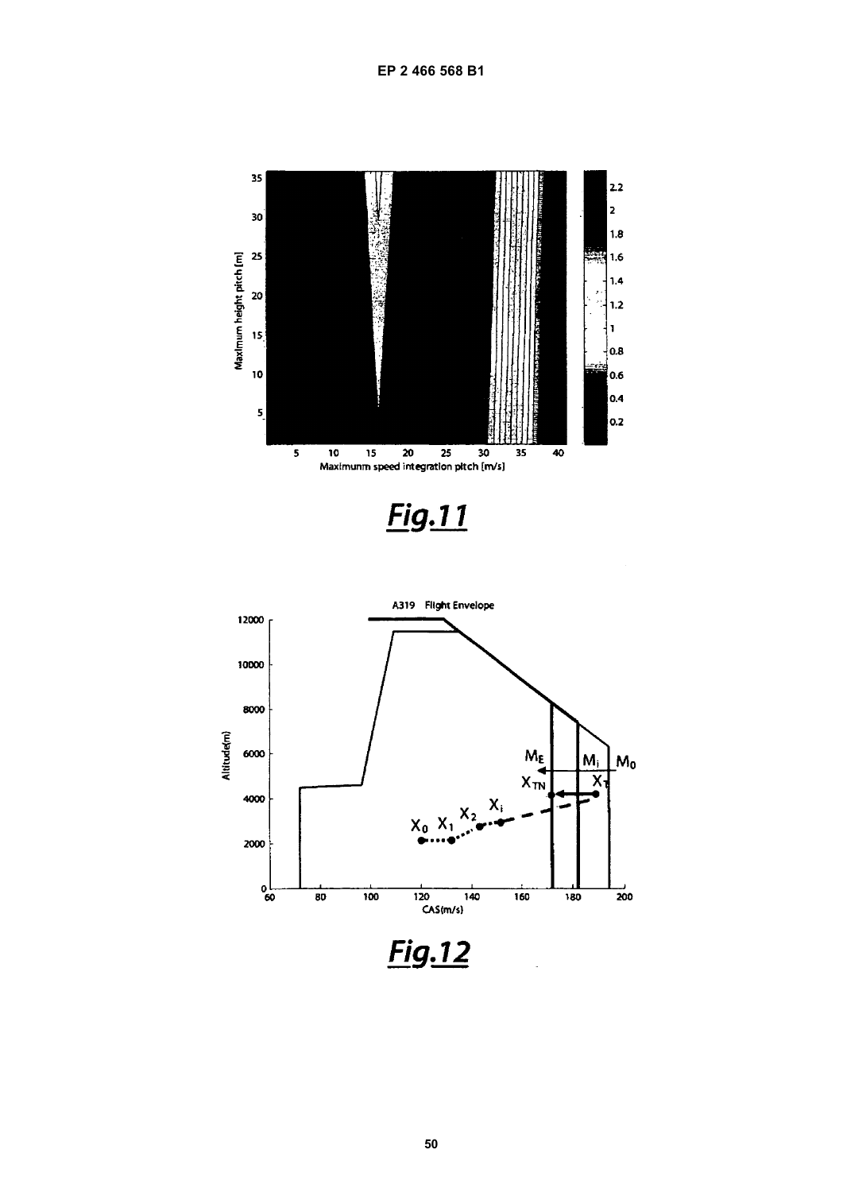Fig.11

Fig.12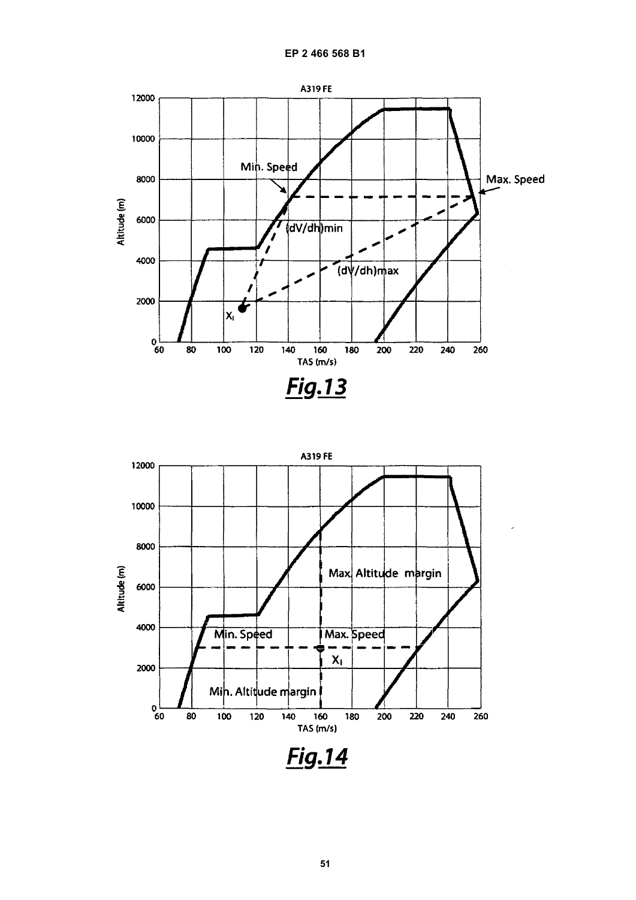Fig.13

Fig.14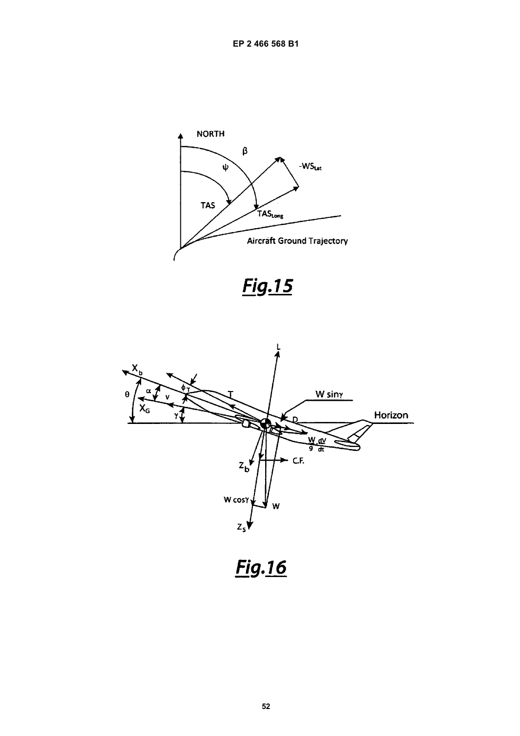Fig.15

Fig.16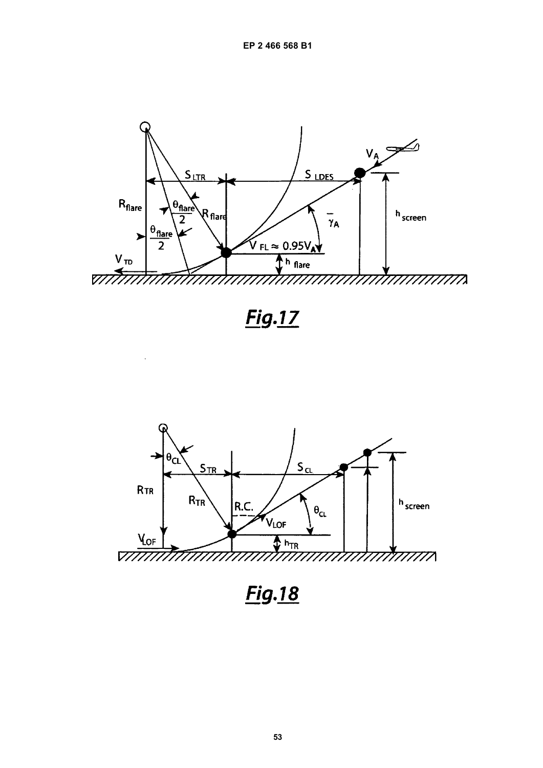Fig.17

Fig.18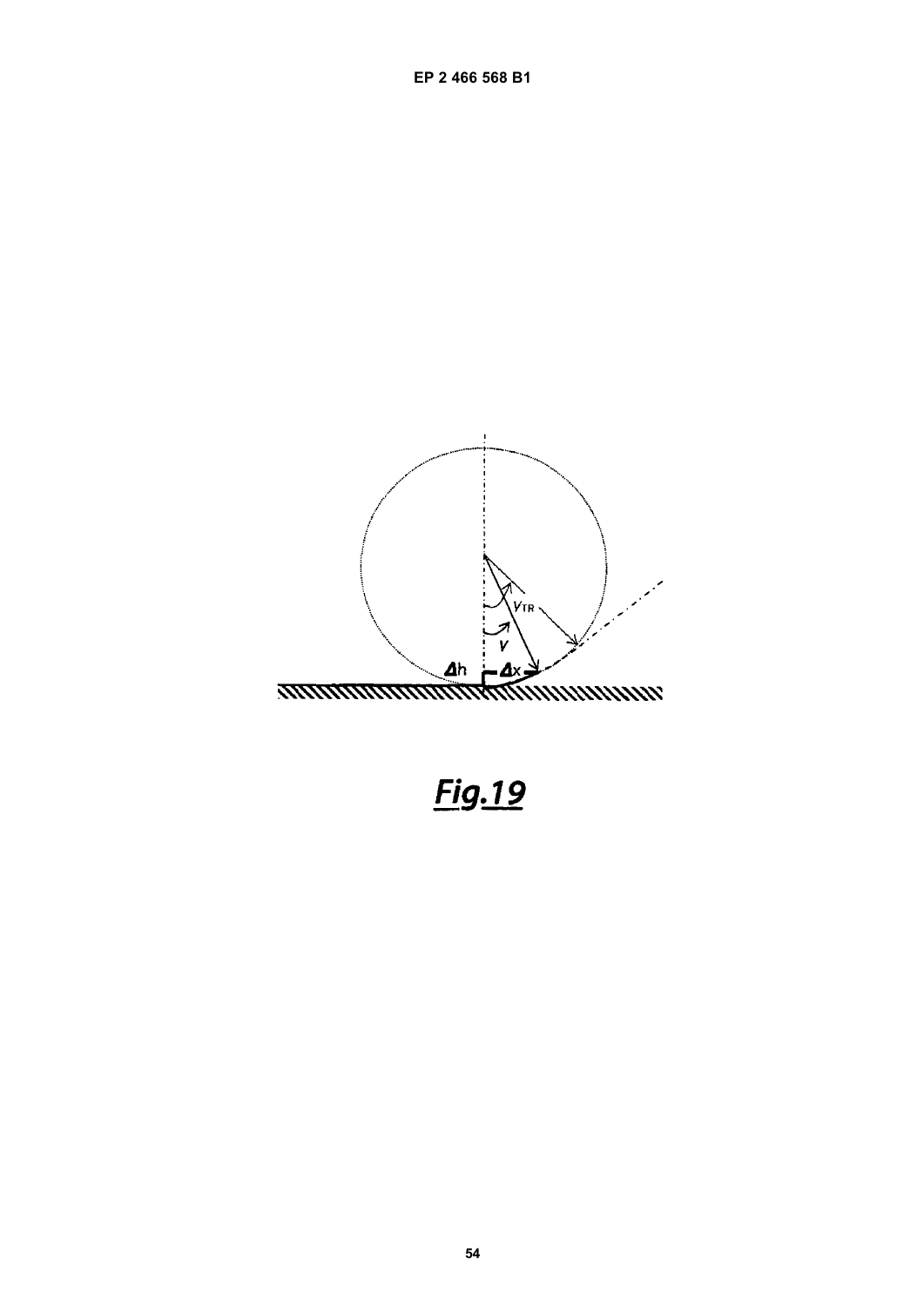Fig.19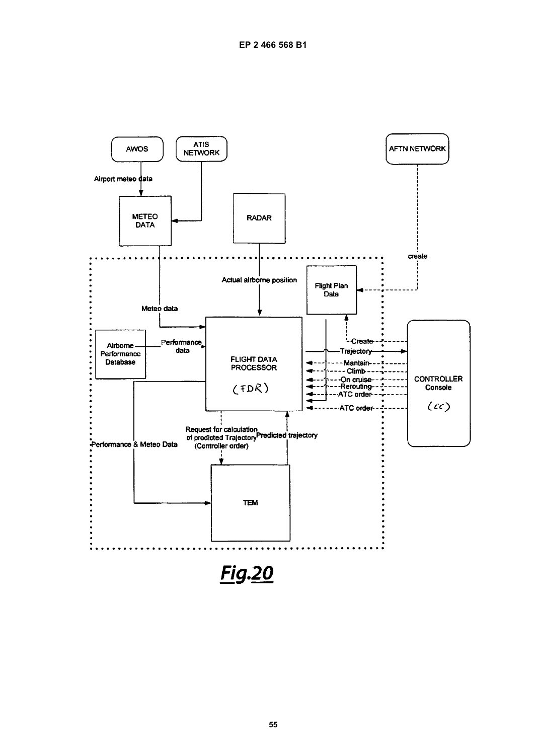AWOS

ATIS NETWORK

AFTN NETWORK

Airport meteo data

METEO DATA

RADAR

create

Actual airborne position

Flight Plan Data

Meteo data

Airborne Performance Database

Performance data

FLIGHT DATA PROCESSOR

(FDR)

Create

Trajectory

Mantain

Climb

On cruise

Rerouting

ATC order

ATC order

CONTROLLER Console

(CC)

Request for calculation of predicted Trajectory (Controller order)

Predicted trajectory

Performance & Meteo Data

TEM

**Fig.20**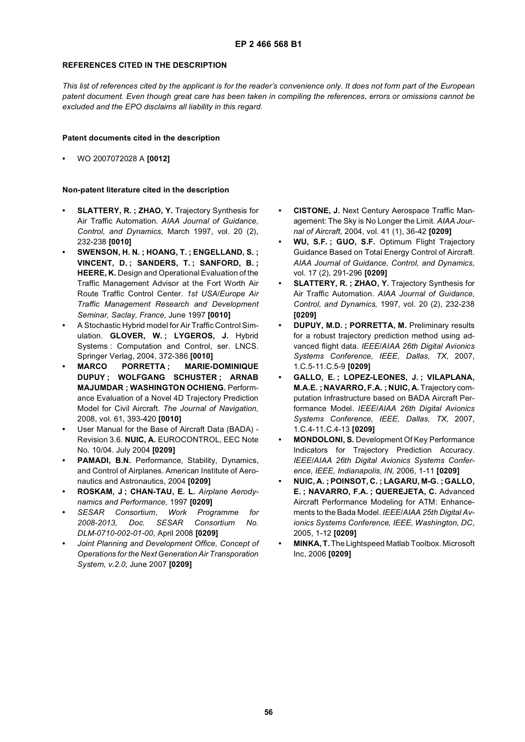## REFERENCES CITED IN THE DESCRIPTION

*This list of references cited by the applicant is for the reader's convenience only. It does not form part of the European patent document. Even though great care has been taken in compiling the references, errors or omissions cannot be excluded and the EPO disclaims all liability in this regard.*

### Patent documents cited in the description

- WO 2007072028 A **[0012]**

### Non-patent literature cited in the description

- **SLATTERY, R. ; ZHAO, Y.** Trajectory Synthesis for Air Traffic Automation. *AIAA Journal of Guidance, Control, and Dynamics,* March 1997, vol. 20 (2), 232-238 **[0010]**
- **SWENSON, H. N. ; HOANG, T. ; ENGELLAND, S. ; VINCENT, D. ; SANDERS, T. ; SANFORD, B. ; HEERE, K.** Design and Operational Evaluation of the Traffic Management Advisor at the Fort Worth Air Route Traffic Control Center. *1st USA/Europe Air Traffic Management Research and Development Seminar, Saclay, France,* June 1997 **[0010]**
- A Stochastic Hybrid model for Air Traffic Control Simulation. **GLOVER, W. ; LYGEROS, J.** Hybrid Systems : Computation and Control, ser. LNCS. Springer Verlag, 2004, 372-386 **[0010]**
- **MARCO PORRETTA ; MARIE-DOMINIQUE DUPUY ; WOLFGANG SCHUSTER ; ARNAB MAJUMDAR ; WASHINGTON OCHIENG.** Performance Evaluation of a Novel 4D Trajectory Prediction Model for Civil Aircraft. *The Journal of Navigation,* 2008, vol. 61, 393-420 **[0010]**
- User Manual for the Base of Aircraft Data (BADA) - Revision 3.6. **NUIC, A.** EUROCONTROL, EEC Note No. 10/04. July 2004 **[0209]**
- **PAMADI, B.N.** Performance, Stability, Dynamics, and Control of Airplanes. American Institute of Aeronautics and Astronautics, 2004 **[0209]**
- **ROSKAM, J ; CHAN-TAU, E. L.** *Airplane Aerodynamics and Performance,* 1997 **[0209]**
- *SESAR Consortium, Work Programme for 2008-2013, Doc. SESAR Consortium No. DLM-0710-002-01-00,* April 2008 **[0209]**
- *Joint Planning and Development Office, Concept of Operations for the Next Generation Air Transporation System, v.2.0,* June 2007 **[0209]**
- **CISTONE, J.** Next Century Aerospace Traffic Management: The Sky is No Longer the Limit. *AIAA Journal of Aircraft,* 2004, vol. 41 (1), 36-42 **[0209]**
- **WU, S.F. ; GUO, S.F.** Optimum Flight Trajectory Guidance Based on Total Energy Control of Aircraft. *AIAA Journal of Guidance, Control, and Dynamics,* vol. 17 (2), 291-296 **[0209]**
- **SLATTERY, R. ; ZHAO, Y.** Trajectory Synthesis for Air Traffic Automation. *AIAA Journal of Guidance, Control, and Dynamics,* 1997, vol. 20 (2), 232-238 **[0209]**
- **DUPUY, M.D. ; PORRETTA, M.** Preliminary results for a robust trajectory prediction method using advanced flight data. *IEEE/AIAA 26th Digital Avionics Systems Conference, IEEE, Dallas, TX,* 2007, 1.C.5-11.C.5-9 **[0209]**
- **GALLO, E. ; LOPEZ-LEONES, J. ; VILAPLANA, M.A.E. ; NAVARRO, F.A. ; NUIC, A.** Trajectory computation Infrastructure based on BADA Aircraft Performance Model. *IEEE/AIAA 26th Digital Avionics Systems Conference, IEEE, Dallas, TX,* 2007, 1.C.4-11.C.4-13 **[0209]**
- **MONDOLONI, S.** Development Of Key Performance Indicators for Trajectory Prediction Accuracy. *IEEE/AIAA 26th Digital Avionics Systems Conference, IEEE, Indianapolis, IN,* 2006, 1-11 **[0209]**
- **NUIC, A. ; POINSOT, C. ; LAGARU, M-G. ; GALLO, E. ; NAVARRO, F.A. ; QUEREJETA, C.** Advanced Aircraft Performance Modeling for ATM: Enhancements to the Bada Model. *IEEE/AIAA 25th Digital Avionics Systems Conference, IEEE, Washington, DC,* 2005, 1-12 **[0209]**
- **MINKA, T.** The Lightspeed Matlab Toolbox. Microsoft Inc, 2006 **[0209]**